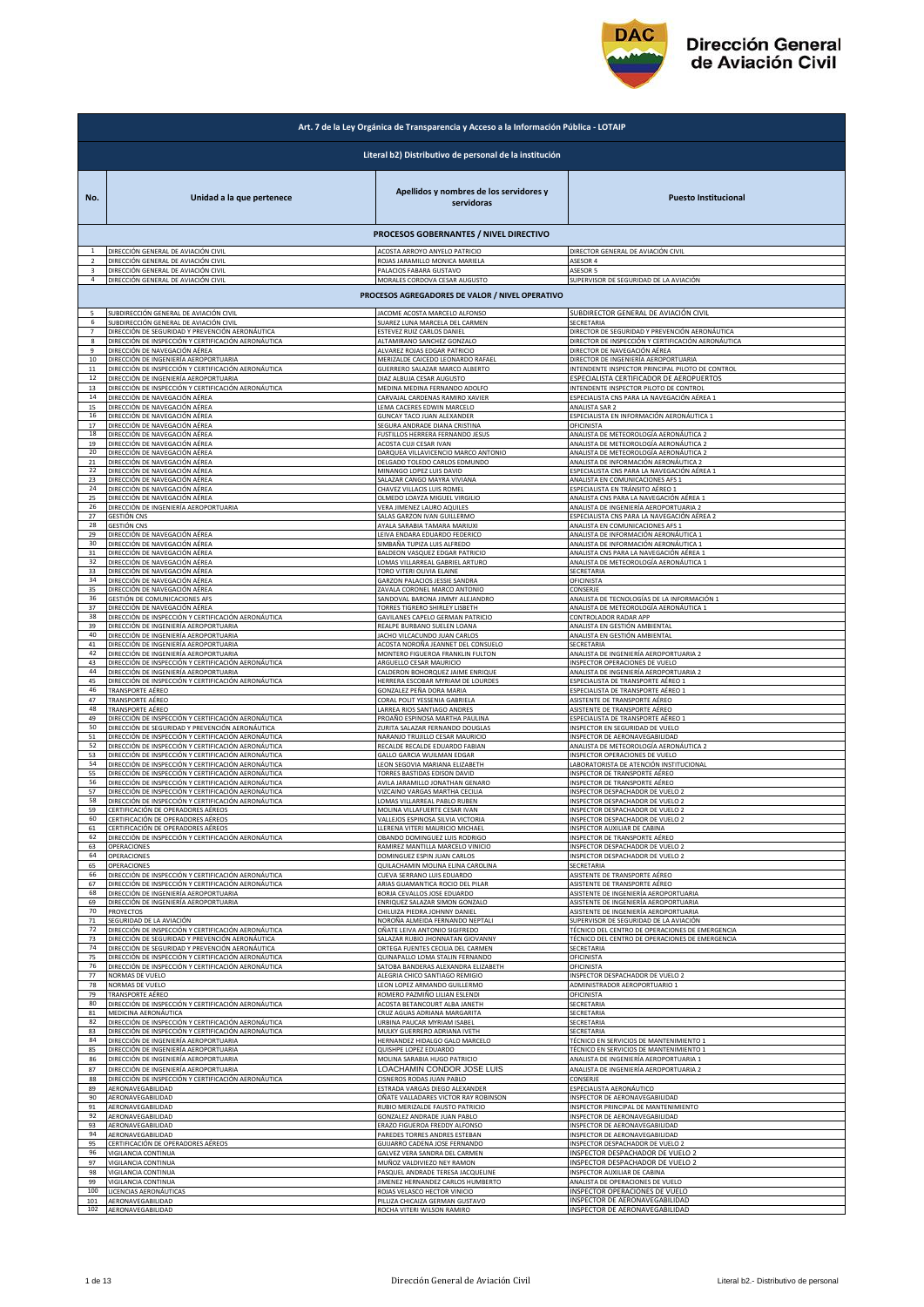# Dirección General de Aviación Civil

| Art. 7 de la Ley Orgánica de Transparencia y Acceso a la Información Pública - LOTAIP | | | |
|---|---|---|---|
| **Literal b2) Distributivo de personal de la institución** | | | |
| **No.** | **Unidad a la que pertenece** | **Apellidos y nombres de los servidores y servidoras** | **Puesto Institucional** |
| **PROCESOS GOBERNANTES / NIVEL DIRECTIVO** | | | |
| 1 | DIRECCIÓN GENERAL DE AVIACIÓN CIVIL | ACOSTA ARROYO ANYELO PATRICIO | DIRECTOR GENERAL DE AVIACIÓN CIVIL |
| 2 | DIRECCIÓN GENERAL DE AVIACIÓN CIVIL | ROJAS JARAMILLO MONICA MARIELA | ASESOR 4 |
| 3 | DIRECCIÓN GENERAL DE AVIACIÓN CIVIL | PALACIOS FABARA GUSTAVO | ASESOR 5 |
| 4 | DIRECCIÓN GENERAL DE AVIACIÓN CIVIL | MORALES CORDOVA CESAR AUGUSTO | SUPERVISOR DE SEGURIDAD DE LA AVIACIÓN |
| **PROCESOS AGREGADORES DE VALOR / NIVEL OPERATIVO** | | | |
| 5 | SUBDIRECCIÓN GENERAL DE AVIACIÓN CIVIL | JACOME ACOSTA MARCELO ALFONSO | SUBDIRECTOR GENERAL DE AVIACIÓN CIVIL |
| 6 | SUBDIRECCIÓN GENERAL DE AVIACIÓN CIVIL | SUAREZ LUNA MARCELA DEL CARMEN | SECRETARIA |
| 7 | DIRECCIÓN DE SEGURIDAD Y PREVENCIÓN AERONÁUTICA | ESTEVEZ RUIZ CARLOS DANIEL | DIRECTOR DE SEGURIDAD Y PREVENCIÓN AERONÁUTICA |
| 8 | DIRECCIÓN DE INSPECCIÓN Y CERTIFICACIÓN AERONÁUTICA | ALTAMIRANO SANCHEZ GONZALO | DIRECTOR DE INSPECCIÓN Y CERTIFICACIÓN AERONÁUTICA |
| 9 | DIRECCIÓN DE NAVEGACIÓN AÉREA | ALVAREZ ROJAS EDGAR PATRICIO | DIRECTOR DE NAVEGACIÓN AÉREA |
| 10 | DIRECCIÓN DE INGENIERÍA AEROPORTUARIA | MERIZALDE CAICEDO LEONARDO RAFAEL | DIRECTOR DE INGENIERÍA AEROPORTUARIA |
| 11 | DIRECCIÓN DE INSPECCIÓN Y CERTIFICACIÓN AERONÁUTICA | GUERRERO SALAZAR MARCO ALBERTO | INTENDENTE INSPECTOR PRINCIPAL PILOTO DE CONTROL |
| 12 | DIRECCIÓN DE INGENIERÍA AEROPORTUARIA | DIAZ ALBUJA CESAR AUGUSTO | ESPECIALISTA CERTIFICADOR DE AEROPUERTOS |
| 13 | DIRECCIÓN DE INSPECCIÓN Y CERTIFICACIÓN AERONÁUTICA | MEDINA MEDINA FERNANDO ADOLFO | INTENDENTE INSPECTOR PILOTO DE CONTROL |
| 14 | DIRECCIÓN DE NAVEGACIÓN AÉREA | CARVAJAL CARDENAS RAMIRO XAVIER | ESPECIALISTA CNS PARA LA NAVEGACIÓN AÉREA 1 |
| 15 | DIRECCIÓN DE NAVEGACIÓN AÉREA | LEMA CACERES EDWIN MARCELO | ANALISTA SAR 2 |
| 16 | DIRECCIÓN DE NAVEGACIÓN AÉREA | GUNCAY TACO JUAN ALEXANDER | ESPECIALISTA EN INFORMACIÓN AERONÁUTICA 1 |
| 17 | DIRECCIÓN DE NAVEGACIÓN AÉREA | SEGURA ANDRADE DIANA CRISTINA | OFICINISTA |
| 18 | DIRECCIÓN DE NAVEGACIÓN AÉREA | FUSTILLOS HERRERA FERNANDO JESUS | ANALISTA DE METEOROLOGÍA AERONÁUTICA 2 |
| 19 | DIRECCIÓN DE NAVEGACIÓN AÉREA | ACOSTA CUJI CESAR IVAN | ANALISTA DE METEOROLOGÍA AERONÁUTICA 2 |
| 20 | DIRECCIÓN DE NAVEGACIÓN AÉREA | DARQUEA VILLAVICENCIO MARCO ANTONIO | ANALISTA DE METEOROLOGÍA AERONÁUTICA 2 |
| 21 | DIRECCIÓN DE NAVEGACIÓN AÉREA | DELGADO TOLEDO CARLOS EDMUNDO | ANALISTA DE INFORMACIÓN AERONÁUTICA 2 |
| 22 | DIRECCIÓN DE NAVEGACIÓN AÉREA | MINANGO LOPEZ LUIS DAVID | ESPECIALISTA CNS PARA LA NAVEGACIÓN AÉREA 1 |
| 23 | DIRECCIÓN DE NAVEGACIÓN AÉREA | SALAZAR CANGO MAYRA VIVIANA | ANALISTA EN COMUNICACIONES AFS 1 |
| 24 | DIRECCIÓN DE NAVEGACIÓN AÉREA | CHAVEZ VILLACIS LUIS ROMEL | ESPECIALISTA EN TRÁNSITO AÉREO 1 |
| 25 | DIRECCIÓN DE NAVEGACIÓN AÉREA | OLMEDO LOAYZA MIGUEL VIRGILIO | ANALISTA CNS PARA LA NAVEGACIÓN AÉREA 1 |
| 26 | DIRECCIÓN DE INGENIERÍA AEROPORTUARIA | VERA JIMENEZ LAURO AQUILES | ANALISTA DE INGENIERÍA AEROPORTUARIA 2 |
| 27 | GESTIÓN CNS | SALAS GARZON IVAN GUILLERMO | ESPECIALISTA CNS PARA LA NAVEGACIÓN AÉREA 2 |
| 28 | GESTIÓN CNS | AYALA SARABIA TAMARA MARIUXI | ANALISTA EN COMUNICACIONES AFS 1 |
| 29 | DIRECCIÓN DE NAVEGACIÓN AÉREA | LEIVA ENDARA EDUARDO FEDERICO | ANALISTA DE INFORMACIÓN AERONÁUTICA 1 |
| 30 | DIRECCIÓN DE NAVEGACIÓN AÉREA | SIMBAÑA TUPIZA LUIS ALFREDO | ANALISTA DE INFORMACIÓN AERONÁUTICA 1 |
| 31 | DIRECCIÓN DE NAVEGACIÓN AÉREA | BALDEON VASQUEZ EDGAR PATRICIO | ANALISTA CNS PARA LA NAVEGACIÓN AÉREA 1 |
| 32 | DIRECCIÓN DE NAVEGACIÓN AÉREA | LOMAS VILLARREAL GABRIEL ARTURO | ANALISTA DE METEOROLOGÍA AERONÁUTICA 1 |
| 33 | DIRECCIÓN DE NAVEGACIÓN AÉREA | TORO VITERI OLIVIA ELAINE | SECRETARIA |
| 34 | DIRECCIÓN DE NAVEGACIÓN AÉREA | GARZON PALACIOS JESSIE SANDRA | OFICINISTA |
| 35 | DIRECCIÓN DE NAVEGACIÓN AÉREA | ZAVALA CORONEL MARCO ANTONIO | CONSERJE |
| 36 | GESTIÓN DE COMUNICACIONES AFS | SANDOVAL BARONA JIMMY ALEJANDRO | ANALISTA DE TECNOLOGÍAS DE LA INFORMACIÓN 1 |
| 37 | DIRECCIÓN DE NAVEGACIÓN AÉREA | TORRES TIGRERO SHIRLEY LISBETH | ANALISTA DE METEOROLOGÍA AERONÁUTICA 1 |
| 38 | DIRECCIÓN DE INSPECCIÓN Y CERTIFICACIÓN AERONÁUTICA | GAVILANES CAPELO GERMAN PATRICIO | CONTROLADOR RADAR APP |
| 39 | DIRECCIÓN DE INGENIERÍA AEROPORTUARIA | REALPE BURBANO SUELEN LOANA | ANALISTA EN GESTIÓN AMBIENTAL |
| 40 | DIRECCIÓN DE INGENIERÍA AEROPORTUARIA | JACHO VILCACUNDO JUAN CARLOS | ANALISTA EN GESTIÓN AMBIENTAL |
| 41 | DIRECCIÓN DE INGENIERÍA AEROPORTUARIA | ACOSTA NOROÑA JEANNET DEL CONSUELO | SECRETARIA |
| 42 | DIRECCIÓN DE INGENIERÍA AEROPORTUARIA | MONTERO FIGUEROA FRANKLIN FULTON | ANALISTA DE INGENIERÍA AEROPORTUARIA 2 |
| 43 | DIRECCIÓN DE INSPECCIÓN Y CERTIFICACIÓN AERONÁUTICA | ARGUELLO CESAR MAURICIO | INSPECTOR OPERACIONES DE VUELO |
| 44 | DIRECCIÓN DE INGENIERÍA AEROPORTUARIA | CALDERON BOHORQUEZ JAIME ENRIQUE | ANALISTA DE INGENIERÍA AEROPORTUARIA 2 |
| 45 | DIRECCIÓN DE INSPECCIÓN Y CERTIFICACIÓN AERONÁUTICA | HERRERA ESCOBAR MYRIAM DE LOURDES | ESPECIALISTA DE TRANSPORTE AÉREO 1 |
| 46 | TRANSPORTE AÉREO | GONZALEZ PEÑA DORA MARIA | ESPECIALISTA DE TRANSPORTE AÉREO 1 |
| 47 | TRANSPORTE AÉREO | CORAL POLIT YESSENIA GABRIELA | ASISTENTE DE TRANSPORTE AÉREO |
| 48 | TRANSPORTE AÉREO | LARREA RIOS SANTIAGO ANDRES | ASISTENTE DE TRANSPORTE AÉREO |
| 49 | DIRECCIÓN DE INSPECCIÓN Y CERTIFICACIÓN AERONÁUTICA | PROAÑO ESPINOSA MARTHA PAULINA | ESPECIALISTA DE TRANSPORTE AÉREO 1 |
| 50 | DIRECCIÓN DE SEGURIDAD Y PREVENCIÓN AERONÁUTICA | ZURITA SALAZAR FERNANDO DOUGLAS | INSPECTOR EN SEGURIDAD DE VUELO |
| 51 | DIRECCIÓN DE INSPECCIÓN Y CERTIFICACIÓN AERONÁUTICA | NARANJO TRUJILLO CESAR MAURICIO | INSPECTOR DE AERONAVEGABILIDAD |
| 52 | DIRECCIÓN DE INSPECCIÓN Y CERTIFICACIÓN AERONÁUTICA | RECALDE RECALDE EDUARDO FABIAN | ANALISTA DE METEOROLOGÍA AERONÁUTICA 2 |
| 53 | DIRECCIÓN DE INSPECCIÓN Y CERTIFICACIÓN AERONÁUTICA | GALLO GARCIA WUILMAN EDGAR | INSPECTOR OPERACIONES DE VUELO |
| 54 | DIRECCIÓN DE INSPECCIÓN Y CERTIFICACIÓN AERONÁUTICA | LEON SEGOVIA MARIANA ELIZABETH | LABORATORISTA DE ATENCIÓN INSTITUCIONAL |
| 55 | DIRECCIÓN DE INSPECCIÓN Y CERTIFICACIÓN AERONÁUTICA | TORRES BASTIDAS EDISON DAVID | INSPECTOR DE TRANSPORTE AÉREO |
| 56 | DIRECCIÓN DE INSPECCIÓN Y CERTIFICACIÓN AERONÁUTICA | AVILA JARAMILLO JONATHAN GENARO | INSPECTOR DE TRANSPORTE AÉREO |
| 57 | DIRECCIÓN DE INSPECCIÓN Y CERTIFICACIÓN AERONÁUTICA | VIZCAINO VARGAS MARTHA CECILIA | INSPECTOR DESPACHADOR DE VUELO 2 |
| 58 | DIRECCIÓN DE INSPECCIÓN Y CERTIFICACIÓN AERONÁUTICA | LOMAS VILLARREAL PABLO RUBEN | INSPECTOR DESPACHADOR DE VUELO 2 |
| 59 | CERTIFICACIÓN DE OPERADORES AÉREOS | MOLINA VILLAFUERTE CESAR IVAN | INSPECTOR DESPACHADOR DE VUELO 2 |
| 60 | CERTIFICACIÓN DE OPERADORES AÉREOS | VALLEJOS ESPINOSA SILVIA VICTORIA | INSPECTOR DESPACHADOR DE VUELO 2 |
| 61 | CERTIFICACIÓN DE OPERADORES AÉREOS | LLERENA VITERI MAURICIO MICHAEL | INSPECTOR AUXILIAR DE CABINA |
| 62 | DIRECCIÓN DE INSPECCIÓN Y CERTIFICACIÓN AERONÁUTICA | OBANDO DOMINGUEZ LUIS RODRIGO | INSPECTOR DE TRANSPORTE AÉREO |
| 63 | OPERACIONES | RAMIREZ MANTILLA MARCELO VINICIO | INSPECTOR DESPACHADOR DE VUELO 2 |
| 64 | OPERACIONES | DOMINGUEZ ESPIN JUAN CARLOS | INSPECTOR DESPACHADOR DE VUELO 2 |
| 65 | OPERACIONES | QUILACHAMIN MOLINA ELINA CAROLINA | SECRETARIA |
| 66 | DIRECCIÓN DE INSPECCIÓN Y CERTIFICACIÓN AERONÁUTICA | CUEVA SERRANO LUIS EDUARDO | ASISTENTE DE TRANSPORTE AÉREO |
| 67 | DIRECCIÓN DE INSPECCIÓN Y CERTIFICACIÓN AERONÁUTICA | ARIAS GUAMANTICA ROCIO DEL PILAR | ASISTENTE DE TRANSPORTE AÉREO |
| 68 | DIRECCIÓN DE INGENIERÍA AEROPORTUARIA | BORJA CEVALLOS JOSE EDUARDO | ASISTENTE DE INGENIERÍA AEROPORTUARIA |
| 69 | DIRECCIÓN DE INGENIERÍA AEROPORTUARIA | ENRIQUEZ SALAZAR SIMON GONZALO | ASISTENTE DE INGENIERÍA AEROPORTUARIA |
| 70 | PROYECTOS | CHILUIZA PIEDRA JOHNNY DANIEL | ASISTENTE DE INGENIERÍA AEROPORTUARIA |
| 71 | SEGURIDAD DE LA AVIACIÓN | NOROÑA ALMEIDA FERNANDO NEPTALI | SUPERVISOR DE SEGURIDAD DE LA AVIACIÓN |
| 72 | DIRECCIÓN DE INSPECCIÓN Y CERTIFICACIÓN AERONÁUTICA | OÑATE LEIVA ANTONIO SIGIFREDO | TÉCNICO DEL CENTRO DE OPERACIONES DE EMERGENCIA |
| 73 | DIRECCIÓN DE SEGURIDAD Y PREVENCIÓN AERONÁUTICA | SALAZAR RUBIO JHONNATAN GIOVANNY | TÉCNICO DEL CENTRO DE OPERACIONES DE EMERGENCIA |
| 74 | DIRECCIÓN DE SEGURIDAD Y PREVENCIÓN AERONÁUTICA | ORTEGA FUENTES CECILIA DEL CARMEN | SECRETARIA |
| 75 | DIRECCIÓN DE INSPECCIÓN Y CERTIFICACIÓN AERONÁUTICA | QUINAPALLO LOMA STALIN FERNANDO | OFICINISTA |
| 76 | DIRECCIÓN DE INSPECCIÓN Y CERTIFICACIÓN AERONÁUTICA | SATOBA BANDERAS ALEXANDRA ELIZABETH | OFICINISTA |
| 77 | NORMAS DE VUELO | ALEGRIA CHICO SANTIAGO REMIGIO | INSPECTOR DESPACHADOR DE VUELO 2 |
| 78 | NORMAS DE VUELO | LEON LOPEZ ARMANDO GUILLERMO | ADMINISTRADOR AEROPORTUARIO 1 |
| 79 | TRANSPORTE AÉREO | ROMERO PAZMIÑO LILIAN ESLENDI | OFICINISTA |
| 80 | DIRECCIÓN DE INSPECCIÓN Y CERTIFICACIÓN AERONÁUTICA | ACOSTA BETANCOURT ALBA JANETH | SECRETARIA |
| 81 | MEDICINA AERONÁUTICA | CRUZ AGUAS ADRIANA MARGARITA | SECRETARIA |
| 82 | DIRECCIÓN DE INSPECCIÓN Y CERTIFICACIÓN AERONÁUTICA | URBINA PAUCAR MYRIAM ISABEL | SECRETARIA |
| 83 | DIRECCIÓN DE INSPECCIÓN Y CERTIFICACIÓN AERONÁUTICA | MULKY GUERRERO ADRIANA IVETH | SECRETARIA |
| 84 | DIRECCIÓN DE INGENIERÍA AEROPORTUARIA | HERNANDEZ HIDALGO GALO MARCELO | TÉCNICO EN SERVICIOS DE MANTENIMIENTO 1 |
| 85 | DIRECCIÓN DE INGENIERÍA AEROPORTUARIA | QUISHPE LOPEZ EDUARDO | TÉCNICO EN SERVICIOS DE MANTENIMIENTO 1 |
| 86 | DIRECCIÓN DE INGENIERÍA AEROPORTUARIA | MOLINA SARABIA HUGO PATRICIO | ANALISTA DE INGENIERÍA AEROPORTUARIA 1 |
| 87 | DIRECCIÓN DE INGENIERÍA AEROPORTUARIA | LOACHAMIN CONDOR JOSE LUIS | ANALISTA DE INGENIERÍA AEROPORTUARIA 2 |
| 88 | DIRECCIÓN DE INSPECCIÓN Y CERTIFICACIÓN AERONÁUTICA | CISNEROS RODAS JUAN PABLO | CONSERJE |
| 89 | AERONAVEGABILIDAD | ESTRADA VARGAS DIEGO ALEXANDER | ESPECIALISTA AERONÁUTICO |
| 90 | AERONAVEGABILIDAD | OÑATE VALLADARES VICTOR RAY ROBINSON | INSPECTOR DE AERONAVEGABILIDAD |
| 91 | AERONAVEGABILIDAD | RUBIO MERIZALDE FAUSTO PATRICIO | INSPECTOR PRINCIPAL DE MANTENIMIENTO |
| 92 | AERONAVEGABILIDAD | GONZALEZ ANDRADE JUAN PABLO | INSPECTOR DE AERONAVEGABILIDAD |
| 93 | AERONAVEGABILIDAD | ERAZO FIGUEROA FREDDY ALFONSO | INSPECTOR DE AERONAVEGABILIDAD |
| 94 | AERONAVEGABILIDAD | PAREDES TORRES ANDRES ESTEBAN | INSPECTOR DE AERONAVEGABILIDAD |
| 95 | CERTIFICACIÓN DE OPERADORES AÉREOS | GUIJARRO CADENA JOSE FERNANDO | INSPECTOR DESPACHADOR DE VUELO 2 |
| 96 | VIGILANCIA CONTINUA | GALVEZ VERA SANDRA DEL CARMEN | INSPECTOR DESPACHADOR DE VUELO 2 |
| 97 | VIGILANCIA CONTINUA | MUÑOZ VALDIVIEZO NEY RAMON | INSPECTOR DESPACHADOR DE VUELO 2 |
| 98 | VIGILANCIA CONTINUA | PASQUEL ANDRADE TERESA JACQUELINE | INSPECTOR AUXILIAR DE CABINA |
| 99 | VIGILANCIA CONTINUA | JIMENEZ HERNANDEZ CARLOS HUMBERTO | ANALISTA DE OPERACIONES DE VUELO |
| 100 | LICENCIAS AERONÁUTICAS | ROJAS VELASCO HECTOR VINICIO | INSPECTOR OPERACIONES DE VUELO |
| 101 | AERONAVEGABILIDAD | PILLIZA CHICAIZA GERMAN GUSTAVO | INSPECTOR DE AERONAVEGABILIDAD |
| 102 | AERONAVEGABILIDAD | ROCHA VITERI WILSON RAMIRO | INSPECTOR DE AERONAVEGABILIDAD |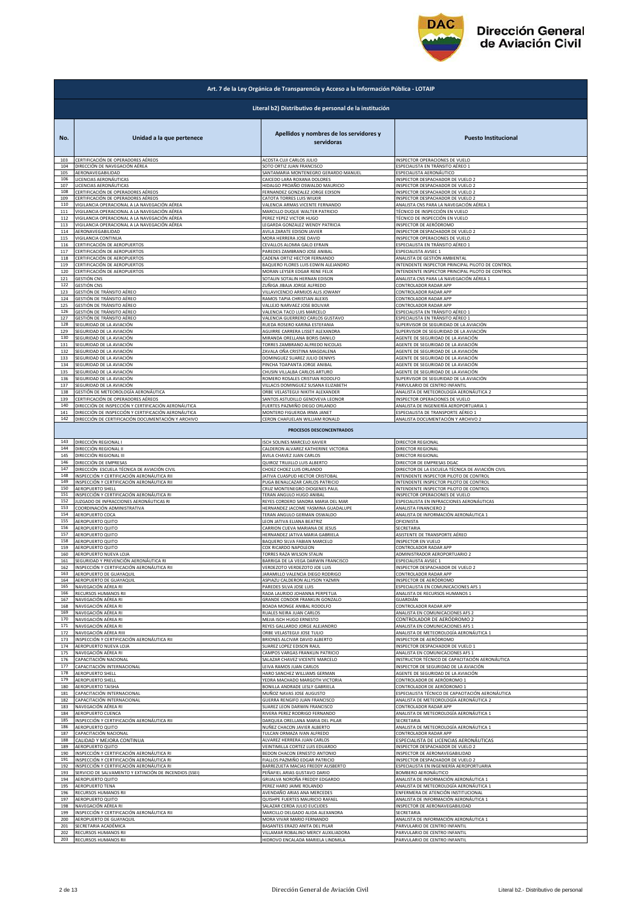# Art. 7 de la Ley Orgánica de Transparencia y Acceso a la Información Pública - LOTAIP

## Literal b2) Distributivo de personal de la institución

| No. | Unidad a la que pertenece | Apellidos y nombres de los servidores y servidoras | Puesto Institucional |
|---|---|---|---|
| 103 | CERTIFICACIÓN DE OPERADORES AÉREOS | ACOSTA CUJI CARLOS JULIO | INSPECTOR OPERACIONES DE VUELO |
| 104 | DIRECCIÓN DE NAVEGACIÓN AÉREA | SOTO ORTIZ JUAN FRANCISCO | ESPECIALISTA EN TRÁNSITO AÉREO 1 |
| 105 | AERONAVEGABILIDAD | SANTAMARIA MONTENEGRO GERARDO MANUEL | ESPECIALISTA AERONÁUTICO |
| 106 | LICENCIAS AERONÁUTICAS | CAICEDO LARA ROXANA DOLORES | INSPECTOR DESPACHADOR DE VUELO 2 |
| 107 | LICENCIAS AERONÁUTICAS | HIDALGO PROAÑO OSWALDO MAURICIO | INSPECTOR DESPACHADOR DE VUELO 2 |
| 108 | CERTIFICACIÓN DE OPERADORES AÉREOS | FERNANDEZ GONZALEZ JORGE EDISON | INSPECTOR DESPACHADOR DE VUELO 2 |
| 109 | CERTIFICACIÓN DE OPERADORES AÉREOS | CATOTA TORRES LUIS WILKIR | INSPECTOR DESPACHADOR DE VUELO 2 |
| 110 | VIGILANCIA OPERACIONAL A LA NAVEGACIÓN AÉREA | VALENCIA ARMAS VICENTE FERNANDO | ANALISTA CNS PARA LA NAVEGACIÓN AÉREA 1 |
| 111 | VIGILANCIA OPERACIONAL A LA NAVEGACIÓN AÉREA | MARCILLO DUQUE WALTER PATRICIO | TÉCNICO DE INSPECCIÓN EN VUELO |
| 112 | VIGILANCIA OPERACIONAL A LA NAVEGACIÓN AÉREA | PEREZ YEPEZ VICTOR HUGO | TÉCNICO DE INSPECCIÓN EN VUELO |
| 113 | VIGILANCIA OPERACIONAL A LA NAVEGACIÓN AÉREA | LEGARDA GONZALEZ WENDY PATRICIA | INSPECTOR DE AERÓDROMO |
| 114 | AERONAVEGABILIDAD | AVILA ZARATE EDISON JAVIER | INSPECTOR DESPACHADOR DE VUELO 2 |
| 115 | VIGILANCIA CONTINUA | MORA HERRERA JOSE DAVID | INSPECTOR OPERACIONES DE VUELO |
| 116 | CERTIFICACIÓN DE AEROPUERTOS | CEVALLOS ALOMIA GALO EFRAIN | ESPECIALISTA EN TRÁNSITO AÉREO 1 |
| 117 | CERTIFICACIÓN DE AEROPUERTOS | PAREDES ZAMBRANO JOSE ANIBAL | ESPECIALISTA AVSEC 1 |
| 118 | CERTIFICACIÓN DE AEROPUERTOS | CADENA ORTIZ HECTOR FERNANDO | ANALISTA DE GESTIÓN AMBIENTAL |
| 119 | CERTIFICACIÓN DE AEROPUERTOS | BAQUERO FLORES LUIS EDWIN ALEJANDRO | INTENDENTE INSPECTOR PRINCIPAL PILOTO DE CONTROL |
| 120 | CERTIFICACIÓN DE AEROPUERTOS | MORAN LEYSER EDGAR RENE FELIX | INTENDENTE INSPECTOR PRINCIPAL PILOTO DE CONTROL |
| 121 | GESTIÓN CNS | SOTALIN SOTALIN HERNAN EDISON | ANALISTA CNS PARA LA NAVEGACIÓN AÉREA 1 |
| 122 | GESTIÓN CNS | ZUÑIGA JIBAJA JORGE ALFREDO | CONTROLADOR RADAR APP |
| 123 | GESTIÓN DE TRÁNSITO AÉREO | VILLAVICENCIO ARMIJOS ALIS JOWANY | CONTROLADOR RADAR APP |
| 124 | GESTIÓN DE TRÁNSITO AÉREO | RAMOS TAPIA CHRISTIAN ALEXIS | CONTROLADOR RADAR APP |
| 125 | GESTIÓN DE TRÁNSITO AÉREO | VALLEJO NARVAEZ JOSE BOLIVAR | CONTROLADOR RADAR APP |
| 126 | GESTIÓN DE TRÁNSITO AÉREO | VALENCIA TACO LUIS MARCELO | ESPECIALISTA EN TRÁNSITO AÉREO 1 |
| 127 | GESTIÓN DE TRÁNSITO AÉREO | VALENCIA GUERRERO CARLOS GUSTAVO | ESPECIALISTA EN TRÁNSITO AÉREO 1 |
| 128 | SEGURIDAD DE LA AVIACIÓN | RUEDA ROSERO KARINA ESTEFANIA | SUPERVISOR DE SEGURIDAD DE LA AVIACIÓN |
| 129 | SEGURIDAD DE LA AVIACIÓN | AGUIRRE CARRERA LISSET ALEXANDRA | SUPERVISOR DE SEGURIDAD DE LA AVIACIÓN |
| 130 | SEGURIDAD DE LA AVIACIÓN | MIRANDA ORELLANA BORIS DANILO | AGENTE DE SEGURIDAD DE LA AVIACIÓN |
| 131 | SEGURIDAD DE LA AVIACIÓN | TORRES ZAMBRANO ALFREDO NICOLAS | AGENTE DE SEGURIDAD DE LA AVIACIÓN |
| 132 | SEGURIDAD DE LA AVIACIÓN | ZAVALA OÑA CRISTINA MAGDALENA | AGENTE DE SEGURIDAD DE LA AVIACIÓN |
| 133 | SEGURIDAD DE LA AVIACIÓN | DOMINGUEZ SUAREZ JULIO DENNYS | AGENTE DE SEGURIDAD DE LA AVIACIÓN |
| 134 | SEGURIDAD DE LA AVIACIÓN | PINCHA TOAPANTA JORGE ANIBAL | AGENTE DE SEGURIDAD DE LA AVIACIÓN |
| 135 | SEGURIDAD DE LA AVIACIÓN | CHUSIN VILLALBA CARLOS ARTURO | AGENTE DE SEGURIDAD DE LA AVIACIÓN |
| 136 | SEGURIDAD DE LA AVIACIÓN | ROMERO ROSALES CRISTIAN RODOLFO | SUPERVISOR DE SEGURIDAD DE LA AVIACIÓN |
| 137 | SEGURIDAD DE LA AVIACIÓN | VILLACIS DOMINGUEZ SUSANA ELIZABETH | PARVULARIO DE CENTRO INFANTIL |
| 138 | GESTIÓN DE METEOROLOGÍA AERONÁUTICA | ORBE VELASTEGUI NIKITH ALEXANDER | ANALISTA DE METEOROLOGÍA AERONÁUTICA 2 |
| 139 | CERTIFICACIÓN DE OPERADORES AÉREOS | SANTOS ASTUDILLO GENOVEVA LEONOR | INSPECTOR OPERACIONES DE VUELO |
| 140 | DIRECCIÓN DE INSPECCIÓN Y CERTIFICACIÓN AERONÁUTICA | FUERTES PAZMIÑO DIEGO ORLANDO | ANALISTA DE INGENIERÍA AEROPORTUARIA 1 |
| 141 | DIRECCIÓN DE INSPECCIÓN Y CERTIFICACIÓN AERONÁUTICA | MONTERO FIGUEROA IRMA JANET | ESPECIALISTA DE TRANSPORTE AÉREO 1 |
| 142 | DIRECCIÓN DE CERTIFICACIÓN DOCUMENTACIÓN Y ARCHIVO | CERON CHAFUELAN WILLIAM RONALD | ANALISTA DOCUMENTACIÓN Y ARCHIVO 2 |
| | | **PROCESOS DESCONCENTRADOS** | |
| 143 | DIRECCIÓN REGIONAL I | ISCH SOLINES MARCELO XAVIER | DIRECTOR REGIONAL |
| 144 | DIRECCIÓN REGIONAL II | CALDERON ALVAREZ KATHERINE VICTORIA | DIRECTOR REGIONAL |
| 145 | DIRECCIÓN REGIONAL III | AVILA CHAVEZ JUAN CARLOS | DIRECTOR REGIONAL |
| 146 | DIRECCIÓN DE EMPRESAS | QUIROZ TRUJILLO LUIS ALBERTO | DIRECTOR DE EMPRESAS DGAC |
| 147 | DIRECCIÓN ESCUELA TÉCNICA DE AVIACIÓN CIVIL | CHOEZ CHOEZ LUIS ORLANDO | DIRECTOR DE LA ESCUELA TÉCNICA DE AVIACIÓN CIVIL |
| 148 | INSPECCIÓN Y CERTIFICACIÓN AERONÁUTICA RII | JATIVA CUASPUD HECTOR CRISTOBAL | INTENDENTE INSPECTOR PILOTO DE CONTROL |
| 149 | INSPECCIÓN Y CERTIFICACIÓN AERONÁUTICA RII | PUGA BENALCAZAR CARLOS PATRICIO | INTENDENTE INSPECTOR PILOTO DE CONTROL |
| 150 | AEROPUERTO SHELL | CRUZ MONTENEGRO DIOGENES PAUL | INTENDENTE INSPECTOR PILOTO DE CONTROL |
| 151 | INSPECCIÓN Y CERTIFICACIÓN AERONÁUTICA RI | TERAN ANGULO HUGO ANIBAL | INSPECTOR OPERACIONES DE VUELO |
| 152 | JUZGADO DE INFRACCIONES AERONÁUTICAS RI | REYES CORDERO SANDRA MARIA DEL MAR | ESPECIALISTA EN INFRACCIONES AERONÁUTICAS |
| 153 | COORDINACIÓN ADMINISTRATIVA | HERNANDEZ JACOME YASMINA GUADALUPE | ANALISTA FINANCIERO 2 |
| 154 | AEROPUERTO COCA | TERAN ANGULO GERMAN OSWALDO | ANALISTA DE INFORMACIÓN AERONÁUTICA 1 |
| 155 | AEROPUERTO QUITO | LEON JATIVA ELIANA BEATRIZ | OFICINISTA |
| 156 | AEROPUERTO QUITO | CARRION CUEVA MARIANA DE JESUS | SECRETARIA |
| 157 | AEROPUERTO QUITO | HERNANDEZ JATIVA MARIA GABRIELA | ASISTENTE DE TRANSPORTE AÉREO |
| 158 | AEROPUERTO QUITO | BAQUERO SILVA FABIAN MARCELO | INSPECTOR EN VUELO |
| 159 | AEROPUERTO QUITO | COX RICARDO NAPOLEON | CONTROLADOR RADAR APP |
| 160 | AEROPUERTO NUEVA LOJA | TORRES RAZA WILSON STALIN | ADMINISTRADOR AEROPORTUARIO 2 |
| 161 | SEGURIDAD Y PREVENCIÓN AERONÁUTICA RI | BARRIGA DE LA VEGA DARWIN FRANCISCO | ESPECIALISTA AVSEC 1 |
| 162 | INSPECCIÓN Y CERTIFICACIÓN AERONÁUTICA RII | VERDEZOTO VERDEZOTO JOE LUIS | INSPECTOR DESPACHADOR DE VUELO 2 |
| 163 | AEROPUERTO DE GUAYAQUIL | JARAMILLO VALENCIA DIEGO RODRIGO | CONTROLADOR RADAR APP |
| 164 | AEROPUERTO DE GUAYAQUIL | ASPIAZU CALDERON ALLYSON YAZMIN | INSPECTOR DE AERÓDROMO |
| 165 | NAVEGACIÓN AÉREA RI | PAREDES SILVA JOSE LUIS | ESPECIALISTA EN COMUNICACIONES AFS 1 |
| 166 | RECURSOS HUMANOS RII | RADA LAURIDO JOHANNA PERPETUA | ANALISTA DE RECURSOS HUMANOS 1 |
| 167 | NAVEGACIÓN AÉREA RI | GRANDE CONDOR FRANKLIN GONZALO | GUARDIÁN |
| 168 | NAVEGACIÓN AÉREA RI | BOADA MONGE ANIBAL RODOLFO | CONTROLADOR RADAR APP |
| 169 | NAVEGACIÓN AÉREA RI | RUALES NEIRA JUAN CARLOS | ANALISTA EN COMUNICACIONES AFS 2 |
| 170 | NAVEGACIÓN AÉREA RI | MEJIA ISCH HUGO ERNESTO | CONTROLADOR DE AERÓDROMO 2 |
| 171 | NAVEGACIÓN AÉREA RI | REYES GALLARDO JORGE ALEJANDRO | ANALISTA EN COMUNICACIONES AFS 1 |
| 172 | NAVEGACIÓN AÉREA RIII | ORBE VELASTEGUI JOSE TULIO | ANALISTA DE METEOROLOGÍA AERONÁUTICA 1 |
| 173 | INSPECCIÓN Y CERTIFICACIÓN AERONÁUTICA RII | BRIONES ALCIVAR DAVID ALBERTO | INSPECTOR DE AERÓDROMO |
| 174 | AEROPUERTO NUEVA LOJA | SUAREZ LOPEZ EDISON RAUL | INSPECTOR DESPACHADOR DE VUELO 1 |
| 175 | NAVEGACIÓN AÉREA RI | CAMPOS VARGAS FRANKLIN PATRICIO | ANALISTA EN COMUNICACIONES AFS 1 |
| 176 | CAPACITACIÓN NACIONAL | SALAZAR CHAVEZ VICENTE MARCELO | INSTRUCTOR TÉCNICO DE CAPACITACIÓN AERONÁUTICA |
| 177 | CAPACITACIÓN INTERNACIONAL | LEIVA RAMOS JUAN CARLOS | INSPECTOR DE SEGURIDAD DE LA AVIACIÓN |
| 178 | AEROPUERTO SHELL | HARO SANCHEZ WILLIAMS GERMAN | AGENTE DE SEGURIDAD DE LA AVIACIÓN |
| 179 | AEROPUERTO SHELL | YEDRA MACHADO MARGOTH VICTORIA | CONTROLADOR DE AERÓDROMO 1 |
| 180 | AEROPUERTO TAISHA | BONILLA ANDRADE LESLY GABRIELA | CONTROLADOR DE AERÓDROMO 1 |
| 181 | CAPACITACIÓN INTERNACIONAL | MUÑOZ NAVAS JOSE AUGUSTO | ESPECIALISTA TÉCNICO DE CAPACITACIÓN AERONÁUTICA |
| 182 | CAPACITACIÓN INTERNACIONAL | GUERRA RENGIFO JUAN FRANCISCO | ANALISTA DE METEOROLOGÍA AERONÁUTICA 2 |
| 183 | NAVEGACIÓN AÉREA RI | SUAREZ LEON DARWIN FRANCISCO | CONTROLADOR RADAR APP |
| 184 | AEROPUERTO CUENCA | RIVERA PEREZ RODRIGO FERNANDO | ANALISTA DE METEOROLOGÍA AERONÁUTICA 1 |
| 185 | INSPECCIÓN Y CERTIFICACIÓN AERONÁUTICA RII | DARQUEA ORELLANA MARIA DEL PILAR | SECRETARIA |
| 186 | AEROPUERTO QUITO | NUÑEZ CHACON JAVIER ALBERTO | ANALISTA DE METEOROLOGÍA AERONÁUTICA 1 |
| 187 | CAPACITACIÓN NACIONAL | TULCAN ORMAZA IVAN ALFREDO | CONTROLADOR RADAR APP |
| 188 | CALIDAD Y MEJORA CONTINUA | ALVAREZ HERRERA JUAN CARLOS | ESPECIALISTA DE LICENCIAS AERONÁUTICAS |
| 189 | AEROPUERTO QUITO | VEINTIMILLA CORTEZ LUIS EDUARDO | INSPECTOR DESPACHADOR DE VUELO 2 |
| 190 | INSPECCIÓN Y CERTIFICACIÓN AERONÁUTICA RI | BEDON CHACON ERNESTO ANTONIO | INSPECTOR DE AERONAVEGABILIDAD |
| 191 | INSPECCIÓN Y CERTIFICACIÓN AERONÁUTICA RI | FIALLOS PAZMIÑO EDGAR PATRICIO | INSPECTOR DESPACHADOR DE VUELO 2 |
| 192 | INSPECCIÓN Y CERTIFICACIÓN AERONÁUTICA RI | BARREZUETA MACIAS FREDDY AUSBERTO | ESPECIALISTA EN INGENIERÍA AEROPORTUARIA |
| 193 | SERVICIO DE SALVAMENTO Y EXTINCIÓN DE INCENDIOS (SSEI) | PEÑAFIEL ARIAS GUSTAVO DARIO | BOMBERO AERONÁUTICO |
| 194 | AEROPUERTO QUITO | GRIJALVA NOROÑA FREDDY EDGARDO | ANALISTA DE INFORMACIÓN AERONÁUTICA 1 |
| 195 | AEROPUERTO TENA | PEREZ HARO JAIME ROLANDO | ANALISTA DE METEOROLOGÍA AERONÁUTICA 1 |
| 196 | RECURSOS HUMANOS RII | AVENDAÑO ARIAS ANA MERCEDES | ENFERMERA DE ATENCIÓN INSTITUCIONAL |
| 197 | AEROPUERTO QUITO | QUISHPE FUERTES MAURICIO RAFAEL | ANALISTA DE INFORMACIÓN AERONÁUTICA 1 |
| 198 | NAVEGACIÓN AÉREA RI | SALAZAR CERDA JULIO EUCLIDES | INSPECTOR DE AERONAVEGABILIDAD |
| 199 | INSPECCIÓN Y CERTIFICACIÓN AERONÁUTICA RII | MARCILLO DELGADO ALIDA ALEXANDRA | SECRETARIA |
| 200 | AEROPUERTO DE GUAYAQUIL | MORA VIVAR MARIO FERNANDO | ANALISTA DE INFORMACIÓN AERONÁUTICA 1 |
| 201 | SECRETARIA ACADÉMICA | BASANTES ERAZO ANITA DEL PILAR | PARVULARIO DE CENTRO INFANTIL |
| 202 | RECURSOS HUMANOS RII | VILLAMAR ROBALINO MERCY AUXILIADORA | PARVULARIO DE CENTRO INFANTIL |
| 203 | RECURSOS HUMANOS RII | HIDROVO ENCALADA MARIELA LINDMILA | PARVULARIO DE CENTRO INFANTIL |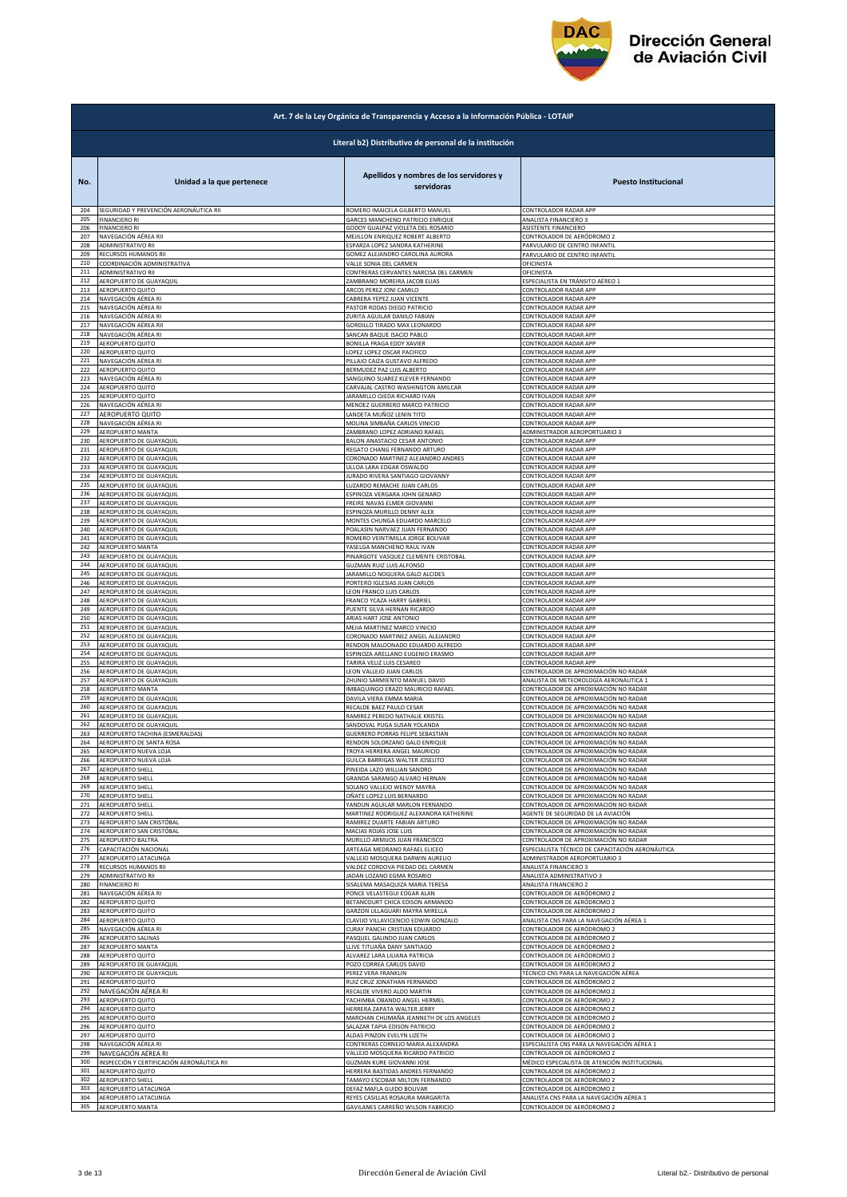## Art. 7 de la Ley Orgánica de Transparencia y Acceso a la Información Pública - LOTAIP

### Literal b2) Distributivo de personal de la institución

| No. | Unidad a la que pertenece | Apellidos y nombres de los servidores y servidoras | Puesto Institucional |
|---|---|---|---|
| 204 | SEGURIDAD Y PREVENCIÓN AERONÁUTICA RII | ROMERO IMAICELA GILBERTO MANUEL | CONTROLADOR RADAR APP |
| 205 | FINANCIERO RI | GARCES MANCHENO PATRICIO ENRIQUE | ANALISTA FINANCIERO 3 |
| 206 | FINANCIERO RI | GODOY GUALPAZ VIOLETA DEL ROSARIO | ASISTENTE FINANCIERO |
| 207 | NAVEGACIÓN AÉREA RII | MEJILLON ENRIQUEZ ROBERT ALBERTO | CONTROLADOR DE AERÓDROMO 2 |
| 208 | ADMINISTRATIVO RII | ESPARZA LOPEZ SANDRA KATHERINE | PARVULARIO DE CENTRO INFANTIL |
| 209 | RECURSOS HUMANOS RII | GOMEZ ALEJANDRO CAROLINA AURORA | PARVULARIO DE CENTRO INFANTIL |
| 210 | COORDINACIÓN ADMINISTRATIVA | VALLE SONIA DEL CARMEN | OFICINISTA |
| 211 | ADMINISTRATIVO RII | CONTRERAS CERVANTES NARCISA DEL CARMEN | OFICINISTA |
| 212 | AEROPUERTO DE GUAYAQUIL | ZAMBRANO MOREIRA JACOB ELIAS | ESPECIALISTA EN TRÁNSITO AÉREO 1 |
| 213 | AEROPUERTO QUITO | ARCOS PEREZ JONI CAMILO | CONTROLADOR RADAR APP |
| 214 | NAVEGACIÓN AÉREA RI | CABRERA YEPEZ JUAN VICENTE | CONTROLADOR RADAR APP |
| 215 | NAVEGACIÓN AÉREA RI | PASTOR RODAS DIEGO PATRICIO | CONTROLADOR RADAR APP |
| 216 | NAVEGACIÓN AÉREA RI | ZURITA AGUILAR DANILO FABIAN | CONTROLADOR RADAR APP |
| 217 | NAVEGACIÓN AÉREA RII | GORDILLO TIRADO MAX LEONARDO | CONTROLADOR RADAR APP |
| 218 | NAVEGACIÓN AÉREA RI | SANCAN BAQUE ISACIO PABLO | CONTROLADOR RADAR APP |
| 219 | AEROPUERTO QUITO | BONILLA FRAGA EDDY XAVIER | CONTROLADOR RADAR APP |
| 220 | AEROPUERTO QUITO | LOPEZ LOPEZ OSCAR PACIFICO | CONTROLADOR RADAR APP |
| 221 | NAVEGACIÓN AÉREA RI | PILLAJO CAIZA GUSTAVO ALFREDO | CONTROLADOR RADAR APP |
| 222 | AEROPUERTO QUITO | BERMUDEZ PAZ LUIS ALBERTO | CONTROLADOR RADAR APP |
| 223 | NAVEGACIÓN AÉREA RI | SANGUINO SUAREZ KLEVER FERNANDO | CONTROLADOR RADAR APP |
| 224 | AEROPUERTO QUITO | CARVAJAL CASTRO WASHINGTON AMILCAR | CONTROLADOR RADAR APP |
| 225 | AEROPUERTO QUITO | JARAMILLO OJEDA RICHARD IVAN | CONTROLADOR RADAR APP |
| 226 | NAVEGACIÓN AÉREA RI | MENDEZ GUERRERO MARCO PATRICIO | CONTROLADOR RADAR APP |
| 227 | AEROPUERTO QUITO | LANDETA MUÑOZ LENIN TITO | CONTROLADOR RADAR APP |
| 228 | NAVEGACIÓN AÉREA RI | MOLINA SIMBAÑA CARLOS VINICIO | CONTROLADOR RADAR APP |
| 229 | AEROPUERTO MANTA | ZAMBRANO LOPEZ ADRIANO RAFAEL | ADMINISTRADOR AEROPORTUARIO 3 |
| 230 | AEROPUERTO DE GUAYAQUIL | BALON ANASTACIO CESAR ANTONIO | CONTROLADOR RADAR APP |
| 231 | AEROPUERTO DE GUAYAQUIL | REGATO CHANG FERNANDO ARTURO | CONTROLADOR RADAR APP |
| 232 | AEROPUERTO DE GUAYAQUIL | CORONADO MARTINEZ ALEJANDRO ANDRES | CONTROLADOR RADAR APP |
| 233 | AEROPUERTO DE GUAYAQUIL | ULLOA LARA EDGAR OSWALDO | CONTROLADOR RADAR APP |
| 234 | AEROPUERTO DE GUAYAQUIL | JURADO RIVERA SANTIAGO GIOVANNY | CONTROLADOR RADAR APP |
| 235 | AEROPUERTO DE GUAYAQUIL | LUZARDO REMACHE JUAN CARLOS | CONTROLADOR RADAR APP |
| 236 | AEROPUERTO DE GUAYAQUIL | ESPINOZA VERGARA JOHN GENARO | CONTROLADOR RADAR APP |
| 237 | AEROPUERTO DE GUAYAQUIL | FREIRE NAVAS ELMER GIOVANNI | CONTROLADOR RADAR APP |
| 238 | AEROPUERTO DE GUAYAQUIL | ESPINOZA MURILLO DENNY ALEX | CONTROLADOR RADAR APP |
| 239 | AEROPUERTO DE GUAYAQUIL | MONTES CHUNGA EDUARDO MARCELO | CONTROLADOR RADAR APP |
| 240 | AEROPUERTO DE GUAYAQUIL | POALASIN NARVAEZ JUAN FERNANDO | CONTROLADOR RADAR APP |
| 241 | AEROPUERTO DE GUAYAQUIL | ROMERO VEINTIMILLA JORGE BOLIVAR | CONTROLADOR RADAR APP |
| 242 | AEROPUERTO MANTA | YASELGA MANCHENO RAUL IVAN | CONTROLADOR RADAR APP |
| 243 | AEROPUERTO DE GUAYAQUIL | PINARGOTE VASQUEZ CLEMENTE CRISTOBAL | CONTROLADOR RADAR APP |
| 244 | AEROPUERTO DE GUAYAQUIL | GUZMAN RUIZ LUIS ALFONSO | CONTROLADOR RADAR APP |
| 245 | AEROPUERTO DE GUAYAQUIL | JARAMILLO NOGUERA GALO ALCIDES | CONTROLADOR RADAR APP |
| 246 | AEROPUERTO DE GUAYAQUIL | PORTERO IGLESIAS JUAN CARLOS | CONTROLADOR RADAR APP |
| 247 | AEROPUERTO DE GUAYAQUIL | LEON FRANCO LUIS CARLOS | CONTROLADOR RADAR APP |
| 248 | AEROPUERTO DE GUAYAQUIL | FRANCO YCAZA HARRY GABRIEL | CONTROLADOR RADAR APP |
| 249 | AEROPUERTO DE GUAYAQUIL | PUENTE SILVA HERNAN RICARDO | CONTROLADOR RADAR APP |
| 250 | AEROPUERTO DE GUAYAQUIL | ARIAS HART JOSE ANTONIO | CONTROLADOR RADAR APP |
| 251 | AEROPUERTO DE GUAYAQUIL | MEJIA MARTINEZ MARCO VINICIO | CONTROLADOR RADAR APP |
| 252 | AEROPUERTO DE GUAYAQUIL | CORONADO MARTINEZ ANGEL ALEJANDRO | CONTROLADOR RADAR APP |
| 253 | AEROPUERTO DE GUAYAQUIL | RENDON MALDONADO EDUARDO ALFREDO | CONTROLADOR RADAR APP |
| 254 | AEROPUERTO DE GUAYAQUIL | ESPINOZA ARELLANO EUGENIO ERASMO | CONTROLADOR RADAR APP |
| 255 | AEROPUERTO DE GUAYAQUIL | TARIRA VELIZ LUIS CESAREO | CONTROLADOR RADAR APP |
| 256 | AEROPUERTO DE GUAYAQUIL | LEON VALLEJO JUAN CARLOS | CONTROLADOR DE APROXIMACIÓN NO RADAR |
| 257 | AEROPUERTO DE GUAYAQUIL | ZHUNIO SARMIENTO MANUEL DAVID | ANALISTA DE METEOROLOGÍA AERONÁUTICA 1 |
| 258 | AEROPUERTO MANTA | IMBAQUINGO ERAZO MAURICIO RAFAEL | CONTROLADOR DE APROXIMACIÓN NO RADAR |
| 259 | AEROPUERTO DE GUAYAQUIL | DAVILA VIERA EMMA MARIA | CONTROLADOR DE APROXIMACIÓN NO RADAR |
| 260 | AEROPUERTO DE GUAYAQUIL | RECALDE BAEZ PAULO CESAR | CONTROLADOR DE APROXIMACIÓN NO RADAR |
| 261 | AEROPUERTO DE GUAYAQUIL | RAMIREZ PEREDO NATHALIE KRISTEL | CONTROLADOR DE APROXIMACIÓN NO RADAR |
| 262 | AEROPUERTO DE GUAYAQUIL | SANDOVAL PUGA SUSAN YOLANDA | CONTROLADOR DE APROXIMACIÓN NO RADAR |
| 263 | AEROPUERTO TACHINA (ESMERALDAS) | GUERRERO PORRAS FELIPE SEBASTIAN | CONTROLADOR DE APROXIMACIÓN NO RADAR |
| 264 | AEROPUERTO DE SANTA ROSA | RENDON SOLORZANO GALO ENRIQUE | CONTROLADOR DE APROXIMACIÓN NO RADAR |
| 265 | AEROPUERTO NUEVA LOJA | TROYA HERRERA ANGEL MAURICIO | CONTROLADOR DE APROXIMACIÓN NO RADAR |
| 266 | AEROPUERTO NUEVA LOJA | GUILCA BARRIGAS WALTER JOSELITO | CONTROLADOR DE APROXIMACIÓN NO RADAR |
| 267 | AEROPUERTO SHELL | PINEIDA LAZO WILLIAN SANDRO | CONTROLADOR DE APROXIMACIÓN NO RADAR |
| 268 | AEROPUERTO SHELL | GRANDA SARANGO ALVARO HERNAN | CONTROLADOR DE APROXIMACIÓN NO RADAR |
| 269 | AEROPUERTO SHELL | SOLANO VALLEJO WENDY MAYRA | CONTROLADOR DE APROXIMACIÓN NO RADAR |
| 270 | AEROPUERTO SHELL | OÑATE LOPEZ LUIS BERNARDO | CONTROLADOR DE APROXIMACIÓN NO RADAR |
| 271 | AEROPUERTO SHELL | YANDUN AGUILAR MARLON FERNANDO | CONTROLADOR DE APROXIMACIÓN NO RADAR |
| 272 | AEROPUERTO SHELL | MARTINEZ RODRIGUEZ ALEXANDRA KATHERINE | AGENTE DE SEGURIDAD DE LA AVIACIÓN |
| 273 | AEROPUERTO SAN CRISTÓBAL | RAMIREZ DUARTE FABIAN ARTURO | CONTROLADOR DE APROXIMACIÓN NO RADAR |
| 274 | AEROPUERTO SAN CRISTÓBAL | MACIAS ROJAS JOSE LUIS | CONTROLADOR DE APROXIMACIÓN NO RADAR |
| 275 | AEROPUERTO BALTRA | MURILLO ARMIJOS JUAN FRANCISCO | CONTROLADOR DE APROXIMACIÓN NO RADAR |
| 276 | CAPACITACIÓN NACIONAL | ARTEAGA MEDRANO RAFAEL ELICEO | ESPECIALISTA TÉCNICO DE CAPACITACIÓN AERONÁUTICA |
| 277 | AEROPUERTO LATACUNGA | VALLEJO MOSQUERA DARWIN AURELIO | ADMINISTRADOR AEROPORTUARIO 3 |
| 278 | RECURSOS HUMANOS RII | VALDEZ CORDOVA PIEDAD DEL CARMEN | ANALISTA FINANCIERO 3 |
| 279 | ADMINISTRATIVO RII | JADAN LOZANO EGMA ROSARIO | ANALISTA ADMINISTRATIVO 3 |
| 280 | FINANCIERO RI | SISALEMA MASAQUIZA MARIA TERESA | ANALISTA FINANCIERO 2 |
| 281 | NAVEGACIÓN AÉREA RI | PONCE VELASTEGUI EDGAR ALAN | CONTROLADOR DE AERÓDROMO 2 |
| 282 | AEROPUERTO QUITO | BETANCOURT CHICA EDISON ARMANDO | CONTROLADOR DE AERÓDROMO 2 |
| 283 | AEROPUERTO QUITO | GARZON ULLAGUARI MAYRA MIRELLA | CONTROLADOR DE AERÓDROMO 2 |
| 284 | AEROPUERTO QUITO | CLAVIJO VILLAVICENCIO EDWIN GONZALO | ANALISTA CNS PARA LA NAVEGACIÓN AÉREA 1 |
| 285 | NAVEGACIÓN AÉREA RI | CURAY PANCHI CRISTIAN EDUARDO | CONTROLADOR DE AERÓDROMO 2 |
| 286 | AEROPUERTO SALINAS | PASQUEL GALINDO JUAN CARLOS | CONTROLADOR DE AERÓDROMO 2 |
| 287 | AEROPUERTO MANTA | LLIVE TITUAÑA DANY SANTIAGO | CONTROLADOR DE AERÓDROMO 2 |
| 288 | AEROPUERTO QUITO | ALVAREZ LARA LILIANA PATRICIA | CONTROLADOR DE AERÓDROMO 2 |
| 289 | AEROPUERTO DE GUAYAQUIL | POZO CORREA CARLOS DAVID | CONTROLADOR DE AERÓDROMO 2 |
| 290 | AEROPUERTO DE GUAYAQUIL | PEREZ VERA FRANKLIN | TÉCNICO CNS PARA LA NAVEGACIÓN AÉREA |
| 291 | AEROPUERTO QUITO | RUIZ CRUZ JONATHAN FERNANDO | CONTROLADOR DE AERÓDROMO 2 |
| 292 | NAVEGACIÓN AÉREA RI | RECALDE VIVERO ALDO MARTIN | CONTROLADOR DE AERÓDROMO 2 |
| 293 | AEROPUERTO QUITO | YACHIMBA OBANDO ANGEL HERMEL | CONTROLADOR DE AERÓDROMO 2 |
| 294 | AEROPUERTO QUITO | HERRERA ZAPATA WALTER JERRY | CONTROLADOR DE AERÓDROMO 2 |
| 295 | AEROPUERTO QUITO | MARCHAN CHUMAÑA JEANNETH DE LOS ANGELES | CONTROLADOR DE AERÓDROMO 2 |
| 296 | AEROPUERTO QUITO | SALAZAR TAPIA EDISON PATRICIO | CONTROLADOR DE AERÓDROMO 2 |
| 297 | AEROPUERTO QUITO | ALDAS PINZON EVELYN LIZETH | CONTROLADOR DE AERÓDROMO 2 |
| 298 | NAVEGACIÓN AÉREA RI | CONTRERAS CORNEJO MARIA ALEXANDRA | ESPECIALISTA CNS PARA LA NAVEGACIÓN AÉREA 1 |
| 299 | NAVEGACIÓN AÉREA RI | VALLEJO MOSQUERA RICARDO PATRICIO | CONTROLADOR DE AERÓDROMO 2 |
| 300 | INSPECCIÓN Y CERTIFICACIÓN AERONÁUTICA RII | GUZMAN KURE GIOVANNI JOSE | MÉDICO ESPECIALISTA DE ATENCIÓN INSTITUCIONAL |
| 301 | AEROPUERTO QUITO | HERRERA BASTIDAS ANDRES FERNANDO | CONTROLADOR DE AERÓDROMO 2 |
| 302 | AEROPUERTO SHELL | TAMAYO ESCOBAR MILTON FERNANDO | CONTROLADOR DE AERÓDROMO 2 |
| 303 | AEROPUERTO LATACUNGA | DEFAZ MAFLA GUIDO BOLIVAR | CONTROLADOR DE AERÓDROMO 2 |
| 304 | AEROPUERTO LATACUNGA | REYES CASILLAS ROSAURA MARGARITA | ANALISTA CNS PARA LA NAVEGACIÓN AÉREA 1 |
| 305 | AEROPUERTO MANTA | GAVILANES CARREÑO WILSON FABRICIO | CONTROLADOR DE AERÓDROMO 2 |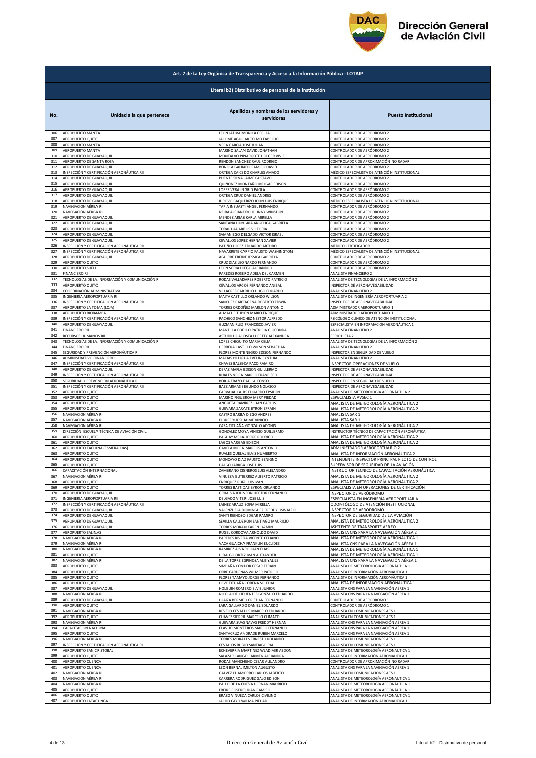# Art. 7 de la Ley Orgánica de Transparencia y Acceso a la Información Pública - LOTAIP

## Literal b2) Distributivo de personal de la institución

| No. | Unidad a la que pertenece | Apellidos y nombres de los servidores y servidoras | Puesto Institucional |
|---|---|---|---|
| 306 | AEROPUERTO MANTA | LEON JATIVA MONICA CECILIA | CONTROLADOR DE AERÓDROMO 2 |
| 307 | AEROPUERTO QUITO | JACOME AGUILAR TELMO FABRICIO | CONTROLADOR DE AERÓDROMO 2 |
| 308 | AEROPUERTO MANTA | VERA GARCIA JOSE JULIAN | CONTROLADOR DE AERÓDROMO 2 |
| 309 | AEROPUERTO MANTA | MARIÑO SALAN DAVID JONATHAN | CONTROLADOR DE AERÓDROMO 2 |
| 310 | AEROPUERTO DE GUAYAQUIL | MONTALVO PINARGOTE HOLGER VIVIE | CONTROLADOR DE AERÓDROMO 2 |
| 311 | AEROPUERTO DE SANTA ROSA | RENDON SANCHEZ RAUL RODRIGO | CONTROLADOR DE APROXIMACIÓN NO RADAR |
| 312 | AEROPUERTO DE GUAYAQUIL | BONILLA GALINDO RAMIRO DAVID | CONTROLADOR DE AERÓDROMO 2 |
| 313 | INSPECCIÓN Y CERTIFICACIÓN AERONÁUTICA RII | ORTEGA CAICEDO CHARLES AMADO | MÉDICO ESPECIALISTA DE ATENCIÓN INSTITUCIONAL |
| 314 | AEROPUERTO DE GUAYAQUIL | PUENTE SILVA JAIME GUSTAVO | CONTROLADOR DE AERÓDROMO 2 |
| 315 | AEROPUERTO DE GUAYAQUIL | QUIÑONEZ MONTAÑO MELGAR EDISON | CONTROLADOR DE AERÓDROMO 2 |
| 316 | AEROPUERTO DE GUAYAQUIL | LOPEZ VERA INGRID PAOLA | CONTROLADOR DE AERÓDROMO 2 |
| 317 | AEROPUERTO DE GUAYAQUIL | ORTEGA CRUZ DANIEL ANDRES | CONTROLADOR DE AERÓDROMO 2 |
| 318 | AEROPUERTO DE GUAYAQUIL | IDROVO BAQUERIZO JOHN LUIS ENRIQUE | MÉDICO ESPECIALISTA DE ATENCIÓN INSTITUCIONAL |
| 319 | NAVEGACIÓN AÉREA RII | TAPIA INSUASTI ANGEL FERNANDO | CONTROLADOR DE AERÓDROMO 2 |
| 320 | NAVEGACIÓN AÉREA RII | NEIRA ALEJANDRO JOHNNY WINSTON | CONTROLADOR DE AERÓDROMO 2 |
| 321 | AEROPUERTO DE GUAYAQUIL | MENDEZ ARIAS KARLA MIRELLA | CONTROLADOR DE AERÓDROMO 2 |
| 322 | AEROPUERTO DE GUAYAQUIL | SANTANA HUNGRIA ANGELICA GABRIELA | CONTROLADOR DE AERÓDROMO 2 |
| 323 | AEROPUERTO DE GUAYAQUIL | TORAL LUA ARELIS VICTORIA | CONTROLADOR DE AERÓDROMO 2 |
| 324 | AEROPUERTO DE GUAYAQUIL | SAMANIEGO DELGADO VICTOR ISRAEL | CONTROLADOR DE AERÓDROMO 2 |
| 325 | AEROPUERTO DE GUAYAQUIL | CEVALLOS LOPEZ HERNAN XAVIER | CONTROLADOR DE AERÓDROMO 2 |
| 326 | INSPECCIÓN Y CERTIFICACIÓN AERONÁUTICA RII | PATIÑO LOPEZ EDUARDO ARTURO | MÉDICO CERTIFICADOR |
| 327 | INSPECCIÓN Y CERTIFICACIÓN AERONÁUTICA RII | NAVARRETE CARPIO FAUSTO WASHINGTON | MÉDICO ESPECIALISTA DE ATENCIÓN INSTITUCIONAL |
| 328 | AEROPUERTO DE GUAYAQUIL | AGUIRRE FREIRE JESSICA GABRIELA | CONTROLADOR DE AERÓDROMO 2 |
| 329 | AEROPUERTO QUITO | CRUZ DIAZ LEONARDO FERNANDO | CONTROLADOR DE AERÓDROMO 2 |
| 330 | AEROPUERTO SHELL | LEON SORIA DIEGO ALEJANDRO | CONTROLADOR DE AERÓDROMO 2 |
| 331 | FINANCIERO RI | PAREDES ROSERO ADELA DEL CARMEN | ANALISTA FINANCIERO 2 |
| 332 | TECNOLOGÍAS DE LA INFORMACIÓN Y COMUNICACIÓN RI | RODAS VALLADARES ROBERTO PATRICIO | ANALISTA DE TECNOLOGÍAS DE LA INFORMACIÓN 2 |
| 333 | AEROPUERTO QUITO | CEVALLOS ARCOS FERNANDO ANIBAL | INSPECTOR DE AERONAVEGABILIDAD |
| 334 | COORDINACIÓN ADMINISTRATIVA | VILLACRES CARRILLO HUGO EDUARDO | ANALISTA FINANCIERO 2 |
| 335 | INGENIERÍA AEROPORTUARIA RI | MAITA CASTILLO ORLANDO WILSON | ANALISTA DE INGENIERÍA AEROPORTUARIA 2 |
| 336 | INSPECCIÓN Y CERTIFICACIÓN AERONÁUTICA RII | SANCHEZ CARTAGENA ROBERTO EDWIN | INSPECTOR DE AERONAVEGABILIDAD |
| 337 | AEROPUERTO LA TOMA (LOJA) | TORRES ORDOÑEZ MARLON ANTONIO | ADMINISTRADOR AEROPORTUARIO 1 |
| 338 | AEROPUERTO RIOBAMBA | ALMACHE TUBON MARIO ENRIQUE | ADMINISTRADOR AEROPORTUARIO 1 |
| 339 | INSPECCIÓN Y CERTIFICACIÓN AERONÁUTICA RII | PACHECO SANCHEZ NESTOR ALFREDO | PSICÓLOGO CLÍNICO DE ATENCIÓN INSTITUCIONAL |
| 340 | AEROPUERTO DE GUAYAQUIL | GUZMAN RUIZ FRANCISCO JAVIER | ESPECIALISTA EN INFORMACIÓN AERONÁUTICA 1 |
| 341 | FINANCIERO RII | MANTILLA COELLO PATRICIA GIOCONDA | ANALISTA FINANCIERO 2 |
| 342 | RECURSOS HUMANOS RII | ASTUDILLO ACOSTA LUCETTY ALEXANDRA | PERIODISTA 2 |
| 343 | TECNOLOGÍAS DE LA INFORMACIÓN Y COMUNICACIÓN RII | LOPEZ CHIQUITO MARIA CELIA | ANALISTA DE TECNOLOGÍAS DE LA INFORMACIÓN 2 |
| 344 | FINANCIERO RII | HERRERA CASTILLO WILSON SEBASTIAN | ANALISTA FINANCIERO 2 |
| 345 | SEGURIDAD Y PREVENCIÓN AERONÁUTICA RII | FLORES MONTENEGRO EDISON FERNANDO | INSPECTOR EN SEGURIDAD DE VUELO |
| 346 | ADMINISTRATIVO FINANCIERO | MACIAS PILLIGUA EVELIN CYNTHIA | ANALISTA FINANCIERO 2 |
| 347 | INSPECCIÓN Y CERTIFICACIÓN AERONÁUTICA RII | CHAVES BALSECA PACO RAMIRO | INSPECTOR OPERACIONES DE VUELO |
| 348 | AEROPUERTO DE GUAYAQUIL | DEFAZ MAFLA EDISON GUILLERMO | INSPECTOR DE AERONAVEGABILIDAD |
| 349 | INSPECCIÓN Y CERTIFICACIÓN AERONÁUTICA RII | RUALES NEIRA MARCO FRANCISCO | INSPECTOR DE AERONAVEGABILIDAD |
| 350 | SEGURIDAD Y PREVENCIÓN AERONÁUTICA RII | BORJA ERAZO PAUL ALFONSO | INSPECTOR EN SEGURIDAD DE VUELO |
| 351 | INSPECCIÓN Y CERTIFICACIÓN AERONÁUTICA RII | BAEZ ARMAS SEGUNDO NOLASCO | INSPECTOR DE AERONAVEGABILIDAD |
| 352 | AEROPUERTO QUITO | CARVAJAL CAJAS EDUARDO EPSILON | ANALISTA DE METEOROLOGÍA AERONÁUTICA 2 |
| 353 | AEROPUERTO QUITO | MARIÑO FIGUEROA MERY PIEDAD | ESPECIALISTA AVSEC 1 |
| 354 | AEROPUERTO QUITO | ANGUETA RAMIREZ JUAN CARLOS | ANALISTA DE METEOROLOGÍA AERONÁUTICA 2 |
| 355 | AEROPUERTO QUITO | GUEVARA ZARATE BYRON EFRAIN | ANALISTA DE METEOROLOGÍA AERONÁUTICA 2 |
| 356 | NAVEGACIÓN AÉREA RI | CASTRO BARBA DIEGO ANDRES | ANALISTA SAR 1 |
| 357 | NAVEGACIÓN AÉREA RI | FLORES YUGSI JAIME VINICIO | ANALISTA SAR 1 |
| 358 | NAVEGACIÓN AÉREA RI | CAZA TITUAÑA GONZALO ADONIS | ANALISTA DE METEOROLOGÍA AERONÁUTICA 2 |
| 359 | DIRECCIÓN ESCUELA TÉCNICA DE AVIACIÓN CIVIL | GONZALEZ MOYA VINICIO GUILLERMO | INSTRUCTOR TÉCNICO DE CAPACITACIÓN AERONÁUTICA |
| 360 | AEROPUERTO QUITO | PAGUAY MEJIA JORGE RODRIGO | ANALISTA DE METEOROLOGÍA AERONÁUTICA 2 |
| 361 | AEROPUERTO QUITO | LAGOS VARGAS EDISON | ANALISTA DE METEOROLOGÍA AERONÁUTICA 2 |
| 362 | AEROPUERTO TACHINA (ESMERALDAS) | GAVELA MORA MARCOS ANTONIO | ADMINISTRADOR AEROPORTUARIO 2 |
| 363 | AEROPUERTO QUITO | RUALES QUELAL ELVIS HUMBERTO | ANALISTA DE INFORMACIÓN AERONÁUTICA 2 |
| 364 | AEROPUERTO QUITO | MONCAYO DIAZ FAUSTO BENIGNO | INTENDENTE INSPECTOR PRINCIPAL PILOTO DE CONTROL |
| 365 | AEROPUERTO QUITO | DALGO LARREA JOSE LUIS | SUPERVISOR DE SEGURIDAD DE LA AVIACIÓN |
| 366 | CAPACITACIÓN INTERNACIONAL | ZAMBRANO CISNEROS LUIS ALEJANDRO | INSTRUCTOR TÉCNICO DE CAPACITACIÓN AERONÁUTICA |
| 367 | NAVEGACIÓN AÉREA RI | VINUEZA GUTIERREZ ALBERTO PATRICIO | ANALISTA DE METEOROLOGÍA AERONÁUTICA 2 |
| 368 | AEROPUERTO QUITO | ENRIQUEZ RUIZ LUIS IVAN | ANALISTA DE METEOROLOGÍA AERONÁUTICA 2 |
| 369 | AEROPUERTO QUITO | TORRES BASTIDAS BYRON ORLANDO | ESPECIALISTA EN OPERACIONES DE CERTIFICACIÓN |
| 370 | AEROPUERTO DE GUAYAQUIL | GRIJALVA JOHNSON HECTOR FERNANDO | INSPECTOR DE AERÓDROMO |
| 371 | INGENIERÍA AEROPORTUARIA RII | DELGADO VITERI JOSE LUIS | ESPECIALISTA EN INGENIERÍA AEROPORTUARIA |
| 372 | INSPECCIÓN Y CERTIFICACIÓN AERONÁUTICA RII | LAINEZ ARAUZ SOFIA MIRELLA | ODONTÓLOGO DE ATENCIÓN INSTITUCIONAL |
| 373 | AEROPUERTO DE GUAYAQUIL | VALENZUELA DOMINGUEZ FREDDY OSWALDO | INSPECTOR DE AERÓDROMO |
| 374 | AEROPUERTO DE GUAYAQUIL | SANTI REINOSO EDGAR RAMIRO | INSPECTOR DE SEGURIDAD DE LA AVIACIÓN |
| 375 | AEROPUERTO DE GUAYAQUIL | SEVILLA CALDERON SANTIAGO MAURICIO | ANALISTA DE METEOROLOGÍA AERONÁUTICA 2 |
| 376 | AEROPUERTO DE GUAYAQUIL | TORRES MORAN KAREN JAZMIN | ASISTENTE DE TRANSPORTE AÉREO |
| 377 | AEROPUERTO SALINAS | RUGEL CORDOVA ARNOLDO DAVID | ANALISTA CNS PARA LA NAVEGACIÓN AÉREA 2 |
| 378 | NAVEGACIÓN AÉREA RI | PAREDES RIVERA VICENTE CELIANO | ANALISTA DE METEOROLOGÍA AERONÁUTICA 1 |
| 379 | NAVEGACIÓN AÉREA RI | VACA GUAICHA FRANKLIN EUCLIDES | ANALISTA CNS PARA LA NAVEGACIÓN AÉREA 1 |
| 380 | NAVEGACIÓN AÉREA RI | RAMIREZ ALVARO JUAN ELIAS | ANALISTA DE METEOROLOGÍA AERONÁUTICA 1 |
| 381 | AEROPUERTO QUITO | HIDALGO ORTIZ IVAN ALEXANDER | ANALISTA DE METEOROLOGÍA AERONÁUTICA 1 |
| 382 | NAVEGACIÓN AÉREA RI | DE LA TORRE ESPINOSA ALIS YALILE | ANALISTA CNS PARA LA NAVEGACIÓN AÉREA 1 |
| 383 | AEROPUERTO QUITO | SIMBAÑA CONDOR CESAR EFRAIN | ANALISTA DE METEOROLOGÍA AERONÁUTICA 1 |
| 384 | AEROPUERTO QUITO | ORBE CARDENAS WILMER PATRICIO | ANALISTA DE INFORMACIÓN AERONÁUTICA 1 |
| 385 | AEROPUERTO QUITO | FLORES TAMAYO JORGE FERNANDO | ANALISTA DE INFORMACIÓN AERONÁUTICA 1 |
| 386 | AEROPUERTO QUITO | LLIVE TITUAÑA LORENA SOLEDAD | ANALISTA DE INFORMACIÓN AERONÁUTICA 1 |
| 387 | AEROPUERTO DE GUAYAQUIL | HOLGUIN ROMERO ELVIS JUNIOR | ANALISTA CNS PARA LA NAVEGACIÓN AÉREA 1 |
| 388 | NAVEGACIÓN AÉREA RI | NICOLALDE CIFUENTES GONZALO EDUARDO | ANALISTA CNS PARA LA NAVEGACIÓN AÉREA 1 |
| 389 | AEROPUERTO DE GUAYAQUIL | LOAIZA BERMEO CRISTIAN FERNANDO | CONTROLADOR DE AERÓDROMO 1 |
| 390 | AEROPUERTO QUITO | LARA GALLARDO DANIEL EDUARDO | CONTROLADOR DE AERÓDROMO 1 |
| 391 | NAVEGACIÓN AÉREA RI | REVELO CEVALLOS MARCELO EDUARDO | ANALISTA EN COMUNICACIONES AFS 1 |
| 392 | AEROPUERTO QUITO | CHAVEZ SIERRA MARCELO CLIMACO | ANALISTA EN COMUNICACIONES AFS 1 |
| 393 | NAVEGACIÓN AÉREA RI | GUEVARA SUASNAVAS FREDDY HERNAN | ANALISTA CNS PARA LA NAVEGACIÓN AÉREA 1 |
| 394 | CAPACITACIÓN NACIONAL | CLAVIJO MONTEROS MARCO FERNANDO | ANALISTA CNS PARA LA NAVEGACIÓN AÉREA 1 |
| 395 | AEROPUERTO QUITO | SANTACRUZ ANDRADE RUBEN MARCELO | ANALISTA CNS PARA LA NAVEGACIÓN AÉREA 1 |
| 396 | NAVEGACIÓN AÉREA RI | TORRES MORALES ERNESTO ROLANDO | ANALISTA EN COMUNICACIONES AFS 1 |
| 397 | INSPECCIÓN Y CERTIFICACIÓN AERONÁUTICA RI | CEVALLOS RUBIO SANTIAGO PAUL | ANALISTA EN COMUNICACIONES AFS 1 |
| 398 | AEROPUERTO SAN CRISTÓBAL | ECHEVERRIA MARTINEZ WLADIMIR ABDON | ANALISTA DE METEOROLOGÍA AERONÁUTICA 1 |
| 399 | AEROPUERTO QUITO | SALAZAR CANGO CARMEN ALEJANDRA | ANALISTA DE INFORMACIÓN AERONÁUTICA 1 |
| 400 | AEROPUERTO CUENCA | RODAS MANCHENO CESAR ALEJANDRO | CONTROLADOR DE APROXIMACIÓN NO RADAR |
| 401 | AEROPUERTO CUENCA | LEON BERNAL MILTON AUGUSTO | ANALISTA CNS PARA LA NAVEGACIÓN AÉREA 1 |
| 402 | NAVEGACIÓN AÉREA RI | GALVEZ CHAMORRO CARLOS ALBERTO | ANALISTA EN COMUNICACIONES AFS 1 |
| 403 | NAVEGACIÓN AÉREA RI | CARRERA RODRIGUEZ GALO EDISON | ANALISTA DE METEOROLOGÍA AERONÁUTICA 1 |
| 404 | NAVEGACIÓN AÉREA RI | PALLO DE LA CUEVA HERNAN MAURICIO | ANALISTA DE METEOROLOGÍA AERONÁUTICA 1 |
| 405 | AEROPUERTO QUITO | FREIRE ROSERO JUAN RAMIRO | ANALISTA DE METEOROLOGÍA AERONÁUTICA 1 |
| 406 | AEROPUERTO QUITO | ERAZO VINUEZA CARLOS CIVILINO | ANALISTA DE METEOROLOGÍA AERONÁUTICA 1 |
| 407 | AEROPUERTO LATACUNGA | JACHO CAYO WILMA PIEDAD | ANALISTA DE INFORMACIÓN AERONÁUTICA 1 |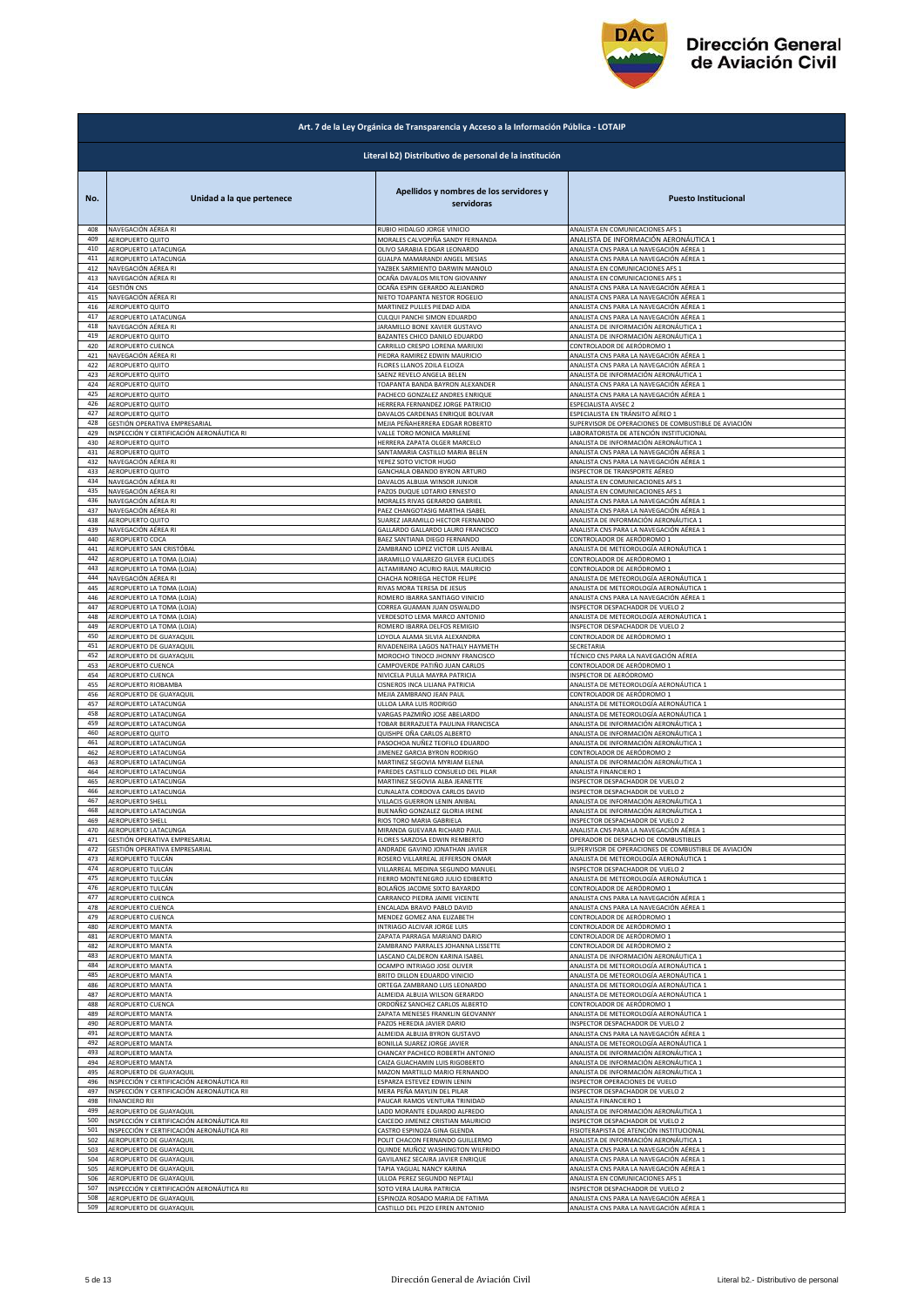## Art. 7 de la Ley Orgánica de Transparencia y Acceso a la Información Pública - LOTAIP

### Literal b2) Distributivo de personal de la institución

| No. | Unidad a la que pertenece | Apellidos y nombres de los servidores y servidoras | Puesto Institucional |
|---|---|---|---|
| 408 | NAVEGACIÓN AÉREA RI | RUBIO HIDALGO JORGE VINICIO | ANALISTA EN COMUNICACIONES AFS 1 |
| 409 | AEROPUERTO QUITO | MORALES CALVOPIÑA SANDY FERNANDA | ANALISTA DE INFORMACIÓN AERONÁUTICA 1 |
| 410 | AEROPUERTO LATACUNGA | OLIVO SARABIA EDGAR LEONARDO | ANALISTA CNS PARA LA NAVEGACIÓN AÉREA 1 |
| 411 | AEROPUERTO LATACUNGA | GUALPA MAMARANDI ANGEL MESIAS | ANALISTA CNS PARA LA NAVEGACIÓN AÉREA 1 |
| 412 | NAVEGACIÓN AÉREA RI | YAZBEK SARMIENTO DARWIN MANOLO | ANALISTA EN COMUNICACIONES AFS 1 |
| 413 | NAVEGACIÓN AÉREA RI | OCAÑA DAVALOS MILTON GIOVANNY | ANALISTA EN COMUNICACIONES AFS 1 |
| 414 | GESTIÓN CNS | OCAÑA ESPIN GERARDO ALEJANDRO | ANALISTA CNS PARA LA NAVEGACIÓN AÉREA 1 |
| 415 | NAVEGACIÓN AÉREA RI | NIETO TOAPANTA NESTOR ROGELIO | ANALISTA CNS PARA LA NAVEGACIÓN AÉREA 1 |
| 416 | AEROPUERTO QUITO | MARTINEZ PULLES PIEDAD AIDA | ANALISTA CNS PARA LA NAVEGACIÓN AÉREA 1 |
| 417 | AEROPUERTO LATACUNGA | CULQUI PANCHI SIMON EDUARDO | ANALISTA CNS PARA LA NAVEGACIÓN AÉREA 1 |
| 418 | NAVEGACIÓN AÉREA RI | JARAMILLO BONE XAVIER GUSTAVO | ANALISTA DE INFORMACIÓN AERONÁUTICA 1 |
| 419 | AEROPUERTO QUITO | BAZANTES CHICO DANILO EDUARDO | ANALISTA DE INFORMACIÓN AERONÁUTICA 1 |
| 420 | AEROPUERTO CUENCA | CARRILLO CRESPO LORENA MARIUXI | CONTROLADOR DE AERÓDROMO 1 |
| 421 | NAVEGACIÓN AÉREA RI | PIEDRA RAMIREZ EDWIN MAURICIO | ANALISTA CNS PARA LA NAVEGACIÓN AÉREA 1 |
| 422 | AEROPUERTO QUITO | FLORES LLANOS ZOILA ELOIZA | ANALISTA CNS PARA LA NAVEGACIÓN AÉREA 1 |
| 423 | AEROPUERTO QUITO | SAENZ REVELO ANGELA BELEN | ANALISTA DE INFORMACIÓN AERONÁUTICA 1 |
| 424 | AEROPUERTO QUITO | TOAPANTA BANDA BAYRON ALEXANDER | ANALISTA CNS PARA LA NAVEGACIÓN AÉREA 1 |
| 425 | AEROPUERTO QUITO | PACHECO GONZALEZ ANDRES ENRIQUE | ANALISTA CNS PARA LA NAVEGACIÓN AÉREA 1 |
| 426 | AEROPUERTO QUITO | HERRERA FERNANDEZ JORGE PATRICIO | ESPECIALISTA AVSEC 2 |
| 427 | AEROPUERTO QUITO | DAVALOS CARDENAS ENRIQUE BOLIVAR | ESPECIALISTA EN TRÁNSITO AÉREO 1 |
| 428 | GESTIÓN OPERATIVA EMPRESARIAL | MEJIA PEÑAHERRERA EDGAR ROBERTO | SUPERVISOR DE OPERACIONES DE COMBUSTIBLE DE AVIACIÓN |
| 429 | INSPECCIÓN Y CERTIFICACIÓN AERONÁUTICA RI | VALLE TORO MONICA MARLENE | LABORATORISTA DE ATENCIÓN INSTITUCIONAL |
| 430 | AEROPUERTO QUITO | HERRERA ZAPATA OLGER MARCELO | ANALISTA DE INFORMACIÓN AERONÁUTICA 1 |
| 431 | AEROPUERTO QUITO | SANTAMARIA CASTILLO MARIA BELEN | ANALISTA CNS PARA LA NAVEGACIÓN AÉREA 1 |
| 432 | NAVEGACIÓN AÉREA RI | YEPEZ SOTO VICTOR HUGO | ANALISTA CNS PARA LA NAVEGACIÓN AÉREA 1 |
| 433 | AEROPUERTO QUITO | GANCHALA OBANDO BYRON ARTURO | INSPECTOR DE TRANSPORTE AÉREO |
| 434 | NAVEGACIÓN AÉREA RI | DAVALOS ALBUJA WINSOR JUNIOR | ANALISTA EN COMUNICACIONES AFS 1 |
| 435 | NAVEGACIÓN AÉREA RI | PAZOS DUQUE LOTARIO ERNESTO | ANALISTA EN COMUNICACIONES AFS 1 |
| 436 | NAVEGACIÓN AÉREA RI | MORALES RIVAS GERARDO GABRIEL | ANALISTA CNS PARA LA NAVEGACIÓN AÉREA 1 |
| 437 | NAVEGACIÓN AÉREA RI | PAEZ CHANGOTASIG MARTHA ISABEL | ANALISTA CNS PARA LA NAVEGACIÓN AÉREA 1 |
| 438 | AEROPUERTO QUITO | SUAREZ JARAMILLO HECTOR FERNANDO | ANALISTA DE INFORMACIÓN AERONÁUTICA 1 |
| 439 | NAVEGACIÓN AÉREA RI | GALLARDO GALLARDO LAURO FRANCISCO | ANALISTA CNS PARA LA NAVEGACIÓN AÉREA 1 |
| 440 | AEROPUERTO COCA | BAEZ SANTIANA DIEGO FERNANDO | CONTROLADOR DE AERÓDROMO 1 |
| 441 | AEROPUERTO SAN CRISTÓBAL | ZAMBRANO LOPEZ VICTOR LUIS ANIBAL | ANALISTA DE METEOROLOGÍA AERONÁUTICA 1 |
| 442 | AEROPUERTO LA TOMA (LOJA) | JARAMILLO VALAREZO GILVER EUCLIDES | CONTROLADOR DE AERÓDROMO 1 |
| 443 | AEROPUERTO LA TOMA (LOJA) | ALTAMIRANO ACURIO RAUL MAURICIO | CONTROLADOR DE AERÓDROMO 1 |
| 444 | NAVEGACIÓN AÉREA RI | CHACHA NORIEGA HECTOR FELIPE | ANALISTA DE METEOROLOGÍA AERONÁUTICA 1 |
| 445 | AEROPUERTO LA TOMA (LOJA) | RIVAS MORA TERESA DE JESUS | ANALISTA DE METEOROLOGÍA AERONÁUTICA 1 |
| 446 | AEROPUERTO LA TOMA (LOJA) | ROMERO IBARRA SANTIAGO VINICIO | ANALISTA CNS PARA LA NAVEGACIÓN AÉREA 1 |
| 447 | AEROPUERTO LA TOMA (LOJA) | CORREA GUAMAN JUAN OSWALDO | INSPECTOR DESPACHADOR DE VUELO 2 |
| 448 | AEROPUERTO LA TOMA (LOJA) | VERDESOTO LEMA MARCO ANTONIO | ANALISTA DE METEOROLOGÍA AERONÁUTICA 1 |
| 449 | AEROPUERTO LA TOMA (LOJA) | ROMERO IBARRA DELFOS REMIGIO | INSPECTOR DESPACHADOR DE VUELO 2 |
| 450 | AEROPUERTO DE GUAYAQUIL | LOYOLA ALAMA SILVIA ALEXANDRA | CONTROLADOR DE AERÓDROMO 1 |
| 451 | AEROPUERTO DE GUAYAQUIL | RIVADENEIRA LAGOS NATHALY HAYMETH | SECRETARIA |
| 452 | AEROPUERTO DE GUAYAQUIL | MOROCHO TINOCO JHONNY FRANCISCO | TÉCNICO CNS PARA LA NAVEGACIÓN AÉREA |
| 453 | AEROPUERTO CUENCA | CAMPOVERDE PATIÑO JUAN CARLOS | CONTROLADOR DE AERÓDROMO 1 |
| 454 | AEROPUERTO CUENCA | NIVICELA PULLA MAYRA PATRICIA | INSPECTOR DE AERÓDROMO |
| 455 | AEROPUERTO RIOBAMBA | CISNEROS INCA LILIANA PATRICIA | ANALISTA DE METEOROLOGÍA AERONÁUTICA 1 |
| 456 | AEROPUERTO DE GUAYAQUIL | MEJIA ZAMBRANO JEAN PAUL | CONTROLADOR DE AERÓDROMO 1 |
| 457 | AEROPUERTO LATACUNGA | ULLOA LARA LUIS RODRIGO | ANALISTA DE METEOROLOGÍA AERONÁUTICA 1 |
| 458 | AEROPUERTO LATACUNGA | VARGAS PAZMIÑO JOSE ABELARDO | ANALISTA DE METEOROLOGÍA AERONÁUTICA 1 |
| 459 | AEROPUERTO LATACUNGA | TOBAR BERRAZUETA PAULINA FRANCISCA | ANALISTA DE INFORMACIÓN AERONÁUTICA 1 |
| 460 | AEROPUERTO QUITO | QUISHPE OÑA CARLOS ALBERTO | ANALISTA DE INFORMACIÓN AERONÁUTICA 1 |
| 461 | AEROPUERTO LATACUNGA | PASOCHOA NUÑEZ TEOFILO EDUARDO | ANALISTA DE INFORMACIÓN AERONÁUTICA 1 |
| 462 | AEROPUERTO LATACUNGA | JIMENEZ GARCIA BYRON RODRIGO | CONTROLADOR DE AERÓDROMO 2 |
| 463 | AEROPUERTO LATACUNGA | MARTINEZ SEGOVIA MYRIAM ELENA | ANALISTA DE INFORMACIÓN AERONÁUTICA 1 |
| 464 | AEROPUERTO LATACUNGA | PAREDES CASTILLO CONSUELO DEL PILAR | ANALISTA FINANCIERO 1 |
| 465 | AEROPUERTO LATACUNGA | MARTINEZ SEGOVIA ALBA JEANETTE | INSPECTOR DESPACHADOR DE VUELO 2 |
| 466 | AEROPUERTO LATACUNGA | CUNALATA CORDOVA CARLOS DAVID | INSPECTOR DESPACHADOR DE VUELO 2 |
| 467 | AEROPUERTO SHELL | VILLACIS GUERRON LENIN ANIBAL | ANALISTA DE INFORMACIÓN AERONÁUTICA 1 |
| 468 | AEROPUERTO LATACUNGA | BUENAÑO GONZALEZ GLORIA IRENE | ANALISTA DE INFORMACIÓN AERONÁUTICA 1 |
| 469 | AEROPUERTO SHELL | RIOS TORO MARIA GABRIELA | INSPECTOR DESPACHADOR DE VUELO 2 |
| 470 | AEROPUERTO LATACUNGA | MIRANDA GUEVARA RICHARD PAUL | ANALISTA CNS PARA LA NAVEGACIÓN AÉREA 1 |
| 471 | GESTIÓN OPERATIVA EMPRESARIAL | FLORES SARZOSA EDWIN REMBERTO | OPERADOR DE DESPACHO DE COMBUSTIBLES |
| 472 | GESTIÓN OPERATIVA EMPRESARIAL | ANDRADE GAVINO JONATHAN JAVIER | SUPERVISOR DE OPERACIONES DE COMBUSTIBLE DE AVIACIÓN |
| 473 | AEROPUERTO TULCÁN | ROSERO VILLARREAL JEFFERSON OMAR | ANALISTA DE METEOROLOGÍA AERONÁUTICA 1 |
| 474 | AEROPUERTO TULCÁN | VILLARREAL MEDINA SEGUNDO MANUEL | INSPECTOR DESPACHADOR DE VUELO 2 |
| 475 | AEROPUERTO TULCÁN | FIERRO MONTENEGRO JULIO EDIBERTO | ANALISTA DE METEOROLOGÍA AERONÁUTICA 1 |
| 476 | AEROPUERTO TULCÁN | BOLAÑOS JACOME SIXTO BAYARDO | CONTROLADOR DE AERÓDROMO 1 |
| 477 | AEROPUERTO CUENCA | CARRANCO PIEDRA JAIME VICENTE | ANALISTA CNS PARA LA NAVEGACIÓN AÉREA 1 |
| 478 | AEROPUERTO CUENCA | ENCALADA BRAVO PABLO DAVID | ANALISTA CNS PARA LA NAVEGACIÓN AÉREA 1 |
| 479 | AEROPUERTO CUENCA | MENDEZ GOMEZ ANA ELIZABETH | CONTROLADOR DE AERÓDROMO 1 |
| 480 | AEROPUERTO MANTA | INTRIAGO ALCIVAR JORGE LUIS | CONTROLADOR DE AERÓDROMO 1 |
| 481 | AEROPUERTO MANTA | ZAPATA PARRAGA MARIANO DARIO | CONTROLADOR DE AERÓDROMO 1 |
| 482 | AEROPUERTO MANTA | ZAMBRANO PARRALES JOHANNA LISSETTE | CONTROLADOR DE AERÓDROMO 2 |
| 483 | AEROPUERTO MANTA | LASCANO CALDERON KARINA ISABEL | ANALISTA DE INFORMACIÓN AERONÁUTICA 1 |
| 484 | AEROPUERTO MANTA | OCAMPO INTRIAGO JOSE OLIVER | ANALISTA DE METEOROLOGÍA AERONÁUTICA 1 |
| 485 | AEROPUERTO MANTA | BRITO DILLON EDUARDO VINICIO | ANALISTA DE METEOROLOGÍA AERONÁUTICA 1 |
| 486 | AEROPUERTO MANTA | ORTEGA ZAMBRANO LUIS LEONARDO | ANALISTA DE METEOROLOGÍA AERONÁUTICA 1 |
| 487 | AEROPUERTO MANTA | ALMEIDA ALBUJA WILSON GERARDO | ANALISTA DE METEOROLOGÍA AERONÁUTICA 1 |
| 488 | AEROPUERTO CUENCA | ORDOÑEZ SANCHEZ CARLOS ALBERTO | CONTROLADOR DE AERÓDROMO 1 |
| 489 | AEROPUERTO MANTA | ZAPATA MENESES FRANKLIN GEOVANNY | ANALISTA DE METEOROLOGÍA AERONÁUTICA 1 |
| 490 | AEROPUERTO MANTA | PAZOS HEREDIA JAVIER DARIO | INSPECTOR DESPACHADOR DE VUELO 2 |
| 491 | AEROPUERTO MANTA | ALMEIDA ALBUJA BYRON GUSTAVO | ANALISTA CNS PARA LA NAVEGACIÓN AÉREA 1 |
| 492 | AEROPUERTO MANTA | BONILLA SUAREZ JORGE JAVIER | ANALISTA DE METEOROLOGÍA AERONÁUTICA 1 |
| 493 | AEROPUERTO MANTA | CHANCAY PACHECO ROBERTH ANTONIO | ANALISTA DE INFORMACIÓN AERONÁUTICA 1 |
| 494 | AEROPUERTO MANTA | CAIZA GUACHAMIN LUIS RIGOBERTO | ANALISTA DE INFORMACIÓN AERONÁUTICA 1 |
| 495 | AEROPUERTO DE GUAYAQUIL | MAZON MARTILLO MARIO FERNANDO | ANALISTA DE INFORMACIÓN AERONÁUTICA 1 |
| 496 | INSPECCIÓN Y CERTIFICACIÓN AERONÁUTICA RII | ESPARZA ESTEVEZ EDWIN LENIN | INSPECTOR OPERACIONES DE VUELO |
| 497 | INSPECCIÓN Y CERTIFICACIÓN AERONÁUTICA RII | MERA PEÑA MAYLIN DEL PILAR | INSPECTOR DESPACHADOR DE VUELO 2 |
| 498 | FINANCIERO RII | PAUCAR RAMOS VENTURA TRINIDAD | ANALISTA FINANCIERO 1 |
| 499 | AEROPUERTO DE GUAYAQUIL | LADD MORANTE EDUARDO ALFREDO | ANALISTA DE INFORMACIÓN AERONÁUTICA 1 |
| 500 | INSPECCIÓN Y CERTIFICACIÓN AERONÁUTICA RII | CAICEDO JIMENEZ CRISTIAN MAURICIO | INSPECTOR DESPACHADOR DE VUELO 2 |
| 501 | INSPECCIÓN Y CERTIFICACIÓN AERONÁUTICA RII | CASTRO ESPINOZA GINA GLENDA | FISIOTERAPISTA DE ATENCIÓN INSTITUCIONAL |
| 502 | AEROPUERTO DE GUAYAQUIL | POLIT CHACON FERNANDO GUILLERMO | ANALISTA DE INFORMACIÓN AERONÁUTICA 1 |
| 503 | AEROPUERTO DE GUAYAQUIL | QUINDE MUÑOZ WASHINGTON WILFRIDO | ANALISTA CNS PARA LA NAVEGACIÓN AÉREA 1 |
| 504 | AEROPUERTO DE GUAYAQUIL | GAVILANEZ SECAIRA JAVIER ENRIQUE | ANALISTA CNS PARA LA NAVEGACIÓN AÉREA 1 |
| 505 | AEROPUERTO DE GUAYAQUIL | TAPIA YAGUAL NANCY KARINA | ANALISTA CNS PARA LA NAVEGACIÓN AÉREA 1 |
| 506 | AEROPUERTO DE GUAYAQUIL | ULLOA PEREZ SEGUNDO NEPTALI | ANALISTA EN COMUNICACIONES AFS 1 |
| 507 | INSPECCIÓN Y CERTIFICACIÓN AERONÁUTICA RII | SOTO VERA LAURA PATRICIA | INSPECTOR DESPACHADOR DE VUELO 2 |
| 508 | AEROPUERTO DE GUAYAQUIL | ESPINOZA ROSADO MARIA DE FATIMA | ANALISTA CNS PARA LA NAVEGACIÓN AÉREA 1 |
| 509 | AEROPUERTO DE GUAYAQUIL | CASTILLO DEL PEZO EFREN ANTONIO | ANALISTA CNS PARA LA NAVEGACIÓN AÉREA 1 |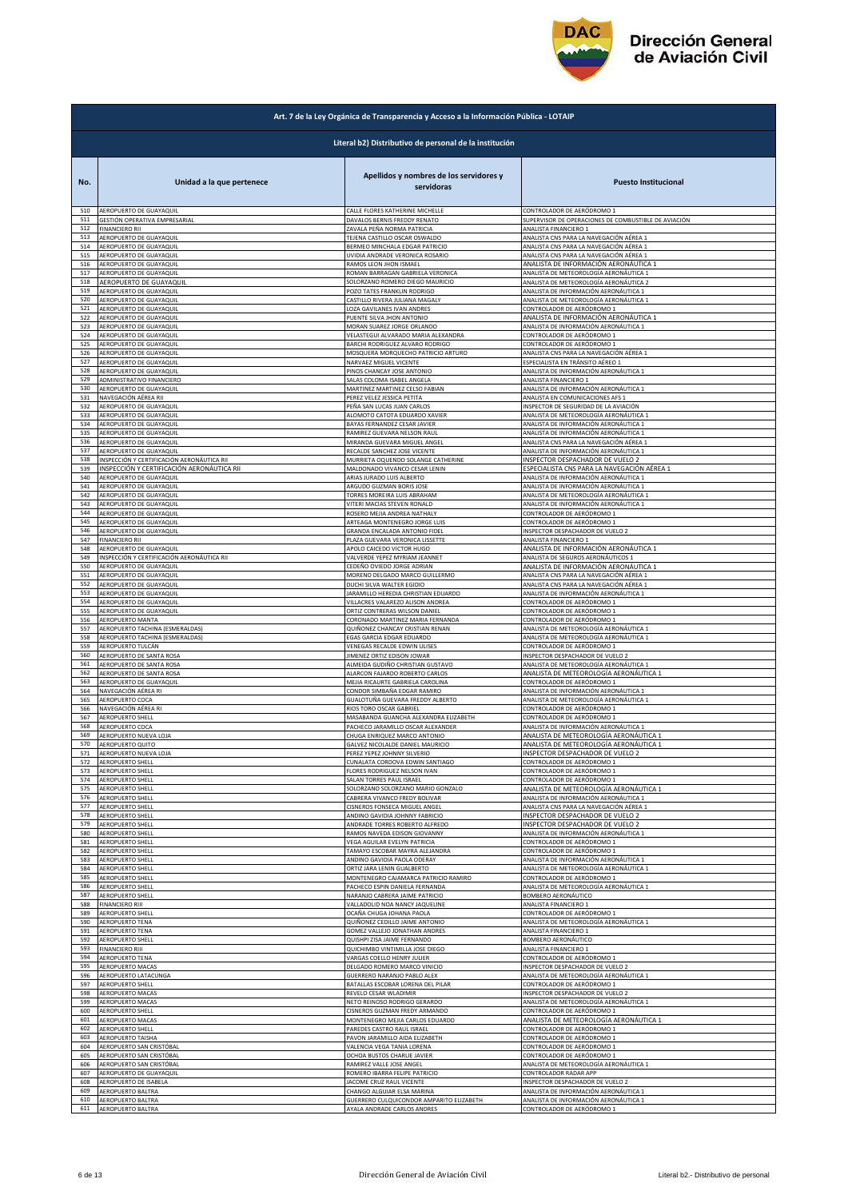## Art. 7 de la Ley Orgánica de Transparencia y Acceso a la Información Pública - LOTAIP

### Literal b2) Distributivo de personal de la institución

| No. | Unidad a la que pertenece | Apellidos y nombres de los servidores y servidoras | Puesto Institucional |
|---|---|---|---|
| 510 | AEROPUERTO DE GUAYAQUIL | CALLE FLORES KATHERINE MICHELLE | CONTROLADOR DE AERÓDROMO 1 |
| 511 | GESTIÓN OPERATIVA EMPRESARIAL | DAVALOS BERNIS FREDDY RENATO | SUPERVISOR DE OPERACIONES DE COMBUSTIBLE DE AVIACIÓN |
| 512 | FINANCIERO RII | ZAVALA PEÑA NORMA PATRICIA | ANALISTA FINANCIERO 1 |
| 513 | AEROPUERTO DE GUAYAQUIL | TEJENA CASTILLO OSCAR OSWALDO | ANALISTA CNS PARA LA NAVEGACIÓN AÉREA 1 |
| 514 | AEROPUERTO DE GUAYAQUIL | BERMEO MINCHALA EDGAR PATRICIO | ANALISTA CNS PARA LA NAVEGACIÓN AÉREA 1 |
| 515 | AEROPUERTO DE GUAYAQUIL | UVIDIA ANDRADE VERONICA ROSARIO | ANALISTA CNS PARA LA NAVEGACIÓN AÉREA 1 |
| 516 | AEROPUERTO DE GUAYAQUIL | RAMOS LEON JHON ISMAEL | ANALISTA DE INFORMACIÓN AERONÁUTICA 1 |
| 517 | AEROPUERTO DE GUAYAQUIL | ROMAN BARRAGAN GABRIELA VERONICA | ANALISTA DE METEOROLOGÍA AERONÁUTICA 1 |
| 518 | AEROPUERTO DE GUAYAQUIL | SOLORZANO ROMERO DIEGO MAURICIO | ANALISTA DE METEOROLOGÍA AERONÁUTICA 2 |
| 519 | AEROPUERTO DE GUAYAQUIL | POZO TATES FRANKLIN RODRIGO | ANALISTA DE INFORMACIÓN AERONÁUTICA 1 |
| 520 | AEROPUERTO DE GUAYAQUIL | CASTILLO RIVERA JULIANA MAGALY | ANALISTA DE METEOROLOGÍA AERONÁUTICA 1 |
| 521 | AEROPUERTO DE GUAYAQUIL | LOZA GAVILANES IVAN ANDRES | CONTROLADOR DE AERÓDROMO 1 |
| 522 | AEROPUERTO DE GUAYAQUIL | PUENTE SILVA JHON ANTONIO | ANALISTA DE INFORMACIÓN AERONÁUTICA 1 |
| 523 | AEROPUERTO DE GUAYAQUIL | MORAN SUAREZ JORGE ORLANDO | ANALISTA DE INFORMACIÓN AERONÁUTICA 1 |
| 524 | AEROPUERTO DE GUAYAQUIL | VELASTEGUI ALVARADO MARIA ALEXANDRA | CONTROLADOR DE AERÓDROMO 1 |
| 525 | AEROPUERTO DE GUAYAQUIL | BARCHI RODRIGUEZ ALVARO RODRIGO | CONTROLADOR DE AERÓDROMO 1 |
| 526 | AEROPUERTO DE GUAYAQUIL | MOSQUERA MORQUECHO PATRICIO ARTURO | ANALISTA CNS PARA LA NAVEGACIÓN AÉREA 1 |
| 527 | AEROPUERTO DE GUAYAQUIL | NARVAEZ MIGUEL VICENTE | ESPECIALISTA EN TRÁNSITO AÉREO 1 |
| 528 | AEROPUERTO DE GUAYAQUIL | PINOS CHANCAY JOSE ANTONIO | ANALISTA DE INFORMACIÓN AERONÁUTICA 1 |
| 529 | ADMINISTRATIVO FINANCIERO | SALAS COLOMA ISABEL ANGELA | ANALISTA FINANCIERO 1 |
| 530 | AEROPUERTO DE GUAYAQUIL | MARTINEZ MARTINEZ CELSO FABIAN | ANALISTA DE INFORMACIÓN AERONÁUTICA 1 |
| 531 | NAVEGACIÓN AÉREA RII | PEREZ VELEZ JESSICA PETITA | ANALISTA EN COMUNICACIONES AFS 1 |
| 532 | AEROPUERTO DE GUAYAQUIL | PEÑA SAN LUCAS JUAN CARLOS | INSPECTOR DE SEGURIDAD DE LA AVIACIÓN |
| 533 | AEROPUERTO DE GUAYAQUIL | ALOMOTO CATOTA EDUARDO XAVIER | ANALISTA DE METEOROLOGÍA AERONÁUTICA 1 |
| 534 | AEROPUERTO DE GUAYAQUIL | BAYAS FERNANDEZ CESAR JAVIER | ANALISTA DE INFORMACIÓN AERONÁUTICA 1 |
| 535 | AEROPUERTO DE GUAYAQUIL | RAMIREZ GUEVARA NELSON RAUL | ANALISTA DE INFORMACIÓN AERONÁUTICA 1 |
| 536 | AEROPUERTO DE GUAYAQUIL | MIRANDA GUEVARA MIGUEL ANGEL | ANALISTA CNS PARA LA NAVEGACIÓN AÉREA 1 |
| 537 | AEROPUERTO DE GUAYAQUIL | RECALDE SANCHEZ JOSE VICENTE | ANALISTA DE INFORMACIÓN AERONÁUTICA 1 |
| 538 | INSPECCIÓN Y CERTIFICACIÓN AERONÁUTICA RII | MURRIETA OQUENDO SOLANGE CATHERINE | INSPECTOR DESPACHADOR DE VUELO 2 |
| 539 | INSPECCIÓN Y CERTIFICACIÓN AERONÁUTICA RII | MALDONADO VIVANCO CESAR LENIN | ESPECIALISTA CNS PARA LA NAVEGACIÓN AÉREA 1 |
| 540 | AEROPUERTO DE GUAYAQUIL | ARIAS JURADO LUIS ALBERTO | ANALISTA DE INFORMACIÓN AERONÁUTICA 1 |
| 541 | AEROPUERTO DE GUAYAQUIL | ARGUDO GUZMAN BORIS JOSE | ANALISTA DE INFORMACIÓN AERONÁUTICA 1 |
| 542 | AEROPUERTO DE GUAYAQUIL | TORRES MOREIRA LUIS ABRAHAM | ANALISTA DE METEOROLOGÍA AERONÁUTICA 1 |
| 543 | AEROPUERTO DE GUAYAQUIL | VITERI MACIAS STEVEN RONALD | ANALISTA DE INFORMACIÓN AERONÁUTICA 1 |
| 544 | AEROPUERTO DE GUAYAQUIL | ROSERO MEJIA ANDREA NATHALY | CONTROLADOR DE AERÓDROMO 1 |
| 545 | AEROPUERTO DE GUAYAQUIL | ARTEAGA MONTENEGRO JORGE LUIS | CONTROLADOR DE AERÓDROMO 1 |
| 546 | AEROPUERTO DE GUAYAQUIL | GRANDA ENCALADA ANTONIO FIDEL | INSPECTOR DESPACHADOR DE VUELO 2 |
| 547 | FINANCIERO RII | PLAZA GUEVARA VERONICA LISSETTE | ANALISTA FINANCIERO 1 |
| 548 | AEROPUERTO DE GUAYAQUIL | APOLO CAICEDO VICTOR HUGO | ANALISTA DE INFORMACIÓN AERONÁUTICA 1 |
| 549 | INSPECCIÓN Y CERTIFICACIÓN AERONÁUTICA RII | VALVERDE YEPEZ MYRIAM JEANNET | ANALISTA DE SEGUROS AERONÁUTICOS 1 |
| 550 | AEROPUERTO DE GUAYAQUIL | CEDEÑO OVIEDO JORGE ADRIAN | ANALISTA DE INFORMACIÓN AERONÁUTICA 1 |
| 551 | AEROPUERTO DE GUAYAQUIL | MORENO DELGADO MARCO GUILLERMO | ANALISTA CNS PARA LA NAVEGACIÓN AÉREA 1 |
| 552 | AEROPUERTO DE GUAYAQUIL | DUCHI SILVA WALTER EGIDIO | ANALISTA CNS PARA LA NAVEGACIÓN AÉREA 1 |
| 553 | AEROPUERTO DE GUAYAQUIL | JARAMILLO HEREDIA CHRISTIAN EDUARDO | ANALISTA DE INFORMACIÓN AERONÁUTICA 1 |
| 554 | AEROPUERTO DE GUAYAQUIL | VILLACRES VALAREZO ALISON ANDREA | CONTROLADOR DE AERÓDROMO 1 |
| 555 | AEROPUERTO DE GUAYAQUIL | ORTIZ CONTRERAS WILSON DANIEL | CONTROLADOR DE AERÓDROMO 1 |
| 556 | AEROPUERTO MANTA | CORONADO MARTINEZ MARIA FERNANDA | CONTROLADOR DE AERÓDROMO 1 |
| 557 | AEROPUERTO TACHINA (ESMERALDAS) | QUIÑONEZ CHANCAY CRISTIAN RENAN | ANALISTA DE METEOROLOGÍA AERONÁUTICA 1 |
| 558 | AEROPUERTO TACHINA (ESMERALDAS) | EGAS GARCIA EDGAR EDUARDO | ANALISTA DE METEOROLOGÍA AERONÁUTICA 1 |
| 559 | AEROPUERTO TULCÁN | VENEGAS RECALDE EDWIN ULISES | CONTROLADOR DE AERÓDROMO 1 |
| 560 | AEROPUERTO DE SANTA ROSA | JIMENEZ ORTIZ EDISON JOWAR | INSPECTOR DESPACHADOR DE VUELO 2 |
| 561 | AEROPUERTO DE SANTA ROSA | ALMEIDA GUDIÑO CHRISTIAN GUSTAVO | ANALISTA DE METEOROLOGÍA AERONÁUTICA 1 |
| 562 | AEROPUERTO DE SANTA ROSA | ALARCON FAJARDO ROBERTO CARLOS | ANALISTA DE METEOROLOGÍA AERONÁUTICA 1 |
| 563 | AEROPUERTO DE GUAYAQUIL | MEJIA RICAURTE GABRIELA CAROLINA | CONTROLADOR DE AERÓDROMO 1 |
| 564 | NAVEGACIÓN AÉREA RI | CONDOR SIMBAÑA EDGAR RAMIRO | ANALISTA DE INFORMACIÓN AERONÁUTICA 1 |
| 565 | AEROPUERTO COCA | GUALOTUÑA GUEVARA FREDDY ALBERTO | ANALISTA DE METEOROLOGÍA AERONÁUTICA 1 |
| 566 | NAVEGACIÓN AÉREA RI | RIOS TORO OSCAR GABRIEL | CONTROLADOR DE AERÓDROMO 1 |
| 567 | AEROPUERTO SHELL | MASABANDA GUANCHA ALEXANDRA ELIZABETH | CONTROLADOR DE AERÓDROMO 1 |
| 568 | AEROPUERTO COCA | PACHECO JARAMILLO OSCAR ALEXANDER | ANALISTA DE INFORMACIÓN AERONÁUTICA 1 |
| 569 | AEROPUERTO NUEVA LOJA | CHUGA ENRIQUEZ MARCO ANTONIO | ANALISTA DE METEOROLOGÍA AERONÁUTICA 1 |
| 570 | AEROPUERTO QUITO | GALVEZ NICOLALDE DANIEL MAURICIO | ANALISTA DE METEOROLOGÍA AERONÁUTICA 1 |
| 571 | AEROPUERTO NUEVA LOJA | PEREZ YEPEZ JOHNNY SILVERIO | INSPECTOR DESPACHADOR DE VUELO 2 |
| 572 | AEROPUERTO SHELL | CUNALATA CORDOVA EDWIN SANTIAGO | CONTROLADOR DE AERÓDROMO 1 |
| 573 | AEROPUERTO SHELL | FLORES RODRIGUEZ NELSON IVAN | CONTROLADOR DE AERÓDROMO 1 |
| 574 | AEROPUERTO SHELL | SALAN TORRES PAUL ISRAEL | CONTROLADOR DE AERÓDROMO 1 |
| 575 | AEROPUERTO SHELL | SOLORZANO SOLORZANO MARIO GONZALO | ANALISTA DE METEOROLOGÍA AERONÁUTICA 1 |
| 576 | AEROPUERTO SHELL | CABRERA VIVANCO FREDY BOLIVAR | ANALISTA DE INFORMACIÓN AERONÁUTICA 1 |
| 577 | AEROPUERTO SHELL | CISNEROS FONSECA MIGUEL ANGEL | ANALISTA CNS PARA LA NAVEGACIÓN AÉREA 1 |
| 578 | AEROPUERTO SHELL | ANDINO GAVIDIA JOHNNY FABRICIO | INSPECTOR DESPACHADOR DE VUELO 2 |
| 579 | AEROPUERTO SHELL | ANDRADE TORRES ROBERTO ALFREDO | INSPECTOR DESPACHADOR DE VUELO 2 |
| 580 | AEROPUERTO SHELL | RAMOS NAVEDA EDISON GIOVANNY | ANALISTA DE INFORMACIÓN AERONÁUTICA 1 |
| 581 | AEROPUERTO SHELL | VEGA AGUILAR EVELYN PATRICIA | CONTROLADOR DE AERÓDROMO 1 |
| 582 | AEROPUERTO SHELL | TAMAYO ESCOBAR MAYRA ALEJANDRA | CONTROLADOR DE AERÓDROMO 1 |
| 583 | AEROPUERTO SHELL | ANDINO GAVIDIA PAOLA ODERAY | ANALISTA DE INFORMACIÓN AERONÁUTICA 1 |
| 584 | AEROPUERTO SHELL | ORTIZ JARA LENIN GUALBERTO | ANALISTA DE METEOROLOGÍA AERONÁUTICA 1 |
| 585 | AEROPUERTO SHELL | MONTENEGRO CAJAMARCA PATRICIO RAMIRO | CONTROLADOR DE AERÓDROMO 1 |
| 586 | AEROPUERTO SHELL | PACHECO ESPIN DANIELA FERNANDA | ANALISTA DE METEOROLOGÍA AERONÁUTICA 1 |
| 587 | AEROPUERTO SHELL | NARANJO CABRERA JAIME PATRICIO | BOMBERO AERONÁUTICO |
| 588 | FINANCIERO RIII | VALLADOLID NOA NANCY JAQUELINE | ANALISTA FINANCIERO 1 |
| 589 | AEROPUERTO SHELL | OCAÑA CHUGA JOHANA PAOLA | CONTROLADOR DE AERÓDROMO 1 |
| 590 | AEROPUERTO TENA | QUIÑONEZ CEDILLO JAIME ANTONIO | ANALISTA DE METEOROLOGÍA AERONÁUTICA 1 |
| 591 | AEROPUERTO TENA | GOMEZ VALLEJO JONATHAN ANDRES | ANALISTA FINANCIERO 1 |
| 592 | AEROPUERTO SHELL | QUISHPI ZISA JAIME FERNANDO | BOMBERO AERONÁUTICO |
| 593 | FINANCIERO RIII | QUICHIMBO VINTIMILLA JOSE DIEGO | ANALISTA FINANCIERO 1 |
| 594 | AEROPUERTO TENA | VARGAS COELLO HENRY JULIER | CONTROLADOR DE AERÓDROMO 1 |
| 595 | AEROPUERTO MACAS | DELGADO ROMERO MARCO VINICIO | INSPECTOR DESPACHADOR DE VUELO 2 |
| 596 | AEROPUERTO LATACUNGA | GUERRERO NARANJO PABLO ALEX | ANALISTA DE METEOROLOGÍA AERONÁUTICA 1 |
| 597 | AEROPUERTO SHELL | BATALLAS ESCOBAR LORENA DEL PILAR | CONTROLADOR DE AERÓDROMO 1 |
| 598 | AEROPUERTO MACAS | REVELO CESAR WLADIMIR | INSPECTOR DESPACHADOR DE VUELO 2 |
| 599 | AEROPUERTO MACAS | NETO REINOSO RODRIGO GERARDO | ANALISTA DE METEOROLOGÍA AERONÁUTICA 1 |
| 600 | AEROPUERTO SHELL | CISNEROS GUZMAN FREDY ARMANDO | CONTROLADOR DE AERÓDROMO 1 |
| 601 | AEROPUERTO MACAS | MONTENEGRO MEJIA CARLOS EDUARDO | ANALISTA DE METEOROLOGÍA AERONÁUTICA 1 |
| 602 | AEROPUERTO SHELL | PAREDES CASTRO RAUL ISRAEL | CONTROLADOR DE AERÓDROMO 1 |
| 603 | AEROPUERTO TAISHA | PAVON JARAMILLO AIDA ELIZABETH | CONTROLADOR DE AERÓDROMO 1 |
| 604 | AEROPUERTO SAN CRISTÓBAL | VALENCIA VEGA TANIA LORENA | CONTROLADOR DE AERÓDROMO 1 |
| 605 | AEROPUERTO SAN CRISTÓBAL | OCHOA BUSTOS CHARLIE JAVIER | CONTROLADOR DE AERÓDROMO 1 |
| 606 | AEROPUERTO SAN CRISTÓBAL | RAMIREZ VALLE JOSE ANGEL | ANALISTA DE METEOROLOGÍA AERONÁUTICA 1 |
| 607 | AEROPUERTO DE GUAYAQUIL | ROMERO IBARRA FELIPE PATRICIO | CONTROLADOR RADAR APP |
| 608 | AEROPUERTO DE ISABELA | JACOME CRUZ RAUL VICENTE | INSPECTOR DESPACHADOR DE VUELO 2 |
| 609 | AEROPUERTO BALTRA | CHANGO ALGUIAR ELSA MARINA | ANALISTA DE INFORMACIÓN AERONÁUTICA 1 |
| 610 | AEROPUERTO BALTRA | GUERRERO CULQUICONDOR AMPARITO ELIZABETH | ANALISTA DE INFORMACIÓN AERONÁUTICA 1 |
| 611 | AEROPUERTO BALTRA | AYALA ANDRADE CARLOS ANDRES | CONTROLADOR DE AERÓDROMO 1 |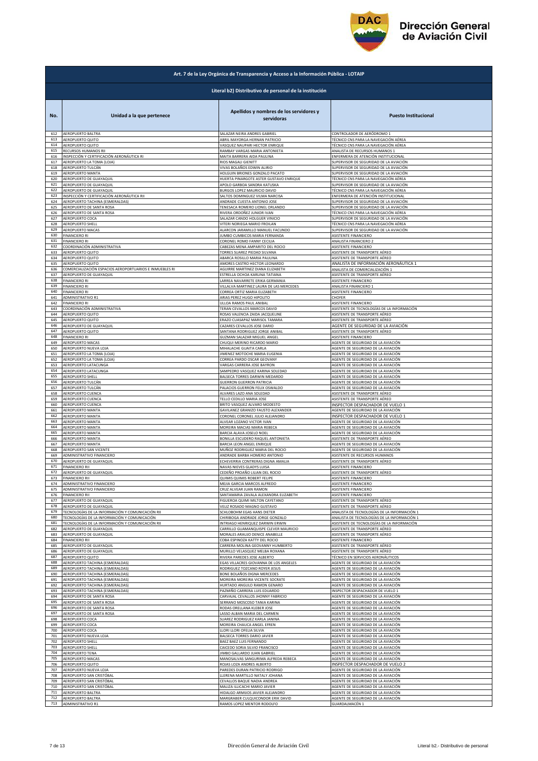## Art. 7 de la Ley Orgánica de Transparencia y Acceso a la Información Pública - LOTAIP

### Literal b2) Distributivo de personal de la institución

| No. | Unidad a la que pertenece | Apellidos y nombres de los servidores y servidoras | Puesto Institucional |
|---|---|---|---|
| 612 | AEROPUERTO BALTRA | SALAZAR NEIRA ANDRES GABRIEL | CONTROLADOR DE AERÓDROMO 1 |
| 613 | AEROPUERTO QUITO | ABRIL MAYORGA HERNAN PATRICIO | TÉCNICO CNS PARA LA NAVEGACIÓN AÉREA |
| 614 | AEROPUERTO QUITO | VASQUEZ NAUPARI HECTOR ENRIQUE | TÉCNICO CNS PARA LA NAVEGACIÓN AÉREA |
| 615 | RECURSOS HUMANOS RII | RAMBAY VARGAS MARIA ANTONIETA | ANALISTA DE RECURSOS HUMANOS 1 |
| 616 | INSPECCIÓN Y CERTIFICACIÓN AERONÁUTICA RI | MAITA BARRERA AIDA PAULINA | ENFERMERA DE ATENCIÓN INSTITUCIONAL |
| 617 | AEROPUERTO LA TOMA (LOJA) | RIOS MAGALI GIENITT | SUPERVISOR DE SEGURIDAD DE LA AVIACIÓN |
| 618 | AEROPUERTO TULCÁN | VIVAS BOLAÑOS EDWIN ALIRIO | SUPERVISOR DE SEGURIDAD DE LA AVIACIÓN |
| 619 | AEROPUERTO MANTA | HOLGUIN BRIONES GONZALO PACATO | SUPERVISOR DE SEGURIDAD DE LA AVIACIÓN |
| 620 | AEROPUERTO DE GUAYAQUIL | HUERTA PINARGOTE ASTER GUSTAVO ENRIQUE | TÉCNICO CNS PARA LA NAVEGACIÓN AÉREA |
| 621 | AEROPUERTO DE GUAYAQUIL | APOLO GARBOA SANDRA KATUSKA | SUPERVISOR DE SEGURIDAD DE LA AVIACIÓN |
| 622 | AEROPUERTO DE GUAYAQUIL | BURGOS LOPEZ MAURICIO DAVID | TÉCNICO CNS PARA LA NAVEGACIÓN AÉREA |
| 623 | INSPECCIÓN Y CERTIFICACIÓN AERONÁUTICA RII | SALTOS DOMINGUEZ VILMA NARCISA | ENFERMERA DE ATENCIÓN INSTITUCIONAL |
| 624 | AEROPUERTO TACHINA (ESMERALDAS) | ANDRADE CUESTA ANTONIO JOSE | SUPERVISOR DE SEGURIDAD DE LA AVIACIÓN |
| 625 | AEROPUERTO DE SANTA ROSA | TENESACA ROMERO LIONEL ORLANDO | SUPERVISOR DE SEGURIDAD DE LA AVIACIÓN |
| 626 | AEROPUERTO DE SANTA ROSA | RIVERA ORDOÑEZ JUNIOR IVAN | TÉCNICO CNS PARA LA NAVEGACIÓN AÉREA |
| 627 | AEROPUERTO COCA | SALAZAR CANDO HOLGUER VINICIO | SUPERVISOR DE SEGURIDAD DE LA AVIACIÓN |
| 628 | AEROPUERTO SHELL | VITERI NORIEGA MARIO FROILAN | TÉCNICO CNS PARA LA NAVEGACIÓN AÉREA |
| 629 | AEROPUERTO MACAS | ALARCON JARAMILLO MANUEL FACUNDO | SUPERVISOR DE SEGURIDAD DE LA AVIACIÓN |
| 630 | FINANCIERO RI | JUMBO CUMBICOS MARIA FERNANDA | ASISTENTE FINANCIERO |
| 631 | FINANCIERO RI | CORONEL ROMO FANNY CECILIA | ANALISTA FINANCIERO 2 |
| 632 | COORDINACIÓN ADMINISTRATIVA | CABEZAS MENA AMPARITO DEL ROCIO | ASISTENTE FINANCIERO |
| 633 | AEROPUERTO QUITO | TORRES SUAREZ PIEDAD SILVANA | ASISTENTE DE TRANSPORTE AÉREO |
| 634 | AEROPUERTO QUITO | ABARCA ROSILLO MARIA PAULINA | ASISTENTE DE TRANSPORTE AÉREO |
| 635 | AEROPUERTO QUITO | AMORES CASTRO HECTOR LEONARDO | ANALISTA DE INFORMACIÓN AERONÁUTICA 1 |
| 636 | COMERCIALIZACIÓN ESPACIOS AEROPORTUARIOS E INMUEBLES RI | AGUIRRE MARTINEZ DIANA ELIZABETH | ANALISTA DE COMERCIALIZACIÓN 1 |
| 637 | AEROPUERTO DE GUAYAQUIL | ESTRELLA OCHOA KARLINA TATIANA | ASISTENTE DE TRANSPORTE AÉREO |
| 638 | FINANCIERO RI | LARREA NAVARRETE ERIKA GERMANIA | ASISTENTE FINANCIERO |
| 639 | FINANCIERO RI | VILLALVA MARTINEZ LAURA DE LAS MERCEDES | ANALISTA FINANCIERO 1 |
| 640 | FINANCIERO RI | CORREA ORTIZ MARIA ELIZABETH | ASISTENTE FINANCIERO |
| 641 | ADMINISTRATIVO R1 | ARIAS PEREZ HUGO HIPOLITO | CHOFER |
| 642 | FINANCIERO RI | ULLOA RAMOS PAUL ANIBAL | ASISTENTE FINANCIERO |
| 643 | COORDINACIÓN ADMINISTRATIVA | TERAN CEVALLOS MARCOS DAVID | ASISTENTE DE TECNOLOGÍAS DE LA INFORMACIÓN |
| 644 | AEROPUERTO QUITO | ROSAS VALENCIA ZAIDA JACQUELINE | ASISTENTE DE TRANSPORTE AÉREO |
| 645 | AEROPUERTO QUITO | ERAZO CUASAPAZ MARISOL TAMARA | ASISTENTE DE TRANSPORTE AÉREO |
| 646 | AEROPUERTO DE GUAYAQUIL | CAZARES CEVALLOS JOSE DARIO | AGENTE DE SEGURIDAD DE LA AVIACIÓN |
| 647 | AEROPUERTO QUITO | SANTANA RODRIGUEZ JORGE ANIBAL | ASISTENTE DE TRANSPORTE AÉREO |
| 648 | FINANCIERO RI | GUZMAN SALAZAR MIGUEL ANGEL | ASISTENTE FINANCIERO |
| 649 | AEROPUERTO MACAS | CHUQUI MERINO RICARDO MARIO | AGENTE DE SEGURIDAD DE LA AVIACIÓN |
| 650 | AEROPUERTO NUEVA LOJA | MIHALACHE GUAITA CARLA | AGENTE DE SEGURIDAD DE LA AVIACIÓN |
| 651 | AEROPUERTO LA TOMA (LOJA) | JIMENEZ MOTOCHE MARIA EUGENIA | AGENTE DE SEGURIDAD DE LA AVIACIÓN |
| 652 | AEROPUERTO LA TOMA (LOJA) | CORREA PARDO OSCAR GEOVANY | AGENTE DE SEGURIDAD DE LA AVIACIÓN |
| 653 | AEROPUERTO LATACUNGA | VARGAS CARRERA JOSE BAYRON | AGENTE DE SEGURIDAD DE LA AVIACIÓN |
| 654 | AEROPUERTO LATACUNGA | SAMPEDRO VASQUEZ KARINA SOLEDAD | AGENTE DE SEGURIDAD DE LA AVIACIÓN |
| 655 | AEROPUERTO SHELL | BALSECA TORRES DARWIN MEDARDO | AGENTE DE SEGURIDAD DE LA AVIACIÓN |
| 656 | AEROPUERTO TULCÁN | GUERRON GUERRON PATRICIA | AGENTE DE SEGURIDAD DE LA AVIACIÓN |
| 657 | AEROPUERTO TULCÁN | PALACIOS GUERRON FELIX OSWALDO | AGENTE DE SEGURIDAD DE LA AVIACIÓN |
| 658 | AEROPUERTO CUENCA | ALVARES LAZO ANA SOLEDAD | ASISTENTE DE TRANSPORTE AÉREO |
| 659 | AEROPUERTO CUENCA | TELLO CEDILLO MARIA JOSE | ASISTENTE DE TRANSPORTE AÉREO |
| 660 | AEROPUERTO CUENCA | BRITO VASQUEZ ALVARO MODESTO | INSPECTOR DESPACHADOR DE VUELO 1 |
| 661 | AEROPUERTO MANTA | GAVILANEZ GRANIZO FAUSTO ALEXANDER | AGENTE DE SEGURIDAD DE LA AVIACIÓN |
| 662 | AEROPUERTO MANTA | CORONEL CORONEL JULIO ALEJANDRO | INSPECTOR DESPACHADOR DE VUELO 1 |
| 663 | AEROPUERTO MANTA | ALVEAR LOZANO VICTOR IVAN | AGENTE DE SEGURIDAD DE LA AVIACIÓN |
| 664 | AEROPUERTO MANTA | MOREIRA MACIAS MARIA REBECA | AGENTE DE SEGURIDAD DE LA AVIACIÓN |
| 665 | AEROPUERTO MANTA | BARCIA ALAVA JOSELO NOEL | AGENTE DE SEGURIDAD DE LA AVIACIÓN |
| 666 | AEROPUERTO MANTA | BONILLA ESCUDERO RAQUEL ANTONIETA | ASISTENTE DE TRANSPORTE AÉREO |
| 667 | AEROPUERTO MANTA | BARCIA LEON ANGEL ENRIQUE | AGENTE DE SEGURIDAD DE LA AVIACIÓN |
| 668 | AEROPUERTO SAN VICENTE | MUÑOZ RODRIGUEZ MARIA DEL ROCIO | AGENTE DE SEGURIDAD DE LA AVIACIÓN |
| 669 | ADMINISTRATIVO FINANCIERO | ANDRADE BARBA HOMERO ANTONIO | ASISTENTE DE RECURSOS HUMANOS |
| 670 | AEROPUERTO DE GUAYAQUIL | ECHEVERRIA CONTRERAS DIGNA AMALIA | ASISTENTE DE TRANSPORTE AÉREO |
| 671 | FINANCIERO RII | NAVAS NIEVES GLADYS LUISA | ASISTENTE FINANCIERO |
| 672 | AEROPUERTO DE GUAYAQUIL | CEDEÑO PROAÑO LILIAN DEL ROCIO | ASISTENTE DE TRANSPORTE AÉREO |
| 673 | FINANCIERO RII | QUIMIS QUIMIS ROBERT FELIPE | ASISTENTE FINANCIERO |
| 674 | ADMINISTRATIVO FINANCIERO | MEJIA GARCIA MARCOS ALFREDO | ASISTENTE FINANCIERO |
| 675 | ADMINISTRATIVO FINANCIERO | CRUZ ALVEAR JUAN RAMON | ASISTENTE FINANCIERO |
| 676 | FINANCIERO RII | SANTAMARIA ZAVALA ALEXANDRA ELIZABETH | ASISTENTE FINANCIERO |
| 677 | AEROPUERTO DE GUAYAQUIL | FIGUEROA QUIMI MILTON CAYETANO | ASISTENTE DE TRANSPORTE AÉREO |
| 678 | AEROPUERTO DE GUAYAQUIL | VELIZ ROSADO MAGNO GUSTAVO | ASISTENTE DE TRANSPORTE AÉREO |
| 679 | TECNOLOGÍAS DE LA INFORMACIÓN Y COMUNICACIÓN RII | SCHLOBOHM EGAS HANS DIETER | ANALISTA DE TECNOLOGÍAS DE LA INFORMACIÓN 1 |
| 680 | TECNOLOGÍAS DE LA INFORMACIÓN Y COMUNICACIÓN | CHIRIBOGA ANDRADE JORGE GONZALO | ANALISTA DE TECNOLOGÍAS DE LA INFORMACIÓN 1 |
| 681 | TECNOLOGÍAS DE LA INFORMACIÓN Y COMUNICACIÓN RII | INTRIAGO HENRIQUEZ DARWIN ERWIN | ASISTENTE DE TECNOLOGÍAS DE LA INFORMACIÓN |
| 682 | AEROPUERTO DE GUAYAQUIL | CARRILLO GUAMANQUISPE CLEVER MAURICIO | ASISTENTE DE TRANSPORTE AÉREO |
| 683 | AEROPUERTO DE GUAYAQUIL | MORALES ARAUJO DENICE ANABELLE | ASISTENTE DE TRANSPORTE AÉREO |
| 684 | FINANCIERO RII | COBA ESPINOZA KATTY DEL ROCIO | ASISTENTE FINANCIERO |
| 685 | AEROPUERTO DE GUAYAQUIL | CARRERA MOLINA GEOVANNY HUMBERTO | ASISTENTE DE TRANSPORTE AÉREO |
| 686 | AEROPUERTO DE GUAYAQUIL | MURILLO VELASQUEZ MELBA ROXANA | ASISTENTE DE TRANSPORTE AÉREO |
| 687 | AEROPUERTO QUITO | RIVERA PAREDES JOSE ALBERTO | TÉCNICO EN SERVICIOS AERONÁUTICOS |
| 688 | AEROPUERTO TACHINA (ESMERALDAS) | EGAS VILLACRES GIOVANNA DE LOS ANGELES | AGENTE DE SEGURIDAD DE LA AVIACIÓN |
| 689 | AEROPUERTO TACHINA (ESMERALDAS) | RODRIGUEZ TOZCANO ROYER JESUS | AGENTE DE SEGURIDAD DE LA AVIACIÓN |
| 690 | AEROPUERTO TACHINA (ESMERALDAS) | BONE BOLAÑOS DIGNA MERCEDES | AGENTE DE SEGURIDAD DE LA AVIACIÓN |
| 691 | AEROPUERTO TACHINA (ESMERALDAS) | MOREIRA MOREIRA VICENTE SOCRATE | AGENTE DE SEGURIDAD DE LA AVIACIÓN |
| 692 | AEROPUERTO TACHINA (ESMERALDAS) | HURTADO ANGULO RAMON GENARO | AGENTE DE SEGURIDAD DE LA AVIACIÓN |
| 693 | AEROPUERTO TACHINA (ESMERALDAS) | PAZMIÑO CARRERA LUIS EDUARDO | INSPECTOR DESPACHADOR DE VUELO 1 |
| 694 | AEROPUERTO DE SANTA ROSA | CARVAJAL CEVALLOS JHONNY FABRICIO | AGENTE DE SEGURIDAD DE LA AVIACIÓN |
| 695 | AEROPUERTO DE SANTA ROSA | SERRANO MOSCOSO TANIA KARINA | AGENTE DE SEGURIDAD DE LA AVIACIÓN |
| 696 | AEROPUERTO DE SANTA ROSA | RODAS ORELLANA KLEBER JOSE | AGENTE DE SEGURIDAD DE LA AVIACIÓN |
| 697 | AEROPUERTO DE SANTA ROSA | LASSO ALBAN MARIA DEL CARMEN | AGENTE DE SEGURIDAD DE LA AVIACIÓN |
| 698 | AEROPUERTO COCA | SUAREZ RODRIGUEZ KARLA JANINA | AGENTE DE SEGURIDAD DE LA AVIACIÓN |
| 699 | AEROPUERTO COCA | MOREIRA CHAUCA ANGEL EFREN | AGENTE DE SEGURIDAD DE LA AVIACIÓN |
| 700 | AEROPUERTO COCA | LLORI LLORI OFELIA SILVIA | AGENTE DE SEGURIDAD DE LA AVIACIÓN |
| 701 | AEROPUERTO NUEVA LOJA | BALSECA TORRES DARIO JAVIER | AGENTE DE SEGURIDAD DE LA AVIACIÓN |
| 702 | AEROPUERTO SHELL | BAEZ BAEZ LUIS FERNANDO | AGENTE DE SEGURIDAD DE LA AVIACIÓN |
| 703 | AEROPUERTO SHELL | CAICEDO SORIA SILVIO FRANCISCO | AGENTE DE SEGURIDAD DE LA AVIACIÓN |
| 704 | AEROPUERTO TENA | JIMBO GALLARDO JUAN GABRIEL | AGENTE DE SEGURIDAD DE LA AVIACIÓN |
| 705 | AEROPUERTO MACAS | MANOSALVAS SANGURIMA ALFREDA REBECA | AGENTE DE SEGURIDAD DE LA AVIACIÓN |
| 706 | AEROPUERTO QUITO | ROJAS LOZA ANDRES ALBERTO | INSPECTOR DESPACHADOR DE VUELO 2 |
| 707 | AEROPUERTO NUEVA LOJA | PAREDES DURAN PATRICIO RODRIGO | AGENTE DE SEGURIDAD DE LA AVIACIÓN |
| 708 | AEROPUERTO SAN CRISTÓBAL | LLERENA MARTILLO NATALY JOHANA | AGENTE DE SEGURIDAD DE LA AVIACIÓN |
| 709 | AEROPUERTO SAN CRISTÓBAL | CEVALLOS BAQUE NADIA ANDREA | AGENTE DE SEGURIDAD DE LA AVIACIÓN |
| 710 | AEROPUERTO SAN CRISTÓBAL | MALIZA ILLICACHI MARIO JAVIER | AGENTE DE SEGURIDAD DE LA AVIACIÓN |
| 711 | AEROPUERTO BALTRA | HIDALGO ARMIJOS JAVIER ALEJANDRO | AGENTE DE SEGURIDAD DE LA AVIACIÓN |
| 712 | AEROPUERTO BALTRA | MARGRABER CULQUICONDOR ERIK DAVID | AGENTE DE SEGURIDAD DE LA AVIACIÓN |
| 713 | ADMINISTRATIVO R1 | RAMOS LOPEZ MENTOR RODOLFO | GUARDALMACÉN 1 |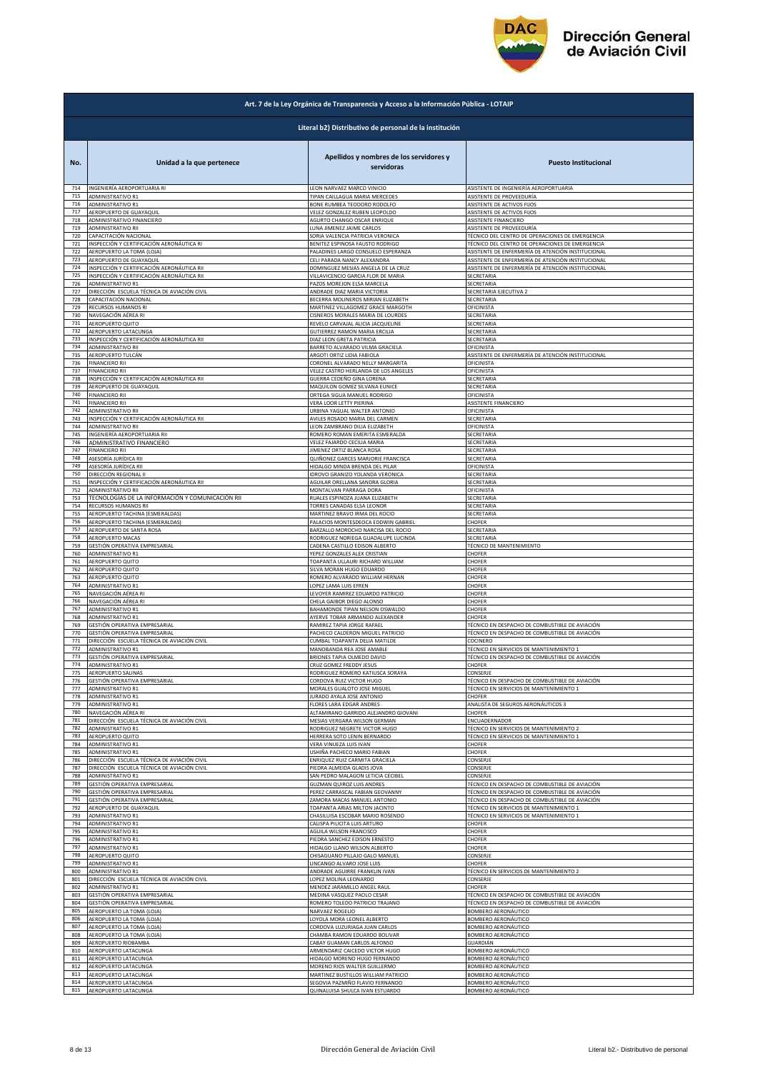## Art. 7 de la Ley Orgánica de Transparencia y Acceso a la Información Pública - LOTAIP

### Literal b2) Distributivo de personal de la institución

| No. | Unidad a la que pertenece | Apellidos y nombres de los servidores y servidoras | Puesto Institucional |
|---|---|---|---|
| 714 | INGENIERÍA AEROPORTUARIA RI | LEON NARVAEZ MARCO VINICIO | ASISTENTE DE INGENIERÍA AEROPORTUARIA |
| 715 | ADMINISTRATIVO R1 | TIPAN CAILLAGUA MARIA MERCEDES | ASISTENTE DE PROVEEDURÍA |
| 716 | ADMINISTRATIVO R1 | BONE RUMBEA TEODORO RODOLFO | ASISTENTE DE ACTIVOS FIJOS |
| 717 | AEROPUERTO DE GUAYAQUIL | VELEZ GONZALEZ RUBEN LEOPOLDO | ASISTENTE DE ACTIVOS FIJOS |
| 718 | ADMINISTRATIVO FINANCIERO | AGURTO CHANGO OSCAR ENRIQUE | ASISTENTE FINANCIERO |
| 719 | ADMINISTRATIVO RII | LUNA JIMENEZ JAIME CARLOS | ASISTENTE DE PROVEEDURÍA |
| 720 | CAPACITACIÓN NACIONAL | SORIA VALENCIA PATRICIA VERONICA | TÉCNICO DEL CENTRO DE OPERACIONES DE EMERGENCIA |
| 721 | INSPECCIÓN Y CERTIFICACIÓN AERONÁUTICA RI | BENITEZ ESPINOSA FAUSTO RODRIGO | TÉCNICO DEL CENTRO DE OPERACIONES DE EMERGENCIA |
| 722 | AEROPUERTO LA TOMA (LOJA) | PALADINES LARGO CONSUELO ESPERANZA | ASISTENTE DE ENFERMERÍA DE ATENCIÓN INSTITUCIONAL |
| 723 | AEROPUERTO DE GUAYAQUIL | CELI PARADA NANCY ALEXANDRA | ASISTENTE DE ENFERMERÍA DE ATENCIÓN INSTITUCIONAL |
| 724 | INSPECCIÓN Y CERTIFICACIÓN AERONÁUTICA RII | DOMINGUEZ MESIAS ANGELA DE LA CRUZ | ASISTENTE DE ENFERMERÍA DE ATENCIÓN INSTITUCIONAL |
| 725 | INSPECCIÓN Y CERTIFICACIÓN AERONÁUTICA RII | VILLAVICENCIO GARCIA FLOR DE MARIA | SECRETARIA |
| 726 | ADMINISTRATIVO R1 | PAZOS MOREJON ELSA MARCELA | SECRETARIA |
| 727 | DIRECCIÓN ESCUELA TÉCNICA DE AVIACIÓN CIVIL | ANDRADE DIAZ MARIA VICTORIA | SECRETARIA EJECUTIVA 2 |
| 728 | CAPACITACIÓN NACIONAL | BECERRA MOLINEROS MIRIAN ELIZABETH | SECRETARIA |
| 729 | RECURSOS HUMANOS RI | MARTINEZ VILLAGOMEZ GRACE MARGOTH | OFICINISTA |
| 730 | NAVEGACIÓN AÉREA RI | CISNEROS MORALES MARIA DE LOURDES | SECRETARIA |
| 731 | AEROPUERTO QUITO | REVELO CARVAJAL ALICIA JACQUELINE | SECRETARIA |
| 732 | AEROPUERTO LATACUNGA | GUTIERREZ RAMON MARIA ERCILIA | SECRETARIA |
| 733 | INSPECCIÓN Y CERTIFICACIÓN AERONÁUTICA RII | DIAZ LEON GRETA PATRICIA | SECRETARIA |
| 734 | ADMINISTRATIVO RII | BARRETO ALVARADO VILMA GRACIELA | OFICINISTA |
| 735 | AEROPUERTO TULCÁN | ARGOTI ORTIZ LIDIA FABIOLA | ASISTENTE DE ENFERMERÍA DE ATENCIÓN INSTITUCIONAL |
| 736 | FINANCIERO RII | CORONEL ALVARADO NELLY MARGARITA | OFICINISTA |
| 737 | FINANCIERO RII | VELEZ CASTRO HERLANDA DE LOS ANGELES | OFICINISTA |
| 738 | INSPECCIÓN Y CERTIFICACIÓN AERONÁUTICA RII | GUERRA CEDEÑO GINA LORENA | SECRETARIA |
| 739 | AEROPUERTO DE GUAYAQUIL | MAQUILON GOMEZ SILVANA EUNICE | SECRETARIA |
| 740 | FINANCIERO RII | ORTEGA SIGUA MANUEL RODRIGO | OFICINISTA |
| 741 | FINANCIERO RII | VERA LOOR LETTY PIERINA | ASISTENTE FINANCIERO |
| 742 | ADMINISTRATIVO RII | URBINA YAGUAL WALTER ANTONIO | OFICINISTA |
| 743 | INSPECCIÓN Y CERTIFICACIÓN AERONÁUTICA RII | AVILES ROSADO MARIA DEL CARMEN | SECRETARIA |
| 744 | ADMINISTRATIVO RII | LEON ZAMBRANO DILIA ELIZABETH | OFICINISTA |
| 745 | INGENIERÍA AEROPORTUARIA RII | ROMERO ROMAN EMERITA ESMERALDA | SECRETARIA |
| 746 | ADMINISTRATIVO FINANCIERO | VELEZ FAJARDO CECILIA MARIA | SECRETARIA |
| 747 | FINANCIERO RII | JIMENEZ ORTIZ BLANCA ROSA | SECRETARIA |
| 748 | ASESORÍA JURÍDICA RII | QUIÑONEZ GARCES MARJORIE FRANCISCA | SECRETARIA |
| 749 | ASESORÍA JURÍDICA RII | HIDALGO MINDA BRENDA DEL PILAR | OFICINISTA |
| 750 | DIRECCIÓN REGIONAL II | IDROVO GRANIZO YOLANDA VERONICA | SECRETARIA |
| 751 | INSPECCIÓN Y CERTIFICACIÓN AERONÁUTICA RII | AGUILAR ORELLANA SANDRA GLORIA | SECRETARIA |
| 752 | ADMINISTRATIVO RII | MONTALVAN PARRAGA DORA | OFICINISTA |
| 753 | TECNOLOGÍAS DE LA INFORMACIÓN Y COMUNICACIÓN RII | RUALES ESPINOZA JUANA ELIZABETH | SECRETARIA |
| 754 | RECURSOS HUMANOS RII | TORRES CANADAS ELSA LEONOR | SECRETARIA |
| 755 | AEROPUERTO TACHINA (ESMERALDAS) | MARTINEZ BRAVO IRMA DEL ROCIO | SECRETARIA |
| 756 | AEROPUERTO TACHINA (ESMERALDAS) | PALACIOS MONTESDEOCA EDDWIN GABRIEL | CHOFER |
| 757 | AEROPUERTO DE SANTA ROSA | BARZALLO MOROCHO NARCISA DEL ROCIO | SECRETARIA |
| 758 | AEROPUERTO MACAS | RODRIGUEZ NORIEGA GUADALUPE LUCINDA | SECRETARIA |
| 759 | GESTIÓN OPERATIVA EMPRESARIAL | CADENA CASTILLO EDISON ALBERTO | TÉCNICO DE MANTENIMIENTO |
| 760 | ADMINISTRATIVO R1 | YEPEZ GONZALES ALEX CRISTIAN | CHOFER |
| 761 | AEROPUERTO QUITO | TOAPANTA ULLAURI RICHARD WILLIAM | CHOFER |
| 762 | AEROPUERTO QUITO | SILVA MORAN HUGO EDUARDO | CHOFER |
| 763 | AEROPUERTO QUITO | ROMERO ALVARADO WILLIAM HERNAN | CHOFER |
| 764 | ADMINISTRATIVO R1 | LOPEZ LAMA LUIS EFREN | CHOFER |
| 765 | NAVEGACIÓN AÉREA RI | LEVOYER RAMIREZ EDUARDO PATRICIO | CHOFER |
| 766 | NAVEGACIÓN AÉREA RI | CHELA GAIBOR DIEGO ALONSO | CHOFER |
| 767 | ADMINISTRATIVO R1 | BAHAMONDE TIPAN NELSON OSWALDO | CHOFER |
| 768 | ADMINISTRATIVO R1 | AYERVE TOBAR ARMANDO ALEXANDER | CHOFER |
| 769 | GESTIÓN OPERATIVA EMPRESARIAL | RAMIREZ TAPIA JORGE RAFAEL | TÉCNICO EN DESPACHO DE COMBUSTIBLE DE AVIACIÓN |
| 770 | GESTIÓN OPERATIVA EMPRESARIAL | PACHECO CALDERON MIGUEL PATRICIO | TÉCNICO EN DESPACHO DE COMBUSTIBLE DE AVIACIÓN |
| 771 | DIRECCIÓN ESCUELA TÉCNICA DE AVIACIÓN CIVIL | CUMBAL TOAPANTA DELIA MATILDE | COCINERO |
| 772 | ADMINISTRATIVO R1 | MANOBANDA REA JOSE AMABLE | TÉCNICO EN SERVICIOS DE MANTENIMIENTO 1 |
| 773 | GESTIÓN OPERATIVA EMPRESARIAL | BRIONES TAPIA OLMEDO DAVID | TÉCNICO EN DESPACHO DE COMBUSTIBLE DE AVIACIÓN |
| 774 | ADMINISTRATIVO R1 | CRUZ GOMEZ FREDDY JESUS | CHOFER |
| 775 | AEROPUERTO SALINAS | RODRIGUEZ ROMERO KATIUSCA SORAYA | CONSERJE |
| 776 | GESTIÓN OPERATIVA EMPRESARIAL | CORDOVA RUIZ VICTOR HUGO | TÉCNICO EN DESPACHO DE COMBUSTIBLE DE AVIACIÓN |
| 777 | ADMINISTRATIVO R1 | MORALES GUALOTO JOSE MIGUEL | TÉCNICO EN SERVICIOS DE MANTENIMIENTO 1 |
| 778 | ADMINISTRATIVO R1 | JURADO AYALA JOSE ANTONIO | CHOFER |
| 779 | ADMINISTRATIVO R1 | FLORES LARA EDGAR ANDRES | ANALISTA DE SEGUROS AERONÁUTICOS 3 |
| 780 | NAVEGACIÓN AÉREA RI | ALTAMIRANO GARRIDO ALEJANDRO GIOVANI | CHOFER |
| 781 | DIRECCIÓN ESCUELA TÉCNICA DE AVIACIÓN CIVIL | MESIAS VERGARA WILSON GERMAN | ENCUADERNADOR |
| 782 | ADMINISTRATIVO R1 | RODRIGUEZ NEGRETE VICTOR HUGO | TÉCNICO EN SERVICIOS DE MANTENIMIENTO 2 |
| 783 | AEROPUERTO QUITO | HERRERA SOTO LENIN BERNARDO | TÉCNICO EN SERVICIOS DE MANTENIMIENTO 1 |
| 784 | ADMINISTRATIVO R1 | VERA VINUEZA LUIS IVAN | CHOFER |
| 785 | ADMINISTRATIVO R1 | USHIÑA PACHECO MARIO FABIAN | CHOFER |
| 786 | DIRECCIÓN ESCUELA TÉCNICA DE AVIACIÓN CIVIL | ENRIQUEZ RUIZ CARMITA GRACIELA | CONSERJE |
| 787 | DIRECCIÓN ESCUELA TÉCNICA DE AVIACIÓN CIVIL | PIEDRA ALMEIDA GLADIS JOVA | CONSERJE |
| 788 | ADMINISTRATIVO R1 | SAN PEDRO MALAGON LETICIA CECIBEL | CONSERJE |
| 789 | GESTIÓN OPERATIVA EMPRESARIAL | GUZMAN QUIROZ LUIS ANDRES | TÉCNICO EN DESPACHO DE COMBUSTIBLE DE AVIACIÓN |
| 790 | GESTIÓN OPERATIVA EMPRESARIAL | PEREZ CARRASCAL FABIAN GEOVANNY | TÉCNICO EN DESPACHO DE COMBUSTIBLE DE AVIACIÓN |
| 791 | GESTIÓN OPERATIVA EMPRESARIAL | ZAMORA MACAS MANUEL ANTONIO | TÉCNICO EN DESPACHO DE COMBUSTIBLE DE AVIACIÓN |
| 792 | AEROPUERTO DE GUAYAQUIL | TOAPANTA ARIAS MILTON JACINTO | TÉCNICO EN SERVICIOS DE MANTENIMIENTO 1 |
| 793 | ADMINISTRATIVO R1 | CHASILUISA ESCOBAR MARIO ROSENDO | TÉCNICO EN SERVICIOS DE MANTENIMIENTO 1 |
| 794 | ADMINISTRATIVO R1 | CALISPA PILICITA LUIS ARTURO | CHOFER |
| 795 | ADMINISTRATIVO R1 | AGUILA WILSON FRANCISCO | CHOFER |
| 796 | ADMINISTRATIVO R1 | PIEDRA SANCHEZ EDISON ERNESTO | CHOFER |
| 797 | ADMINISTRATIVO R1 | HIDALGO LLANO WILSON ALBERTO | CHOFER |
| 798 | AEROPUERTO QUITO | CHISAGUANO PILLAJO GALO MANUEL | CONSERJE |
| 799 | ADMINISTRATIVO R1 | LINCANGO ALVARO JOSE LUIS | CHOFER |
| 800 | ADMINISTRATIVO R1 | ANDRADE AGUIRRE FRANKLIN IVAN | TÉCNICO EN SERVICIOS DE MANTENIMIENTO 2 |
| 801 | DIRECCIÓN ESCUELA TÉCNICA DE AVIACIÓN CIVIL | LOPEZ MOLINA LEONARDO | CONSERJE |
| 802 | ADMINISTRATIVO R1 | MENDEZ JARAMILLO ANGEL RAUL | CHOFER |
| 803 | GESTIÓN OPERATIVA EMPRESARIAL | MEDINA VASQUEZ PAOLO CESAR | TÉCNICO EN DESPACHO DE COMBUSTIBLE DE AVIACIÓN |
| 804 | GESTIÓN OPERATIVA EMPRESARIAL | ROMERO TOLEDO PATRICIO TRAJANO | TÉCNICO EN DESPACHO DE COMBUSTIBLE DE AVIACIÓN |
| 805 | AEROPUERTO LA TOMA (LOJA) | NARVAEZ ROGELIO | BOMBERO AERONÁUTICO |
| 806 | AEROPUERTO LA TOMA (LOJA) | LOYOLA MORA LEONEL ALBERTO | BOMBERO AERONÁUTICO |
| 807 | AEROPUERTO LA TOMA (LOJA) | CORDOVA LUZURIAGA JUAN CARLOS | BOMBERO AERONÁUTICO |
| 808 | AEROPUERTO LA TOMA (LOJA) | CHAMBA RAMON EDUARDO BOLIVAR | BOMBERO AERONÁUTICO |
| 809 | AEROPUERTO RIOBAMBA | CABAY GUAMAN CARLOS ALFONSO | GUARDIÁN |
| 810 | AEROPUERTO LATACUNGA | ARMENDARIZ CAICEDO VICTOR HUGO | BOMBERO AERONÁUTICO |
| 811 | AEROPUERTO LATACUNGA | HIDALGO MORENO HUGO FERNANDO | BOMBERO AERONÁUTICO |
| 812 | AEROPUERTO LATACUNGA | MORENO RIOS WALTER GUILLERMO | BOMBERO AERONÁUTICO |
| 813 | AEROPUERTO LATACUNGA | MARTINEZ BUSTILLOS WILLIAM PATRICIO | BOMBERO AERONÁUTICO |
| 814 | AEROPUERTO LATACUNGA | SEGOVIA PAZMIÑO FLAVIO FERNANDO | BOMBERO AERONÁUTICO |
| 815 | AEROPUERTO LATACUNGA | QUINALUISA SHULCA IVAN ESTUARDO | BOMBERO AERONÁUTICO |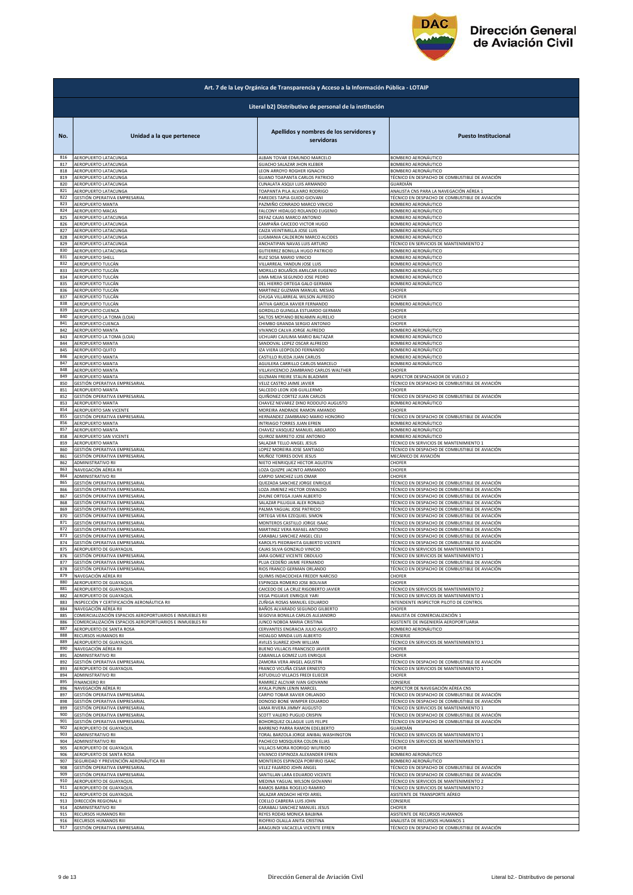| Art. 7 de la Ley Orgánica de Transparencia y Acceso a la Información Pública - LOTAIP | | | |
|---|---|---|---|
| Literal b2) Distributivo de personal de la institución | | | |
| No. | Unidad a la que pertenece | Apellidos y nombres de los servidores y servidoras | Puesto Institucional |
| 816 | AEROPUERTO LATACUNGA | ALBAN TOVAR EDMUNDO MARCELO | BOMBERO AERONÁUTICO |
| 817 | AEROPUERTO LATACUNGA | GUACHO SALAZAR JHON KLEBER | BOMBERO AERONÁUTICO |
| 818 | AEROPUERTO LATACUNGA | LEON ARROYO ROGHER IGNACIO | BOMBERO AERONÁUTICO |
| 819 | AEROPUERTO LATACUNGA | GUANO TOAPANTA CARLOS PATRICIO | TÉCNICO EN DESPACHO DE COMBUSTIBLE DE AVIACIÓN |
| 820 | AEROPUERTO LATACUNGA | CUNALATA ASQUI LUIS ARMANDO | GUARDIÁN |
| 821 | AEROPUERTO LATACUNGA | TOAPANTA PILA ALVARO RODRIGO | ANALISTA CNS PARA LA NAVEGACIÓN AÉREA 1 |
| 822 | GESTIÓN OPERATIVA EMPRESARIAL | PAREDES TAPIA GUIDO GIOVANI | TÉCNICO EN DESPACHO DE COMBUSTIBLE DE AVIACIÓN |
| 823 | AEROPUERTO MANTA | PAZMIÑO CONRADO MARCO VINICIO | BOMBERO AERONÁUTICO |
| 824 | AEROPUERTO MACAS | FALCONY HIDALGO ROLANDO EUGENIO | BOMBERO AERONÁUTICO |
| 825 | AEROPUERTO LATACUNGA | DEFAZ CAJAS MARCO ANTONIO | BOMBERO AERONÁUTICO |
| 826 | AEROPUERTO LATACUNGA | CAMPAÑA CAICEDO VICTOR HUGO | BOMBERO AERONÁUTICO |
| 827 | AEROPUERTO LATACUNGA | CAIZA VEINTIMILLA JOSE LUIS | BOMBERO AERONÁUTICO |
| 828 | AEROPUERTO LATACUNGA | LUGMANIA CALDERON MARCO ALCIDES | BOMBERO AERONÁUTICO |
| 829 | AEROPUERTO LATACUNGA | ANCHATIPAN NAVAS LUIS ARTURO | TÉCNICO EN SERVICIOS DE MANTENIMIENTO 2 |
| 830 | AEROPUERTO LATACUNGA | GUTIERREZ BONILLA HUGO PATRICIO | BOMBERO AERONÁUTICO |
| 831 | AEROPUERTO SHELL | RUIZ SOSA MARIO VINICIO | BOMBERO AERONÁUTICO |
| 832 | AEROPUERTO TULCÁN | VILLARREAL YANDUN JOSE LUIS | BOMBERO AERONÁUTICO |
| 833 | AEROPUERTO TULCÁN | MORILLO BOLAÑOS AMILCAR EUGENIO | BOMBERO AERONÁUTICO |
| 834 | AEROPUERTO TULCÁN | LIMA MEJIA SEGUNDO JOSE PEDRO | BOMBERO AERONÁUTICO |
| 835 | AEROPUERTO TULCÁN | DEL HIERRO ORTEGA GALO GERMAN | BOMBERO AERONÁUTICO |
| 836 | AEROPUERTO TULCÁN | MARTINEZ GUZMAN MANUEL MESIAS | CHOFER |
| 837 | AEROPUERTO TULCÁN | CHUGA VILLARREAL WILSON ALFREDO | CHOFER |
| 838 | AEROPUERTO TULCÁN | JATIVA GARCIA XAVIER FERNANDO | BOMBERO AERONÁUTICO |
| 839 | AEROPUERTO CUENCA | GORDILLO GUINGLA ESTUARDO GERMAN | CHOFER |
| 840 | AEROPUERTO LA TOMA (LOJA) | SALTOS MOYANO BENJAMIN AURELIO | CHOFER |
| 841 | AEROPUERTO CUENCA | CHIMBO GRANDA SERGIO ANTONIO | CHOFER |
| 842 | AEROPUERTO MANTA | VIVANCO CALVA JORGE ALFREDO | BOMBERO AERONÁUTICO |
| 843 | AEROPUERTO LA TOMA (LOJA) | UCHUARI CAJILIMA MARIO BALTAZAR | BOMBERO AERONÁUTICO |
| 844 | AEROPUERTO MANTA | SANDOVAL LOPEZ OSCAR ALFREDO | BOMBERO AERONÁUTICO |
| 845 | AEROPUERTO QUITO | IZA VIERA LEOPOLDO FERNANDO | BOMBERO AERONÁUTICO |
| 846 | AEROPUERTO MANTA | CASTILLO RUEDA JUAN CARLOS | BOMBERO AERONÁUTICO |
| 847 | AEROPUERTO MANTA | AGUILERA CARRILLO CARLOS MARCELO | BOMBERO AERONÁUTICO |
| 848 | AEROPUERTO MANTA | VILLAVICENCIO ZAMBRANO CARLOS WALTHER | CHOFER |
| 849 | AEROPUERTO MANTA | GUZMAN FREIRE STALIN BLADIMIR | INSPECTOR DESPACHADOR DE VUELO 2 |
| 850 | GESTIÓN OPERATIVA EMPRESARIAL | VELIZ CASTRO JAIME JAVIER | TÉCNICO EN DESPACHO DE COMBUSTIBLE DE AVIACIÓN |
| 851 | AEROPUERTO MANTA | SALCEDO LEON JOB GUILLERMO | CHOFER |
| 852 | GESTIÓN OPERATIVA EMPRESARIAL | QUIÑONEZ CORTEZ JUAN CARLOS | TÉCNICO EN DESPACHO DE COMBUSTIBLE DE AVIACIÓN |
| 853 | AEROPUERTO MANTA | CHAVEZ NEVAREZ DINO RODOLFO AUGUSTO | BOMBERO AERONÁUTICO |
| 854 | AEROPUERTO SAN VICENTE | MOREIRA ANDRADE RAMON AMANDO | CHOFER |
| 855 | GESTIÓN OPERATIVA EMPRESARIAL | HERNANDEZ ZAMBRANO MARIO HONORIO | TÉCNICO EN DESPACHO DE COMBUSTIBLE DE AVIACIÓN |
| 856 | AEROPUERTO MANTA | INTRIAGO TORRES JUAN EFREN | BOMBERO AERONÁUTICO |
| 857 | AEROPUERTO MANTA | CHAVEZ VASQUEZ MANUEL ABELARDO | BOMBERO AERONÁUTICO |
| 858 | AEROPUERTO SAN VICENTE | QUIROZ BARRETO JOSE ANTONIO | BOMBERO AERONÁUTICO |
| 859 | AEROPUERTO MANTA | SALAZAR TELLO ANGEL JESUS | TÉCNICO EN SERVICIOS DE MANTENIMIENTO 1 |
| 860 | GESTIÓN OPERATIVA EMPRESARIAL | LOPEZ MOREIRA JOSE SANTIAGO | TÉCNICO EN DESPACHO DE COMBUSTIBLE DE AVIACIÓN |
| 861 | GESTIÓN OPERATIVA EMPRESARIAL | MUÑOZ TORRES DOVE JESUS | MECÁNICO DE AVIACIÓN |
| 862 | ADMINISTRATIVO RII | NIETO HENRIQUEZ HECTOR AGUSTIN | CHOFER |
| 863 | NAVEGACIÓN AÉREA RII | LOZA QUIZPE JACINTO ARMANDO | CHOFER |
| 864 | ADMINISTRATIVO RII | CARPIO SANCHEZ LUIS OMAR | CHOFER |
| 865 | GESTIÓN OPERATIVA EMPRESARIAL | QUEZADA SANCHEZ JORGE ENRIQUE | TÉCNICO EN DESPACHO DE COMBUSTIBLE DE AVIACIÓN |
| 866 | GESTIÓN OPERATIVA EMPRESARIAL | LOZA JIMENEZ HECTOR OSWALDO | TÉCNICO EN DESPACHO DE COMBUSTIBLE DE AVIACIÓN |
| 867 | GESTIÓN OPERATIVA EMPRESARIAL | ZHUNE ORTEGA JUAN ALBERTO | TÉCNICO EN DESPACHO DE COMBUSTIBLE DE AVIACIÓN |
| 868 | GESTIÓN OPERATIVA EMPRESARIAL | SALAZAR PILLIGUA ALEX RONALD | TÉCNICO EN DESPACHO DE COMBUSTIBLE DE AVIACIÓN |
| 869 | GESTIÓN OPERATIVA EMPRESARIAL | PALMA YAGUAL JOSE PATRICIO | TÉCNICO EN DESPACHO DE COMBUSTIBLE DE AVIACIÓN |
| 870 | GESTIÓN OPERATIVA EMPRESARIAL | ORTEGA VERA EZEQUIEL SIMON | TÉCNICO EN DESPACHO DE COMBUSTIBLE DE AVIACIÓN |
| 871 | GESTIÓN OPERATIVA EMPRESARIAL | MONTEROS CASTILLO JORGE ISAAC | TÉCNICO EN DESPACHO DE COMBUSTIBLE DE AVIACIÓN |
| 872 | GESTIÓN OPERATIVA EMPRESARIAL | MARTINEZ VERA RAFAEL ANTONIO | TÉCNICO EN DESPACHO DE COMBUSTIBLE DE AVIACIÓN |
| 873 | GESTIÓN OPERATIVA EMPRESARIAL | CARABALI SANCHEZ ANGEL CELI | TÉCNICO EN DESPACHO DE COMBUSTIBLE DE AVIACIÓN |
| 874 | GESTIÓN OPERATIVA EMPRESARIAL | KAROLYS PIEDRAHITA GILBERTO VICENTE | TÉCNICO EN DESPACHO DE COMBUSTIBLE DE AVIACIÓN |
| 875 | AEROPUERTO DE GUAYAQUIL | CAJAS SILVA GONZALO VINICIO | TÉCNICO EN SERVICIOS DE MANTENIMIENTO 1 |
| 876 | GESTIÓN OPERATIVA EMPRESARIAL | JARA GOMEZ VICENTE OBDULIO | TÉCNICO EN SERVICIOS DE MANTENIMIENTO 1 |
| 877 | GESTIÓN OPERATIVA EMPRESARIAL | PLUA CEDEÑO JAIME FERNANDO | TÉCNICO EN DESPACHO DE COMBUSTIBLE DE AVIACIÓN |
| 878 | GESTIÓN OPERATIVA EMPRESARIAL | RIOS FRANCO GERMAN ORLANDO | TÉCNICO EN DESPACHO DE COMBUSTIBLE DE AVIACIÓN |
| 879 | NAVEGACIÓN AÉREA RII | QUIMIS INDACOCHEA FREDDY NARCISO | CHOFER |
| 880 | AEROPUERTO DE GUAYAQUIL | ESPINOZA ROMERO JOSE BOLIVAR | CHOFER |
| 881 | AEROPUERTO DE GUAYAQUIL | CAICEDO DE LA CRUZ RIGOBERTO JAVIER | TÉCNICO EN SERVICIOS DE MANTENIMIENTO 2 |
| 882 | AEROPUERTO DE GUAYAQUIL | VEGA PIGUAVE ENRIQUE YARI | TÉCNICO EN SERVICIOS DE MANTENIMIENTO 1 |
| 883 | INSPECCIÓN Y CERTIFICACIÓN AERONÁUTICA RII | ZUÑIGA ROSAS MANUEL EDUARDO | INTENDENTE INSPECTOR PILOTO DE CONTROL |
| 884 | NAVEGACIÓN AÉREA RII | BAÑOS ALVARADO SEGUNDO GILBERTO | CHOFER |
| 885 | COMERCIALIZACIÓN ESPACIOS AEROPORTUARIOS E INMUEBLES RII | SEGOVIA BONILLA CARLOS ALEJANDRO | ANALISTA DE COMERCIALIZACIÓN 1 |
| 886 | COMERCIALIZACIÓN ESPACIOS AEROPORTUARIOS E INMUEBLES RII | JUNCO NOBOA MARIA CRISTINA | ASISTENTE DE INGENIERÍA AEROPORTUARIA |
| 887 | AEROPUERTO DE SANTA ROSA | CERVANTES ENGRACIA JULIO AUGUSTO | BOMBERO AERONÁUTICO |
| 888 | RECURSOS HUMANOS RII | HIDALGO MINDA LUIS ALBERTO | CONSERJE |
| 889 | AEROPUERTO DE GUAYAQUIL | AVILES SUAREZ JOHN WILLIAN | TÉCNICO EN SERVICIOS DE MANTENIMIENTO 1 |
| 890 | NAVEGACIÓN AÉREA RII | BUENO VILLACIS FRANCISCO JAVIER | CHOFER |
| 891 | ADMINISTRATIVO RII | CABANILLA GOMEZ LUIS ENRIQUE | CHOFER |
| 892 | GESTIÓN OPERATIVA EMPRESARIAL | ZAMORA VERA ANGEL AGUSTIN | TÉCNICO EN DESPACHO DE COMBUSTIBLE DE AVIACIÓN |
| 893 | AEROPUERTO DE GUAYAQUIL | FRANCO VICUÑA CESAR ERNESTO | TÉCNICO EN SERVICIOS DE MANTENIMIENTO 1 |
| 894 | ADMINISTRATIVO RII | ASTUDILLO VILLACIS FREDI ELIECER | CHOFER |
| 895 | FINANCIERO RII | RAMIREZ ALCIVAR IVAN GIOVANNI | CONSERJE |
| 896 | NAVEGACIÓN AÉREA RI | AYALA PUNIN LENIN MARCEL | INSPECTOR DE NAVEGACIÓN AÉREA CNS |
| 897 | GESTIÓN OPERATIVA EMPRESARIAL | CARPIO TOBAR XAVIER ORLANDO | TÉCNICO EN DESPACHO DE COMBUSTIBLE DE AVIACIÓN |
| 898 | GESTIÓN OPERATIVA EMPRESARIAL | DONOSO BONE WIMPER EDUARDO | TÉCNICO EN DESPACHO DE COMBUSTIBLE DE AVIACIÓN |
| 899 | GESTIÓN OPERATIVA EMPRESARIAL | LAMA RIVERA JIMMY AUGUSTO | TÉCNICO EN SERVICIOS DE MANTENIMIENTO 1 |
| 900 | GESTIÓN OPERATIVA EMPRESARIAL | SCOTT VALERO PUGLIO CRISPIN | TÉCNICO EN DESPACHO DE COMBUSTIBLE DE AVIACIÓN |
| 901 | GESTIÓN OPERATIVA EMPRESARIAL | BOHORQUEZ OLLAGUE LUIS FELIPE | TÉCNICO EN DESPACHO DE COMBUSTIBLE DE AVIACIÓN |
| 902 | AEROPUERTO DE GUAYAQUIL | BARRENO PARRA RAMON EDELBERTO | GUARDIÁN |
| 903 | ADMINISTRATIVO RII | TORAL BARZOLA JORGE ANIBAL WASHINGTON | TÉCNICO EN SERVICIOS DE MANTENIMIENTO 1 |
| 904 | ADMINISTRATIVO RII | PACHECO MOSQUERA COLON ELIAS | TÉCNICO EN SERVICIOS DE MANTENIMIENTO 1 |
| 905 | AEROPUERTO DE GUAYAQUIL | VILLACIS MORA RODRIGO WILFRIDO | CHOFER |
| 906 | AEROPUERTO DE SANTA ROSA | VIVANCO ESPINOZA ALEXANDER EFREN | BOMBERO AERONÁUTICO |
| 907 | SEGURIDAD Y PREVENCIÓN AERONÁUTICA RII | MONTEROS ESPINOZA PORFIRIO ISAAC | BOMBERO AERONÁUTICO |
| 908 | GESTIÓN OPERATIVA EMPRESARIAL | VELEZ FAJARDO JOHN ANGEL | TÉCNICO EN DESPACHO DE COMBUSTIBLE DE AVIACIÓN |
| 909 | GESTIÓN OPERATIVA EMPRESARIAL | SANTILLAN LARA EDUARDO VICENTE | TÉCNICO EN DESPACHO DE COMBUSTIBLE DE AVIACIÓN |
| 910 | AEROPUERTO DE GUAYAQUIL | MEDINA YAGUAL WILSON GIOVANNI | TÉCNICO EN SERVICIOS DE MANTENIMIENTO 2 |
| 911 | AEROPUERTO DE GUAYAQUIL | RAMOS BARBA ROGELIO RAMIRO | TÉCNICO EN SERVICIOS DE MANTENIMIENTO 2 |
| 912 | AEROPUERTO DE GUAYAQUIL | SALAZAR ANDACHI HEYDI ARIEL | ASISTENTE DE TRANSPORTE AÉREO |
| 913 | DIRECCIÓN REGIONAL II | COELLO CABRERA LUIS JOHN | CONSERJE |
| 914 | ADMINISTRATIVO RII | CARABALI SANCHEZ MANUEL JESUS | CHOFER |
| 915 | RECURSOS HUMANOS RIII | REYES RODAS MONICA BALBINA | ASISTENTE DE RECURSOS HUMANOS |
| 916 | RECURSOS HUMANOS RIII | RIOFRIO OLALLA ANITA CRISTINA | ANALISTA DE RECURSOS HUMANOS 1 |
| 917 | GESTIÓN OPERATIVA EMPRESARIAL | ARAGUNDI VACACELA VICENTE EFREN | TÉCNICO EN DESPACHO DE COMBUSTIBLE DE AVIACIÓN |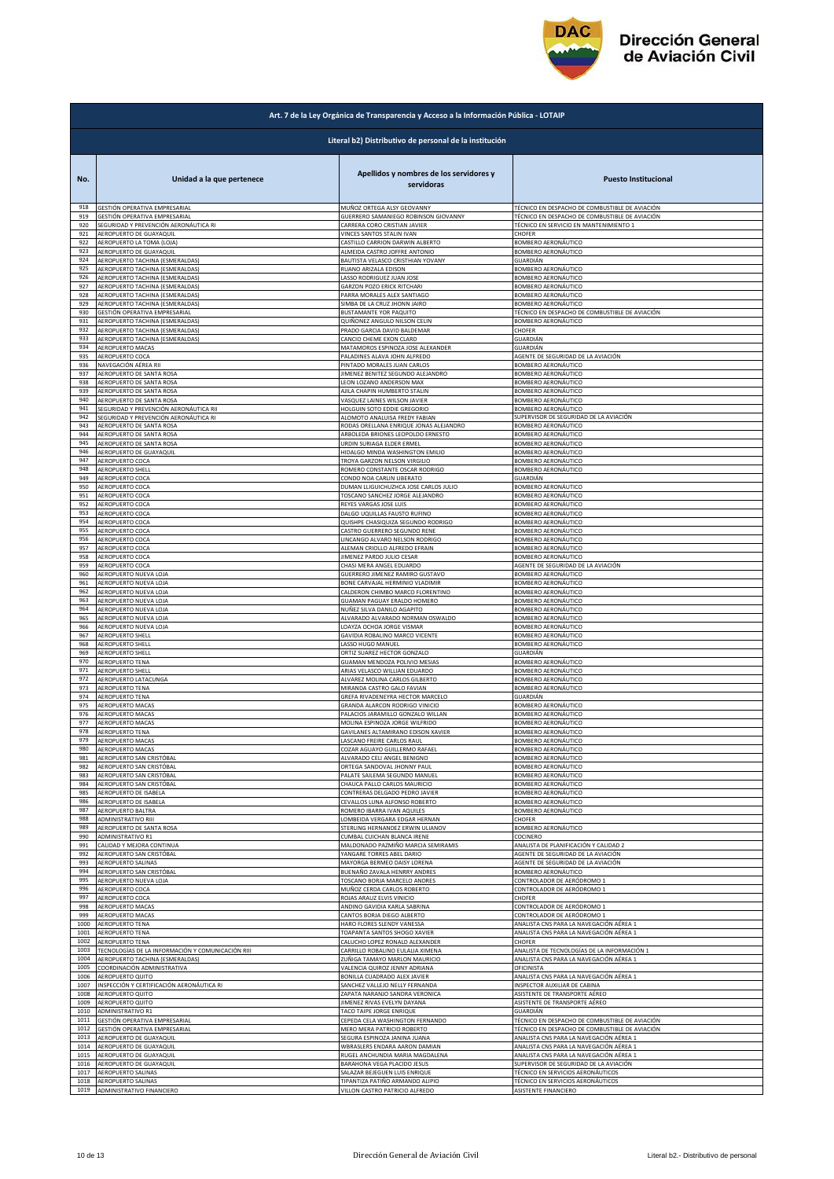## Art. 7 de la Ley Orgánica de Transparencia y Acceso a la Información Pública - LOTAIP

### Literal b2) Distributivo de personal de la institución

| No. | Unidad a la que pertenece | Apellidos y nombres de los servidores y servidoras | Puesto Institucional |
|---|---|---|---|
| 918 | GESTIÓN OPERATIVA EMPRESARIAL | MUÑOZ ORTEGA ALSY GEOVANNY | TÉCNICO EN DESPACHO DE COMBUSTIBLE DE AVIACIÓN |
| 919 | GESTIÓN OPERATIVA EMPRESARIAL | GUERRERO SAMANIEGO ROBINSON GIOVANNY | TÉCNICO EN DESPACHO DE COMBUSTIBLE DE AVIACIÓN |
| 920 | SEGURIDAD Y PREVENCIÓN AERONÁUTICA RI | CARRERA CORO CRISTIAN JAVIER | TÉCNICO EN SERVICIO EN MANTENIMIENTO 1 |
| 921 | AEROPUERTO DE GUAYAQUIL | VINCES SANTOS STALIN IVAN | CHOFER |
| 922 | AEROPUERTO LA TOMA (LOJA) | CASTILLO CARRION DARWIN ALBERTO | BOMBERO AERONÁUTICO |
| 923 | AEROPUERTO DE GUAYAQUIL | ALMEIDA CASTRO JOFFRE ANTONIO | BOMBERO AERONÁUTICO |
| 924 | AEROPUERTO TACHINA (ESMERALDAS) | BAUTISTA VELASCO CRISTHIAN YOVANY | GUARDIÁN |
| 925 | AEROPUERTO TACHINA (ESMERALDAS) | RUANO ARIZALA EDISON | BOMBERO AERONÁUTICO |
| 926 | AEROPUERTO TACHINA (ESMERALDAS) | LASSO RODRIGUEZ JUAN JOSE | BOMBERO AERONÁUTICO |
| 927 | AEROPUERTO TACHINA (ESMERALDAS) | GARZON POZO ERICK RITCHARI | BOMBERO AERONÁUTICO |
| 928 | AEROPUERTO TACHINA (ESMERALDAS) | PARRA MORALES ALEX SANTIAGO | BOMBERO AERONÁUTICO |
| 929 | AEROPUERTO TACHINA (ESMERALDAS) | SIMBA DE LA CRUZ JHONN JAIRO | BOMBERO AERONÁUTICO |
| 930 | GESTIÓN OPERATIVA EMPRESARIAL | BUSTAMANTE YOR PAQUITO | TÉCNICO EN DESPACHO DE COMBUSTIBLE DE AVIACIÓN |
| 931 | AEROPUERTO TACHINA (ESMERALDAS) | QUIÑONEZ ANGULO NILSON CELIN | BOMBERO AERONÁUTICO |
| 932 | AEROPUERTO TACHINA (ESMERALDAS) | PRADO GARCIA DAVID BALDEMAR | CHOFER |
| 933 | AEROPUERTO TACHINA (ESMERALDAS) | CANCIO CHEME EXON CLARD | GUARDIÁN |
| 934 | AEROPUERTO MACAS | MATAMOROS ESPINOZA JOSE ALEXANDER | GUARDIÁN |
| 935 | AEROPUERTO COCA | PALADINES ALAVA JOHN ALFREDO | AGENTE DE SEGURIDAD DE LA AVIACIÓN |
| 936 | NAVEGACIÓN AÉREA RII | PINTADO MORALES JUAN CARLOS | BOMBERO AERONÁUTICO |
| 937 | AEROPUERTO DE SANTA ROSA | JIMENEZ BENITEZ SEGUNDO ALEJANDRO | BOMBERO AERONÁUTICO |
| 938 | AEROPUERTO DE SANTA ROSA | LEON LOZANO ANDERSON MAX | BOMBERO AERONÁUTICO |
| 939 | AEROPUERTO DE SANTA ROSA | AJILA CHAPIN HUMBERTO STALIN | BOMBERO AERONÁUTICO |
| 940 | AEROPUERTO DE SANTA ROSA | VASQUEZ LAINES WILSON JAVIER | BOMBERO AERONÁUTICO |
| 941 | SEGURIDAD Y PREVENCIÓN AERONÁUTICA RII | HOLGUIN SOTO EDDIE GREGORIO | BOMBERO AERONÁUTICO |
| 942 | SEGURIDAD Y PREVENCIÓN AERONÁUTICA RI | ALOMOTO ANALUISA FREDY FABIAN | SUPERVISOR DE SEGURIDAD DE LA AVIACIÓN |
| 943 | AEROPUERTO DE SANTA ROSA | RODAS ORELLANA ENRIQUE JONAS ALEJANDRO | BOMBERO AERONÁUTICO |
| 944 | AEROPUERTO DE SANTA ROSA | ARBOLEDA BRIONES LEOPOLDO ERNESTO | BOMBERO AERONÁUTICO |
| 945 | AEROPUERTO DE SANTA ROSA | URDIN SURIAGA ELDER ERMEL | BOMBERO AERONÁUTICO |
| 946 | AEROPUERTO DE GUAYAQUIL | HIDALGO MINDA WASHINGTON EMILIO | BOMBERO AERONÁUTICO |
| 947 | AEROPUERTO COCA | TROYA GARZON NELSON VIRGILIO | BOMBERO AERONÁUTICO |
| 948 | AEROPUERTO SHELL | ROMERO CONSTANTE OSCAR RODRIGO | BOMBERO AERONÁUTICO |
| 949 | AEROPUERTO COCA | CONDO NOA CARLIN LIBERATO | GUARDIÁN |
| 950 | AEROPUERTO COCA | DUMAN LLIGUICHUZHCA JOSE CARLOS JULIO | BOMBERO AERONÁUTICO |
| 951 | AEROPUERTO COCA | TOSCANO SANCHEZ JORGE ALEJANDRO | BOMBERO AERONÁUTICO |
| 952 | AEROPUERTO COCA | REYES VARGAS JOSE LUIS | BOMBERO AERONÁUTICO |
| 953 | AEROPUERTO COCA | DALGO UQUILLAS FAUSTO RUFINO | BOMBERO AERONÁUTICO |
| 954 | AEROPUERTO COCA | QUISHPE CHASIQUIZA SEGUNDO RODRIGO | BOMBERO AERONÁUTICO |
| 955 | AEROPUERTO COCA | CASTRO GUERRERO SEGUNDO RENE | BOMBERO AERONÁUTICO |
| 956 | AEROPUERTO COCA | LINCANGO ALVARO NELSON RODRIGO | BOMBERO AERONÁUTICO |
| 957 | AEROPUERTO COCA | ALEMAN CRIOLLO ALFREDO EFRAIN | BOMBERO AERONÁUTICO |
| 958 | AEROPUERTO COCA | JIMENEZ PARDO JULIO CESAR | BOMBERO AERONÁUTICO |
| 959 | AEROPUERTO COCA | CHASI MERA ANGEL EDUARDO | AGENTE DE SEGURIDAD DE LA AVIACIÓN |
| 960 | AEROPUERTO NUEVA LOJA | GUERRERO JIMENEZ RAMIRO GUSTAVO | BOMBERO AERONÁUTICO |
| 961 | AEROPUERTO NUEVA LOJA | BONE CARVAJAL HERMINIO VLADIMIR | BOMBERO AERONÁUTICO |
| 962 | AEROPUERTO NUEVA LOJA | CALDERON CHIMBO MARCO FLORENTINO | BOMBERO AERONÁUTICO |
| 963 | AEROPUERTO NUEVA LOJA | GUAMAN PAGUAY ERALDO HOMERO | BOMBERO AERONÁUTICO |
| 964 | AEROPUERTO NUEVA LOJA | NUÑEZ SILVA DANILO AGAPITO | BOMBERO AERONÁUTICO |
| 965 | AEROPUERTO NUEVA LOJA | ALVARADO ALVARADO NORMAN OSWALDO | BOMBERO AERONÁUTICO |
| 966 | AEROPUERTO NUEVA LOJA | LOAYZA OCHOA JORGE VISMAR | BOMBERO AERONÁUTICO |
| 967 | AEROPUERTO SHELL | GAVIDIA ROBALINO MARCO VICENTE | BOMBERO AERONÁUTICO |
| 968 | AEROPUERTO SHELL | LASSO HUGO MANUEL | BOMBERO AERONÁUTICO |
| 969 | AEROPUERTO SHELL | ORTIZ SUAREZ HECTOR GONZALO | GUARDIÁN |
| 970 | AEROPUERTO TENA | GUAMAN MENDOZA POLIVIO MESIAS | BOMBERO AERONÁUTICO |
| 971 | AEROPUERTO SHELL | ARIAS VELASCO WILLIAN EDUARDO | BOMBERO AERONÁUTICO |
| 972 | AEROPUERTO LATACUNGA | ALVAREZ MOLINA CARLOS GILBERTO | BOMBERO AERONÁUTICO |
| 973 | AEROPUERTO TENA | MIRANDA CASTRO GALO FAVIAN | BOMBERO AERONÁUTICO |
| 974 | AEROPUERTO TENA | GREFA RIVADENEYRA HECTOR MARCELO | GUARDIÁN |
| 975 | AEROPUERTO MACAS | GRANDA ALARCON RODRIGO VINICIO | BOMBERO AERONÁUTICO |
| 976 | AEROPUERTO MACAS | PALACIOS JARAMILLO GONZALO WILLAN | BOMBERO AERONÁUTICO |
| 977 | AEROPUERTO MACAS | MOLINA ESPINOZA JORGE WILFRIDO | BOMBERO AERONÁUTICO |
| 978 | AEROPUERTO TENA | GAVILANES ALTAMIRANO EDISON XAVIER | BOMBERO AERONÁUTICO |
| 979 | AEROPUERTO MACAS | LASCANO FREIRE CARLOS RAUL | BOMBERO AERONÁUTICO |
| 980 | AEROPUERTO MACAS | COZAR AGUAYO GUILLERMO RAFAEL | BOMBERO AERONÁUTICO |
| 981 | AEROPUERTO SAN CRISTÓBAL | ALVARADO CELI ANGEL BENIGNO | BOMBERO AERONÁUTICO |
| 982 | AEROPUERTO SAN CRISTÓBAL | ORTEGA SANDOVAL JHONNY PAUL | BOMBERO AERONÁUTICO |
| 983 | AEROPUERTO SAN CRISTÓBAL | PALATE SAILEMA SEGUNDO MANUEL | BOMBERO AERONÁUTICO |
| 984 | AEROPUERTO SAN CRISTÓBAL | CHAUCA PALLO CARLOS MAURICIO | BOMBERO AERONÁUTICO |
| 985 | AEROPUERTO DE ISABELA | CONTRERAS DELGADO PEDRO JAVIER | BOMBERO AERONÁUTICO |
| 986 | AEROPUERTO DE ISABELA | CEVALLOS LUNA ALFONSO ROBERTO | BOMBERO AERONÁUTICO |
| 987 | AEROPUERTO BALTRA | ROMERO IBARRA IVAN AQUILES | BOMBERO AERONÁUTICO |
| 988 | ADMINISTRATIVO RIII | LOMBEIDA VERGARA EDGAR HERNAN | CHOFER |
| 989 | AEROPUERTO DE SANTA ROSA | STERLING HERNANDEZ ERWIN ULIANOV | BOMBERO AERONÁUTICO |
| 990 | ADMINISTRATIVO R1 | CUMBAL CUICHAN BLANCA IRENE | COCINERO |
| 991 | CALIDAD Y MEJORA CONTINUA | MALDONADO PAZMIÑO MARCIA SEMIRAMIS | ANALISTA DE PLANIFICACIÓN Y CALIDAD 2 |
| 992 | AEROPUERTO SAN CRISTÓBAL | YANGARE TORRES ABEL DARIO | AGENTE DE SEGURIDAD DE LA AVIACIÓN |
| 993 | AEROPUERTO SALINAS | MAYORGA BERMEO DAISY LORENA | AGENTE DE SEGURIDAD DE LA AVIACIÓN |
| 994 | AEROPUERTO SAN CRISTÓBAL | BUENAÑO ZAVALA HENRRY ANDRES | BOMBERO AERONÁUTICO |
| 995 | AEROPUERTO NUEVA LOJA | TOSCANO BORJA MARCELO ANDRES | CONTROLADOR DE AERÓDROMO 1 |
| 996 | AEROPUERTO COCA | MUÑOZ CERDA CARLOS ROBERTO | CONTROLADOR DE AERÓDROMO 1 |
| 997 | AEROPUERTO COCA | ROJAS ARAUZ ELVIS VINICIO | CHOFER |
| 998 | AEROPUERTO MACAS | ANDINO GAVIDIA KARLA SABRINA | CONTROLADOR DE AERÓDROMO 1 |
| 999 | AEROPUERTO MACAS | CANTOS BORJA DIEGO ALBERTO | CONTROLADOR DE AERÓDROMO 1 |
| 1000 | AEROPUERTO TENA | HARO FLORES SLENDY VANESSA | ANALISTA CNS PARA LA NAVEGACIÓN AÉREA 1 |
| 1001 | AEROPUERTO TENA | TOAPANTA SANTOS SHOGO XAVIER | ANALISTA CNS PARA LA NAVEGACIÓN AÉREA 1 |
| 1002 | AEROPUERTO TENA | CALUCHO LOPEZ RONALD ALEXANDER | CHOFER |
| 1003 | TECNOLOGÍAS DE LA INFORMACIÓN Y COMUNICACIÓN RIII | CARRILLO ROBALINO EULALIA XIMENA | ANALISTA DE TECNOLOGÍAS DE LA INFORMACIÓN 1 |
| 1004 | AEROPUERTO TACHINA (ESMERALDAS) | ZUÑIGA TAMAYO MARLON MAURICIO | ANALISTA CNS PARA LA NAVEGACIÓN AÉREA 1 |
| 1005 | COORDINACIÓN ADMINISTRATIVA | VALENCIA QUIROZ JENNY ADRIANA | OFICINISTA |
| 1006 | AEROPUERTO QUITO | BONILLA CUADRADO ALEX JAVIER | ANALISTA CNS PARA LA NAVEGACIÓN AÉREA 1 |
| 1007 | INSPECCIÓN Y CERTIFICACIÓN AERONÁUTICA RI | SANCHEZ VALLEJO NELLY FERNANDA | INSPECTOR AUXILIAR DE CABINA |
| 1008 | AEROPUERTO QUITO | ZAPATA NARANJO SANDRA VERONICA | ASISTENTE DE TRANSPORTE AÉREO |
| 1009 | AEROPUERTO QUITO | JIMENEZ RIVAS EVELYN DAYANA | ASISTENTE DE TRANSPORTE AÉREO |
| 1010 | ADMINISTRATIVO R1 | TACO TAIPE JORGE ENRIQUE | GUARDIÁN |
| 1011 | GESTIÓN OPERATIVA EMPRESARIAL | CEPEDA CELA WASHINGTON FERNANDO | TÉCNICO EN DESPACHO DE COMBUSTIBLE DE AVIACIÓN |
| 1012 | GESTIÓN OPERATIVA EMPRESARIAL | MERO MERA PATRICIO ROBERTO | TÉCNICO EN DESPACHO DE COMBUSTIBLE DE AVIACIÓN |
| 1013 | AEROPUERTO DE GUAYAQUIL | SEGURA ESPINOZA JANINA JUANA | ANALISTA CNS PARA LA NAVEGACIÓN AÉREA 1 |
| 1014 | AEROPUERTO DE GUAYAQUIL | WBRASLERS ENDARA AARON DAMIAN | ANALISTA CNS PARA LA NAVEGACIÓN AÉREA 1 |
| 1015 | AEROPUERTO DE GUAYAQUIL | RUGEL ANCHUNDIA MARIA MAGDALENA | ANALISTA CNS PARA LA NAVEGACIÓN AÉREA 1 |
| 1016 | AEROPUERTO DE GUAYAQUIL | BARAHONA VEGA PLACIDO JESUS | SUPERVISOR DE SEGURIDAD DE LA AVIACIÓN |
| 1017 | AEROPUERTO SALINAS | SALAZAR BEJEGUEN LUIS ENRIQUE | TÉCNICO EN SERVICIOS AERONÁUTICOS |
| 1018 | AEROPUERTO SALINAS | TIPANTIZA PATIÑO ARMANDO ALIPIO | TÉCNICO EN SERVICIOS AERONÁUTICOS |
| 1019 | ADMINISTRATIVO FINANCIERO | VILLON CASTRO PATRICIO ALFREDO | ASISTENTE FINANCIERO |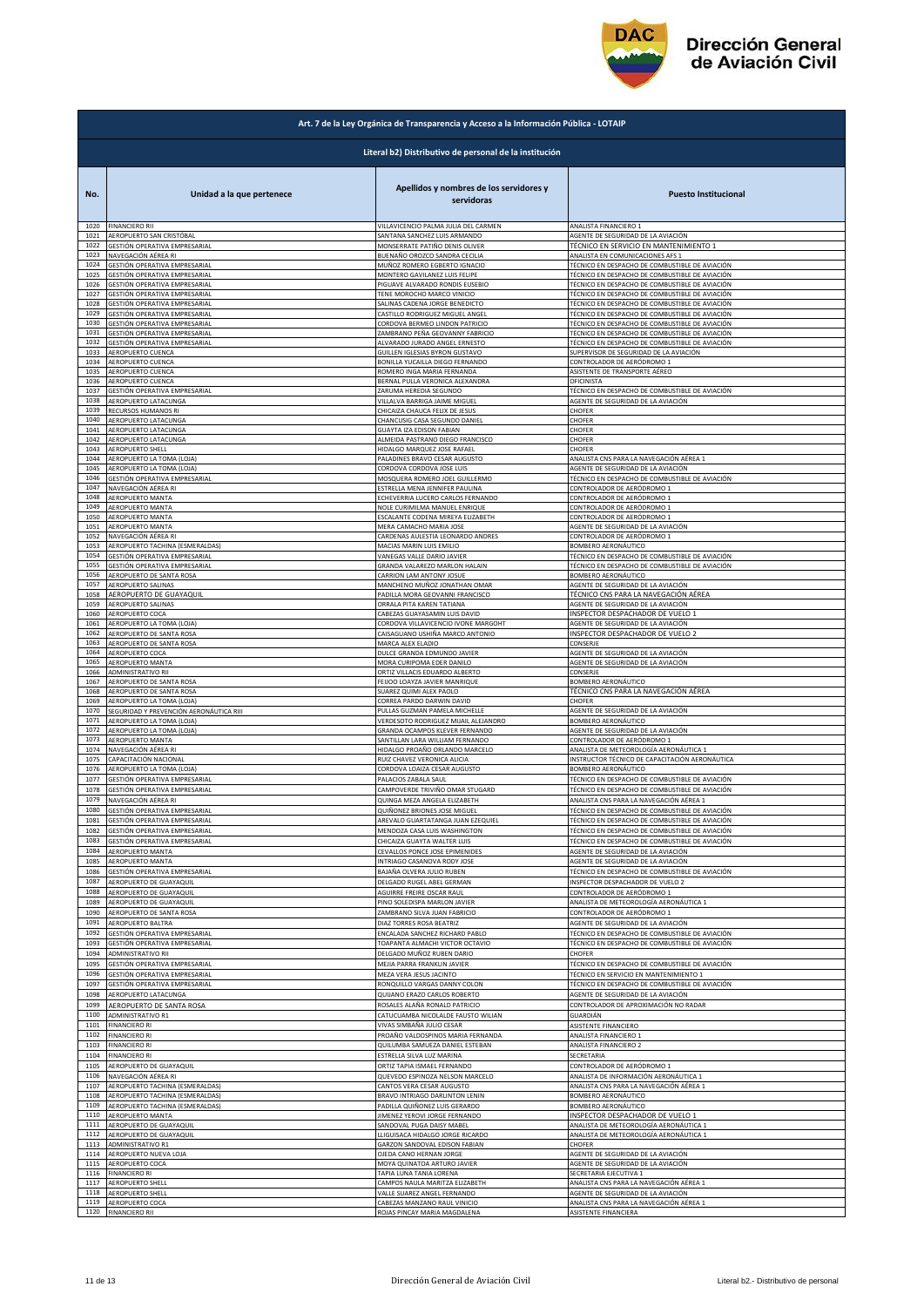**Art. 7 de la Ley Orgánica de Transparencia y Acceso a la Información Pública - LOTAIP**

**Literal b2) Distributivo de personal de la institución**

| No. | Unidad a la que pertenece | Apellidos y nombres de los servidores y servidoras | Puesto Institucional |
|---|---|---|---|
| 1020 | FINANCIERO RII | VILLAVICENCIO PALMA JULIA DEL CARMEN | ANALISTA FINANCIERO 1 |
| 1021 | AEROPUERTO SAN CRISTÓBAL | SANTANA SANCHEZ LUIS ARMANDO | AGENTE DE SEGURIDAD DE LA AVIACIÓN |
| 1022 | GESTIÓN OPERATIVA EMPRESARIAL | MONSERRATE PATIÑO DENIS OLIVER | TÉCNICO EN SERVICIO EN MANTENIMIENTO 1 |
| 1023 | NAVEGACIÓN AÉREA RI | BUENAÑO OROZCO SANDRA CECILIA | ANALISTA EN COMUNICACIONES AFS 1 |
| 1024 | GESTIÓN OPERATIVA EMPRESARIAL | MUÑOZ ROMERO EGBERTO IGNACIO | TÉCNICO EN DESPACHO DE COMBUSTIBLE DE AVIACIÓN |
| 1025 | GESTIÓN OPERATIVA EMPRESARIAL | MONTERO GAVILANEZ LUIS FELIPE | TÉCNICO EN DESPACHO DE COMBUSTIBLE DE AVIACIÓN |
| 1026 | GESTIÓN OPERATIVA EMPRESARIAL | PIGUAVE ALVARADO RONDIS EUSEBIO | TÉCNICO EN DESPACHO DE COMBUSTIBLE DE AVIACIÓN |
| 1027 | GESTIÓN OPERATIVA EMPRESARIAL | TENE MOROCHO MARCO VINICIO | TÉCNICO EN DESPACHO DE COMBUSTIBLE DE AVIACIÓN |
| 1028 | GESTIÓN OPERATIVA EMPRESARIAL | SALINAS CADENA JORGE BENEDICTO | TÉCNICO EN DESPACHO DE COMBUSTIBLE DE AVIACIÓN |
| 1029 | GESTIÓN OPERATIVA EMPRESARIAL | CASTILLO RODRIGUEZ MIGUEL ANGEL | TÉCNICO EN DESPACHO DE COMBUSTIBLE DE AVIACIÓN |
| 1030 | GESTIÓN OPERATIVA EMPRESARIAL | CORDOVA BERMEO LINDON PATRICIO | TÉCNICO EN DESPACHO DE COMBUSTIBLE DE AVIACIÓN |
| 1031 | GESTIÓN OPERATIVA EMPRESARIAL | ZAMBRANO PEÑA GEOVANNY FABRICIO | TÉCNICO EN DESPACHO DE COMBUSTIBLE DE AVIACIÓN |
| 1032 | GESTIÓN OPERATIVA EMPRESARIAL | ALVARADO JURADO ANGEL ERNESTO | TÉCNICO EN DESPACHO DE COMBUSTIBLE DE AVIACIÓN |
| 1033 | AEROPUERTO CUENCA | GUILLEN IGLESIAS BYRON GUSTAVO | SUPERVISOR DE SEGURIDAD DE LA AVIACIÓN |
| 1034 | AEROPUERTO CUENCA | BONILLA YUCAILLA DIEGO FERNANDO | CONTROLADOR DE AERÓDROMO 1 |
| 1035 | AEROPUERTO CUENCA | ROMERO INGA MARIA FERNANDA | ASISTENTE DE TRANSPORTE AÉREO |
| 1036 | AEROPUERTO CUENCA | BERNAL PULLA VERONICA ALEXANDRA | OFICINISTA |
| 1037 | GESTIÓN OPERATIVA EMPRESARIAL | ZARUMA HEREDIA SEGUNDO | TÉCNICO EN DESPACHO DE COMBUSTIBLE DE AVIACIÓN |
| 1038 | AEROPUERTO LATACUNGA | VILLALVA BARRIGA JAIME MIGUEL | AGENTE DE SEGURIDAD DE LA AVIACIÓN |
| 1039 | RECURSOS HUMANOS RI | CHICAIZA CHAUCA FELIX DE JESUS | CHOFER |
| 1040 | AEROPUERTO LATACUNGA | CHANCUSIG CASA SEGUNDO DANIEL | CHOFER |
| 1041 | AEROPUERTO LATACUNGA | GUAYTA IZA EDISON FABIAN | CHOFER |
| 1042 | AEROPUERTO LATACUNGA | ALMEIDA PASTRANO DIEGO FRANCISCO | CHOFER |
| 1043 | AEROPUERTO SHELL | HIDALGO MARQUEZ JOSE RAFAEL | CHOFER |
| 1044 | AEROPUERTO LA TOMA (LOJA) | PALADINES BRAVO CESAR AUGUSTO | ANALISTA CNS PARA LA NAVEGACIÓN AÉREA 1 |
| 1045 | AEROPUERTO LA TOMA (LOJA) | CORDOVA CORDOVA JOSE LUIS | AGENTE DE SEGURIDAD DE LA AVIACIÓN |
| 1046 | GESTIÓN OPERATIVA EMPRESARIAL | MOSQUERA ROMERO JOEL GUILLERMO | TÉCNICO EN DESPACHO DE COMBUSTIBLE DE AVIACIÓN |
| 1047 | NAVEGACIÓN AÉREA RI | ESTRELLA MENA JENNIFER PAULINA | CONTROLADOR DE AERÓDROMO 1 |
| 1048 | AEROPUERTO MANTA | ECHEVERRIA LUCERO CARLOS FERNANDO | CONTROLADOR DE AERÓDROMO 1 |
| 1049 | AEROPUERTO MANTA | NOLE CURIMILMA MANUEL ENRIQUE | CONTROLADOR DE AERÓDROMO 1 |
| 1050 | AEROPUERTO MANTA | ESCALANTE CODENA MIREYA ELIZABETH | CONTROLADOR DE AERÓDROMO 1 |
| 1051 | AEROPUERTO MANTA | MERA CAMACHO MARIA JOSE | AGENTE DE SEGURIDAD DE LA AVIACIÓN |
| 1052 | NAVEGACIÓN AÉREA RI | CARDENAS AULESTIA LEONARDO ANDRES | CONTROLADOR DE AERÓDROMO 1 |
| 1053 | AEROPUERTO TACHINA (ESMERALDAS) | MACIAS MARIN LUIS EMILIO | BOMBERO AERONÁUTICO |
| 1054 | GESTIÓN OPERATIVA EMPRESARIAL | VANEGAS VALLE DARIO JAVIER | TÉCNICO EN DESPACHO DE COMBUSTIBLE DE AVIACIÓN |
| 1055 | GESTIÓN OPERATIVA EMPRESARIAL | GRANDA VALAREZO MARLON HALAIN | TÉCNICO EN DESPACHO DE COMBUSTIBLE DE AVIACIÓN |
| 1056 | AEROPUERTO DE SANTA ROSA | CARRION LAM ANTONY JOSUE | BOMBERO AERONÁUTICO |
| 1057 | AEROPUERTO SALINAS | MANCHENO MUÑOZ JONATHAN OMAR | AGENTE DE SEGURIDAD DE LA AVIACIÓN |
| 1058 | AEROPUERTO DE GUAYAQUIL | PADILLA MORA GEOVANNI FRANCISCO | TÉCNICO CNS PARA LA NAVEGACIÓN AÉREA |
| 1059 | AEROPUERTO SALINAS | ORRALA PITA KAREN TATIANA | AGENTE DE SEGURIDAD DE LA AVIACIÓN |
| 1060 | AEROPUERTO COCA | CABEZAS GUAYASAMIN LUIS DAVID | INSPECTOR DESPACHADOR DE VUELO 1 |
| 1061 | AEROPUERTO LA TOMA (LOJA) | CORDOVA VILLAVICENCIO IVONE MARGOHT | AGENTE DE SEGURIDAD DE LA AVIACIÓN |
| 1062 | AEROPUERTO DE SANTA ROSA | CAISAGUANO USHIÑA MARCO ANTONIO | INSPECTOR DESPACHADOR DE VUELO 2 |
| 1063 | AEROPUERTO DE SANTA ROSA | MARCA ALEX ELADIO | CONSERJE |
| 1064 | AEROPUERTO COCA | DULCE GRANDA EDMUNDO JAVIER | AGENTE DE SEGURIDAD DE LA AVIACIÓN |
| 1065 | AEROPUERTO MANTA | MORA CURIPOMA EDER DANILO | AGENTE DE SEGURIDAD DE LA AVIACIÓN |
| 1066 | ADMINISTRATIVO RII | ORTIZ VILLACIS EDUARDO ALBERTO | CONSERJE |
| 1067 | AEROPUERTO DE SANTA ROSA | FEIJOO LOAYZA JAVIER MANRIQUE | BOMBERO AERONÁUTICO |
| 1068 | AEROPUERTO DE SANTA ROSA | SUAREZ QUIMI ALEX PAOLO | TÉCNICO CNS PARA LA NAVEGACIÓN AÉREA |
| 1069 | AEROPUERTO LA TOMA (LOJA) | CORREA PARDO DARWIN DAVID | CHOFER |
| 1070 | SEGURIDAD Y PREVENCIÓN AERONÁUTICA RIII | PULLAS GUZMAN PAMELA MICHELLE | AGENTE DE SEGURIDAD DE LA AVIACIÓN |
| 1071 | AEROPUERTO LA TOMA (LOJA) | VERDESOTO RODRIGUEZ MIJAIL ALEJANDRO | BOMBERO AERONÁUTICO |
| 1072 | AEROPUERTO LA TOMA (LOJA) | GRANDA OCAMPOS KLEVER FERNANDO | AGENTE DE SEGURIDAD DE LA AVIACIÓN |
| 1073 | AEROPUERTO MANTA | SANTILLAN LARA WILLIAM FERNANDO | CONTROLADOR DE AERÓDROMO 1 |
| 1074 | NAVEGACIÓN AÉREA RI | HIDALGO PROAÑO ORLANDO MARCELO | ANALISTA DE METEOROLOGÍA AERONÁUTICA 1 |
| 1075 | CAPACITACIÓN NACIONAL | RUIZ CHAVEZ VERONICA ALICIA | INSTRUCTOR TÉCNICO DE CAPACITACIÓN AERONÁUTICA |
| 1076 | AEROPUERTO LA TOMA (LOJA) | CORDOVA LOAIZA CESAR AUGUSTO | BOMBERO AERONÁUTICO |
| 1077 | GESTIÓN OPERATIVA EMPRESARIAL | PALACIOS ZABALA SAUL | TÉCNICO EN DESPACHO DE COMBUSTIBLE DE AVIACIÓN |
| 1078 | GESTIÓN OPERATIVA EMPRESARIAL | CAMPOVERDE TRIVIÑO OMAR STUGARD | TÉCNICO EN DESPACHO DE COMBUSTIBLE DE AVIACIÓN |
| 1079 | NAVEGACIÓN AÉREA RI | QUINGA MEZA ANGELA ELIZABETH | ANALISTA CNS PARA LA NAVEGACIÓN AÉREA 1 |
| 1080 | GESTIÓN OPERATIVA EMPRESARIAL | QUIÑONEZ BRIONES JOSE MIGUEL | TÉCNICO EN DESPACHO DE COMBUSTIBLE DE AVIACIÓN |
| 1081 | GESTIÓN OPERATIVA EMPRESARIAL | AREVALO GUARTATANGA JUAN EZEQUIEL | TÉCNICO EN DESPACHO DE COMBUSTIBLE DE AVIACIÓN |
| 1082 | GESTIÓN OPERATIVA EMPRESARIAL | MENDOZA CASA LUIS WASHINGTON | TÉCNICO EN DESPACHO DE COMBUSTIBLE DE AVIACIÓN |
| 1083 | GESTIÓN OPERATIVA EMPRESARIAL | CHICAIZA GUAYTA WALTER LUIS | TÉCNICO EN DESPACHO DE COMBUSTIBLE DE AVIACIÓN |
| 1084 | AEROPUERTO MANTA | CEVALLOS PONCE JOSE EPIMENIDES | AGENTE DE SEGURIDAD DE LA AVIACIÓN |
| 1085 | AEROPUERTO MANTA | INTRIAGO CASANOVA RODY JOSE | AGENTE DE SEGURIDAD DE LA AVIACIÓN |
| 1086 | GESTIÓN OPERATIVA EMPRESARIAL | BAJAÑA OLVERA JULIO RUBEN | TÉCNICO EN DESPACHO DE COMBUSTIBLE DE AVIACIÓN |
| 1087 | AEROPUERTO DE GUAYAQUIL | DELGADO RUGEL ABEL GERMAN | INSPECTOR DESPACHADOR DE VUELO 2 |
| 1088 | AEROPUERTO DE GUAYAQUIL | AGUIRRE FREIRE OSCAR RAUL | CONTROLADOR DE AERÓDROMO 1 |
| 1089 | AEROPUERTO DE GUAYAQUIL | PINO SOLEDISPA MARLON JAVIER | ANALISTA DE METEOROLOGÍA AERONÁUTICA 1 |
| 1090 | AEROPUERTO DE SANTA ROSA | ZAMBRANO SILVA JUAN FABRICIO | CONTROLADOR DE AERÓDROMO 1 |
| 1091 | AEROPUERTO BALTRA | DIAZ TORRES ROSA BEATRIZ | AGENTE DE SEGURIDAD DE LA AVIACIÓN |
| 1092 | GESTIÓN OPERATIVA EMPRESARIAL | ENCALADA SANCHEZ RICHARD PABLO | TÉCNICO EN DESPACHO DE COMBUSTIBLE DE AVIACIÓN |
| 1093 | GESTIÓN OPERATIVA EMPRESARIAL | TOAPANTA ALMACHI VICTOR OCTAVIO | TÉCNICO EN DESPACHO DE COMBUSTIBLE DE AVIACIÓN |
| 1094 | ADMINISTRATIVO RII | DELGADO MUÑOZ RUBEN DARIO | CHOFER |
| 1095 | GESTIÓN OPERATIVA EMPRESARIAL | MEJIA PARRA FRANKLIN JAVIER | TÉCNICO EN DESPACHO DE COMBUSTIBLE DE AVIACIÓN |
| 1096 | GESTIÓN OPERATIVA EMPRESARIAL | MEZA VERA JESUS JACINTO | TÉCNICO EN SERVICIO EN MANTENIMIENTO 1 |
| 1097 | GESTIÓN OPERATIVA EMPRESARIAL | RONQUILLO VARGAS DANNY COLON | TÉCNICO EN DESPACHO DE COMBUSTIBLE DE AVIACIÓN |
| 1098 | AEROPUERTO LATACUNGA | QUIJANO ERAZO CARLOS ROBERTO | AGENTE DE SEGURIDAD DE LA AVIACIÓN |
| 1099 | AEROPUERTO DE SANTA ROSA | ROSALES ALAÑA RONALD PATRICIO | CONTROLADOR DE APROXIMACIÓN NO RADAR |
| 1100 | ADMINISTRATIVO R1 | CATUCUAMBA NICOLALDE FAUSTO WILIAN | GUARDIÁN |
| 1101 | FINANCIERO RI | VIVAS SIMBAÑA JULIO CESAR | ASISTENTE FINANCIERO |
| 1102 | FINANCIERO RI | PROAÑO VALDOSPINOS MARIA FERNANDA | ANALISTA FINANCIERO 1 |
| 1103 | FINANCIERO RI | QUILUMBA SAMUEZA DANIEL ESTEBAN | ANALISTA FINANCIERO 2 |
| 1104 | FINANCIERO RI | ESTRELLA SILVA LUZ MARINA | SECRETARIA |
| 1105 | AEROPUERTO DE GUAYAQUIL | ORTIZ TAPIA ISMAEL FERNANDO | CONTROLADOR DE AERÓDROMO 1 |
| 1106 | NAVEGACIÓN AÉREA RI | QUEVEDO ESPINOZA NELSON MARCELO | ANALISTA DE INFORMACIÓN AERONÁUTICA 1 |
| 1107 | AEROPUERTO TACHINA (ESMERALDAS) | CANTOS VERA CESAR AUGUSTO | ANALISTA CNS PARA LA NAVEGACIÓN AÉREA 1 |
| 1108 | AEROPUERTO TACHINA (ESMERALDAS) | BRAVO INTRIAGO DARLINTON LENIN | BOMBERO AERONÁUTICO |
| 1109 | AEROPUERTO TACHINA (ESMERALDAS) | PADILLA QUIÑONEZ LUIS GERARDO | BOMBERO AERONÁUTICO |
| 1110 | AEROPUERTO MANTA | JIMENEZ YEROVI JORGE FERNANDO | INSPECTOR DESPACHADOR DE VUELO 1 |
| 1111 | AEROPUERTO DE GUAYAQUIL | SANDOVAL PUGA DAISY MABEL | ANALISTA DE METEOROLOGÍA AERONÁUTICA 1 |
| 1112 | AEROPUERTO DE GUAYAQUIL | LLIGUISACA HIDALGO JORGE RICARDO | ANALISTA DE METEOROLOGÍA AERONÁUTICA 1 |
| 1113 | ADMINISTRATIVO R1 | GARZON SANDOVAL EDISON FABIAN | CHOFER |
| 1114 | AEROPUERTO NUEVA LOJA | OJEDA CANO HERNAN JORGE | AGENTE DE SEGURIDAD DE LA AVIACIÓN |
| 1115 | AEROPUERTO COCA | MOYA QUINATOA ARTURO JAVIER | AGENTE DE SEGURIDAD DE LA AVIACIÓN |
| 1116 | FINANCIERO RI | TAPIA LUNA TANIA LORENA | SECRETARIA EJECUTIVA 1 |
| 1117 | AEROPUERTO SHELL | CAMPOS NAULA MARITZA ELIZABETH | ANALISTA CNS PARA LA NAVEGACIÓN AÉREA 1 |
| 1118 | AEROPUERTO SHELL | VALLE SUAREZ ANGEL FERNANDO | AGENTE DE SEGURIDAD DE LA AVIACIÓN |
| 1119 | AEROPUERTO COCA | CABEZAS MANZANO RAUL VINICIO | ANALISTA CNS PARA LA NAVEGACIÓN AÉREA 1 |
| 1120 | FINANCIERO RII | ROJAS PINCAY MARIA MAGDALENA | ASISTENTE FINANCIERA |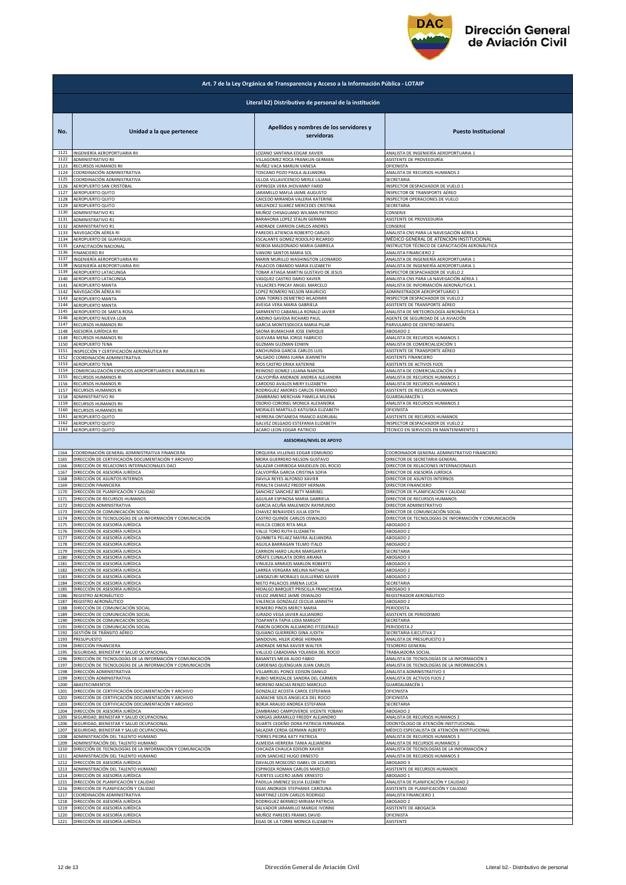# Dirección General de Aviación Civil

## Art. 7 de la Ley Orgánica de Transparencia y Acceso a la Información Pública - LOTAIP

### Literal b2) Distributivo de personal de la institución

| No. | Unidad a la que pertenece | Apellidos y nombres de los servidores y servidoras | Puesto Institucional |
|---|---|---|---|
| 1121 | INGENIERÍA AEROPORTUARIA RII | LOZANO SANTANA EDGAR XAVIER | ANALISTA DE INGENIERÍA AEROPORTUARIA 1 |
| 1122 | ADMINISTRATIVO RII | VILLAGOMEZ ROCA FRANKLIN GERMAN | ASISTENTE DE PROVEEDURÍA |
| 1123 | RECURSOS HUMANOS RII | NUÑEZ VACA MARLIN VANESA | OFICINISTA |
| 1124 | COORDINACIÓN ADMINISTRATIVA | TOSCANO POZO PAOLA ALEJANDRA | ANALISTA DE RECURSOS HUMANOS 2 |
| 1125 | COORDINACIÓN ADMINISTRATIVA | ULLOA VILLAVICENCIO MERLE LILIANA | SECRETARIA |
| 1126 | AEROPUERTO SAN CRISTÓBAL | ESPINOZA VERA JHOVANNY FARID | INSPECTOR DESPACHADOR DE VUELO 1 |
| 1127 | AEROPUERTO QUITO | JARAMILLO MAFLA JAIME AUGUSTO | INSPECTOR DE TRANSPORTE AÉREO |
| 1128 | AEROPUERTO QUITO | CAICEDO MIRANDA VALERIA KATERINE | INSPECTOR OPERACIONES DE VUELO |
| 1129 | AEROPUERTO QUITO | MELENDEZ SUAREZ MERCEDES CRISTINA | SECRETARIA |
| 1130 | ADMINISTRATIVO R1 | MUÑOZ CHISAGUANO WILMAN PATRICIO | CONSERJE |
| 1131 | ADMINISTRATIVO R1 | BARAHONA LOPEZ STALIN GERMAN | ASISTENTE DE PROVEEDURÍA |
| 1132 | ADMINISTRATIVO R1 | ANDRADE CARRION CARLOS ANDRES | CONSERJE |
| 1133 | NAVEGACIÓN AÉREA RI | PAREDES ATIENCIA ROBERTO CARLOS | ANALISTA CNS PARA LA NAVEGACIÓN AÉREA 1 |
| 1134 | AEROPUERTO DE GUAYAQUIL | ESCALANTE GOMEZ RODOLFO RICARDO | MÉDICO GENERAL DE ATENCIÓN INSTITUCIONAL |
| 1135 | CAPACITACIÓN NACIONAL | NOBOA MALDONADO MARIA GABRIELA | INSTRUCTOR TÉCNICO DE CAPACITACIÓN AERONÁUTICA |
| 1136 | FINANCIERO RII | VANONI SANTOS MARIA SOL | ANALISTA FINANCIERO 2 |
| 1137 | INGENIERÍA AEROPORTUARIA RII | MARIN MURILLO WASHINGTON LEONARDO | ANALISTA DE INGENIERÍA AEROPORTUARIA 1 |
| 1138 | INGENIERÍA AEROPORTUARIA RIII | PALACIOS OBANDO MARIA ELIZABETH | ANALISTA DE INGENIERÍA AEROPORTUARIA 1 |
| 1139 | AEROPUERTO LATACUNGA | TOBAR ATIAGA MARTIN GUSTAVO DE JESUS | INSPECTOR DESPACHADOR DE VUELO 2 |
| 1140 | AEROPUERTO LATACUNGA | VASQUEZ CASTRO DARIO XAVIER | ANALISTA CNS PARA LA NAVEGACIÓN AÉREA 1 |
| 1141 | AEROPUERTO MANTA | VILLACRES PINCAY ANGEL MARCELO | ANALISTA DE INFORMACIÓN AERONÁUTICA 1 |
| 1142 | NAVEGACIÓN AÉREA RII | LOPEZ ROMERO NELSON MAURICIO | ADMINISTRADOR AEROPORTUARIO 1 |
| 1143 | AEROPUERTO MANTA | LIMA TORRES DEMETRIO WLADIMIR | INSPECTOR DESPACHADOR DE VUELO 2 |
| 1144 | AEROPUERTO MANTA | AVEIGA VERA MARIA GABRIELA | ASISTENTE DE TRANSPORTE AÉREO |
| 1145 | AEROPUERTO DE SANTA ROSA | SARMIENTO CABANILLA RONALD JAVIER | ANALISTA DE METEOROLOGÍA AERONÁUTICA 1 |
| 1146 | AEROPUERTO NUEVA LOJA | ANDINO GAVIDIA RICHARD PAUL | AGENTE DE SEGURIDAD DE LA AVIACIÓN |
| 1147 | RECURSOS HUMANOS RII | GARCIA MONTESDEOCA MARIA PILAR | PARVULARIO DE CENTRO INFANTIL |
| 1148 | ASESORÍA JURÍDICA RII | SAONA BUMACHAR JOSE ENRIQUE | ABOGADO 2 |
| 1149 | RECURSOS HUMANOS RII | GUEVARA MENA JORGE FABRICIO | ANALISTA DE RECURSOS HUMANOS 1 |
| 1150 | AEROPUERTO TENA | GUZMAN GUZMAN EDWIN | ANALISTA DE COMERCIALIZACIÓN 1 |
| 1151 | INSPECCIÓN Y CERTIFICACIÓN AERONÁUTICA RII | ANCHUNDIA GARCIA CARLOS LUIS | ASISTENTE DE TRANSPORTE AÉREO |
| 1152 | COORDINACIÓN ADMINISTRATIVA | SALGADO LOMAS JUANA JEANNETH | ASISTENTE FINANCIERO |
| 1153 | AEROPUERTO TENA | RIOS CASTRO ERIKA KATERINE | ASISTENTE DE ACTIVOS FIJOS |
| 1154 | COMERCIALIZACIÓN ESPACIOS AEROPORTUARIOS E INMUEBLES RII | REINOSO GOMEZ LILIANA NARCISA | ANALISTA DE COMERCIALIZACIÓN 3 |
| 1155 | RECURSOS HUMANOS RI | CALVOPIÑA ANDRADE ANDREA ALEJANDRA | ANALISTA DE RECURSOS HUMANOS 2 |
| 1156 | RECURSOS HUMANOS RI | CARDOSO AVALOS MERY ELIZABETH | ANALISTA DE RECURSOS HUMANOS 1 |
| 1157 | RECURSOS HUMANOS RI | RODRIGUEZ AMORES CARLOS FERNANDO | ASISTENTE DE RECURSOS HUMANOS |
| 1158 | ADMINISTRATIVO RII | ZAMBRANO MERCHAN PAMELA MILENA | GUARDALMACÉN 1 |
| 1159 | RECURSOS HUMANOS RII | OSORIO CORONEL MONICA ALEXANDRA | ANALISTA DE RECURSOS HUMANOS 2 |
| 1160 | RECURSOS HUMANOS RII | MORALES MARTILLO KATIUSKA ELIZABETH | OFICINISTA |
| 1161 | AEROPUERTO QUITO | HERRERA ONTANEDA FRANCO ASDRUBAL | ASISTENTE DE RECURSOS HUMANOS |
| 1162 | AEROPUERTO QUITO | GALVEZ DELGADO ESTEFANIA ELIZABETH | INSPECTOR DESPACHADOR DE VUELO 2 |
| 1163 | AEROPUERTO QUITO | ACARO LEON EDGAR PATRICIO | TÉCNICO EN SERVICIOS EN MANTENIMIENTO 1 |
| | | **ASESORIAS/NIVEL DE APOYO** | |
| 1164 | COORDINACIÓN GENERAL ADMINISTRATIVA FINANCIERA | ORQUERA VILLENAS EDGAR EDMUNDO | COORDINADOR GENERAL ADMINISTRATIVO FINANCIERO |
| 1165 | DIRECCIÓN DE CERTIFICACIÓN DOCUMENTACIÓN Y ARCHIVO | MORA GUERRERO NELSON GUSTAVO | DIRECTOR DE SECRETARIA GENERAL |
| 1166 | DIRECCIÓN DE RELACIONES INTERNACIONALES OACI | SALAZAR CHIRIBOGA MAIDELEN DEL ROCIO | DIRECTOR DE RELACIONES INTERNACIONALES |
| 1167 | DIRECCIÓN DE ASESORÍA JURÍDICA | CALVOPIÑA GARCIA CRISTINA SOFIA | DIRECTOR DE ASESORÍA JURÍDICA |
| 1168 | DIRECCIÓN DE ASUNTOS INTERNOS | DAVILA REYES ALFONSO XAVIER | DIRECTOR DE ASUNTOS INTERNOS |
| 1169 | DIRECCIÓN FINANCIERA | PERALTA CHAVEZ FREDDY HERNAN | DIRECTOR FINANCIERO |
| 1170 | DIRECCIÓN DE PLANIFICACIÓN Y CALIDAD | SANCHEZ SANCHEZ BETY MARIBEL | DIRECTOR DE PLANIFICACIÓN Y CALIDAD |
| 1171 | DIRECCIÓN DE RECURSOS HUMANOS | AGUILAR ESPINOSA MARIA GABRIELA | DIRECTOR DE RECURSOS HUMANOS |
| 1172 | DIRECCIÓN ADMINISTRATIVA | GARCIA ACUÑA MALENKOV RAYMUNDO | DIRECTOR ADMINISTRATIVO |
| 1173 | DIRECCIÓN DE COMUNICACIÓN SOCIAL | CHAVEZ BENAVIDES JULIA EDITH | DIRECTOR DE COMUNICACIÓN SOCIAL |
| 1174 | DIRECCIÓN DE TECNOLOGÍAS DE LA INFORMACIÓN Y COMUNICACIÓN | CASTRO QUINDE CARLOS OSWALDO | DIRECTOR DE TECNOLOGÍAS DE INFORMACIÓN Y COMUNICACIÓN |
| 1175 | DIRECCIÓN DE ASESORÍA JURÍDICA | HUILCA COBOS RITA MILA | ABOGADO 2 |
| 1176 | DIRECCIÓN DE ASESORÍA JURÍDICA | VALLE TORO RUTH ELIZABETH | ABOGADO 2 |
| 1177 | DIRECCIÓN DE ASESORÍA JURÍDICA | QUIMBITA PELAEZ MAYRA ALEJANDRA | ABOGADO 2 |
| 1178 | DIRECCIÓN DE ASESORÍA JURÍDICA | AGUILA BARRAGAN TELMO ITALO | ABOGADO 2 |
| 1179 | DIRECCIÓN DE ASESORÍA JURÍDICA | CARRION HARO LAURA MARGARITA | SECRETARIA |
| 1180 | DIRECCIÓN DE ASESORÍA JURÍDICA | OÑATE CUNALATA DORIS ARIANA | ABOGADO 3 |
| 1181 | DIRECCIÓN DE ASESORÍA JURÍDICA | VINUEZA ARMIJOS MARLON ROBERTO | ABOGADO 3 |
| 1182 | DIRECCIÓN DE ASESORÍA JURÍDICA | LARREA VERGARA MELINA NATHALIA | ABOGADO 2 |
| 1183 | DIRECCIÓN DE ASESORÍA JURÍDICA | LANDAZURI MORALES GUILLERMO XAVIER | ABOGADO 2 |
| 1184 | DIRECCIÓN DE ASESORÍA JURÍDICA | NIETO PALACIOS JIMENA LUCIA | SECRETARIA |
| 1185 | DIRECCIÓN DE ASESORÍA JURÍDICA | HIDALGO BARQUET PRISCILLA FRANCHESKA | ABOGADO 3 |
| 1186 | REGISTRO AERONÁUTICO | VELOZ JIMENEZ JAIME OSWALDO | REGISTRADOR AERONÁUTICO |
| 1187 | REGISTRO AERONÁUTICO | VALENCIA GONZALEZ CECILIA JANNETH | ABOGADO 2 |
| 1188 | DIRECCIÓN DE COMUNICACIÓN SOCIAL | ROMERO PINOS MERCY MARIA | PERIODISTA |
| 1189 | DIRECCIÓN DE COMUNICACIÓN SOCIAL | JURADO VEGA JAVIER ALEJANDRO | ASISTENTE DE PERIODISMO |
| 1190 | DIRECCIÓN DE COMUNICACIÓN SOCIAL | TOAPANTA TAPIA LIDIA MARGOT | SECRETARIA |
| 1191 | DIRECCIÓN DE COMUNICACIÓN SOCIAL | PABON GORDON ALEJANDRO FITZGERALD | PERIODISTA 2 |
| 1192 | GESTIÓN DE TRÁNSITO AÉREO | QUIJANO GUERRERO GINA JUDITH | SECRETARIA EJECUTIVA 2 |
| 1193 | PRESUPUESTO | SANDOVAL HILER JORGE HERNAN | ANALISTA DE PRESUPUESTO 3 |
| 1194 | DIRECCIÓN FINANCIERA | ANDRADE MENA XAVIER WALTER | TESORERO GENERAL |
| 1195 | SEGURIDAD, BIENESTAR Y SALUD OCUPACIONAL | VALLEJO CABADIANA YOLANDA DEL ROCIO | TRABAJADORA SOCIAL |
| 1196 | DIRECCIÓN DE TECNOLOGÍAS DE LA INFORMACIÓN Y COMUNICACIÓN | BASANTES MEJIA ALDO FABIO | ANALISTA DE TECNOLOGÍAS DE LA INFORMACIÓN 3 |
| 1197 | DIRECCIÓN DE TECNOLOGÍAS DE LA INFORMACIÓN Y COMUNICACIÓN | CARDENAS QUENGUAN JUAN CARLOS | ANALISTA DE TECNOLOGÍAS DE LA INFORMACIÓN 1 |
| 1198 | DIRECCIÓN ADMINISTRATIVA | VILLARRUEL PONCE EDISON DANILO | ANALISTA ADMINISTRATIVO 3 |
| 1199 | DIRECCIÓN ADMINISTRATIVA | RUBIO MERIZALDE SANDRA DEL CARMEN | ANALISTA DE ACTIVOS FIJOS 2 |
| 1200 | ABASTECIMIENTOS | MORENO MACIAS RENZO MARCELO | GUARDALMACÉN 1 |
| 1201 | DIRECCIÓN DE CERTIFICACIÓN DOCUMENTACIÓN Y ARCHIVO | GONZALEZ ACOSTA CAROL ESTEFANIA | OFICINISTA |
| 1202 | DIRECCIÓN DE CERTIFICACIÓN DOCUMENTACIÓN Y ARCHIVO | ALMACHE SOLIS ANGELICA DEL ROCIO | OFICINISTA |
| 1203 | DIRECCIÓN DE CERTIFICACIÓN DOCUMENTACIÓN Y ARCHIVO | BORJA ARAUJO ANDREA ESTEFANIA | SECRETARIA |
| 1204 | DIRECCIÓN DE ASESORÍA JURÍDICA | ZAMBRANO CAMPOVERDE VICENTE YOBANI | ABOGADO 2 |
| 1205 | SEGURIDAD, BIENESTAR Y SALUD OCUPACIONAL | VARGAS JARAMILLO FREDDY ALEJANDRO | ANALISTA DE RECURSOS HUMANOS 2 |
| 1206 | SEGURIDAD, BIENESTAR Y SALUD OCUPACIONAL | DUARTE CEDEÑO DORA PATRICIA FERNANDA | ODONTÓLOGO DE ATENCIÓN INSTITUCIONAL |
| 1207 | SEGURIDAD, BIENESTAR Y SALUD OCUPACIONAL | SALAZAR CERDA GERMAN ALBERTO | MÉDICO ESPECIALISTA DE ATENCIÓN INSTITUCIONAL |
| 1208 | ADMINISTRACIÓN DEL TALENTO HUMANO | TORRES PIEDRA KATY PATRICIA | ANALISTA DE RECURSOS HUMANOS 3 |
| 1209 | ADMINISTRACIÓN DEL TALENTO HUMANO | ALMEIDA HERRERA TANIA ALEJANDRA | ANALISTA DE RECURSOS HUMANOS 2 |
| 1210 | DIRECCIÓN DE TECNOLOGÍAS DE LA INFORMACIÓN Y COMUNICACIÓN | CHICAIZA CHAUCA EDISON XAVIER | ANALISTA DE TECNOLOGÍAS DE LA INFORMACIÓN 2 |
| 1211 | ADMINISTRACIÓN DEL TALENTO HUMANO | JIJON SANCHEZ HUGO ERNESTO | ANALISTA DE RECURSOS HUMANOS 3 |
| 1212 | DIRECCIÓN DE ASESORÍA JURÍDICA | DAVALOS MOSCOSO ISABEL DE LOURDES | ABOGADO 3 |
| 1213 | ADMINISTRACIÓN DEL TALENTO HUMANO | ESPINOZA ROMAN CARLOS MARCELO | ASISTENTE DE RECURSOS HUMANOS |
| 1214 | DIRECCIÓN DE ASESORÍA JURÍDICA | FUENTES LUCERO JAIME ERNESTO | ABOGADO 1 |
| 1215 | DIRECCIÓN DE PLANIFICACIÓN Y CALIDAD | PADILLA JIMENEZ SILVIA ELIZABETH | ANALISTA DE PLANIFICACIÓN Y CALIDAD 2 |
| 1216 | DIRECCIÓN DE PLANIFICACIÓN Y CALIDAD | EGAS ANDRADE STEPHANIE CAROLINA | ASISTENTE DE PLANIFICACIÓN Y CALIDAD |
| 1217 | COORDINACIÓN ADMINISTRATIVA | MARTINEZ LEON CARLOS RODRIGO | ANALISTA FINANCIERO 1 |
| 1218 | DIRECCIÓN DE ASESORÍA JURÍDICA | RODRIGUEZ BERMEO MIRIAM PATRICIA | ABOGADO 2 |
| 1219 | DIRECCIÓN DE ASESORÍA JURÍDICA | SALVADOR JARAMILLO MARGIE IVONNE | ASISTENTE DE ABOGACÍA |
| 1220 | DIRECCIÓN DE ASESORÍA JURÍDICA | MUÑOZ PAREDES FRANKS DAVID | OFICINISTA |
| 1221 | DIRECCIÓN DE ASESORÍA JURÍDICA | EGAS DE LA TORRE MONICA ELIZABETH | ASISTENTE |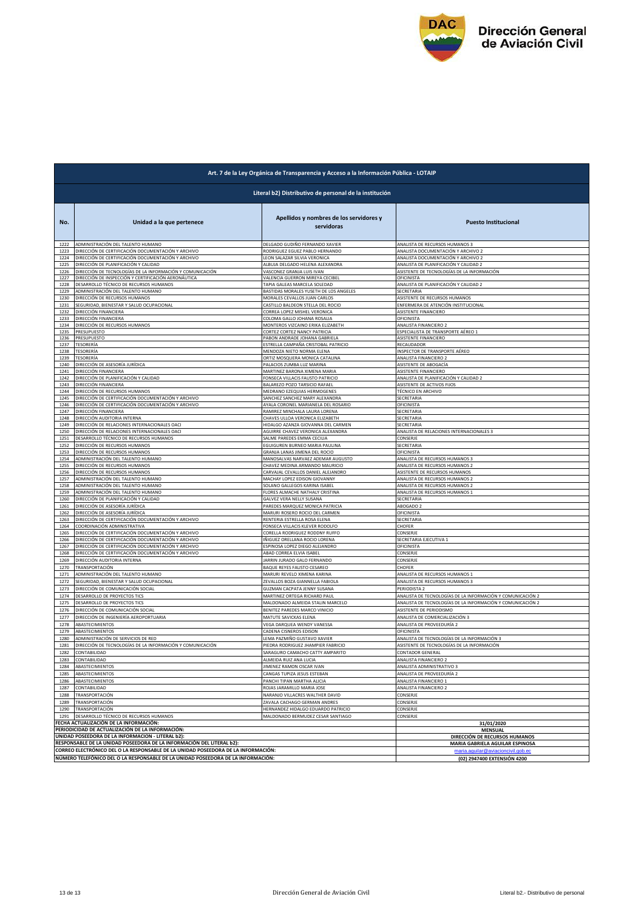| Art. 7 de la Ley Orgánica de Transparencia y Acceso a la Información Pública - LOTAIP | | | |
|---|---|---|---|
| Literal b2) Distributivo de personal de la institución | | | |
| No. | Unidad a la que pertenece | Apellidos y nombres de los servidores y servidoras | Puesto Institucional |
| 1222 | ADMINISTRACIÓN DEL TALENTO HUMANO | DELGADO GUDIÑO FERNANDO XAVIER | ANALISTA DE RECURSOS HUMANOS 3 |
| 1223 | DIRECCIÓN DE CERTIFICACIÓN DOCUMENTACIÓN Y ARCHIVO | RODRIGUEZ EGUEZ PABLO HERNANDO | ANALISTA DOCUMENTACIÓN Y ARCHIVO 2 |
| 1224 | DIRECCIÓN DE CERTIFICACIÓN DOCUMENTACIÓN Y ARCHIVO | LEON SALAZAR SILVIA VERONICA | ANALISTA DOCUMENTACIÓN Y ARCHIVO 2 |
| 1225 | DIRECCIÓN DE PLANIFICACIÓN Y CALIDAD | ALBUJA DELGADO HELENA ALEXANDRA | ANALISTA DE PLANIFICACIÓN Y CALIDAD 2 |
| 1226 | DIRECCIÓN DE TECNOLOGÍAS DE LA INFORMACIÓN Y COMUNICACIÓN | VASCONEZ GRANJA LUIS IVAN | ASISTENTE DE TECNOLOGÍAS DE LA INFORMACIÓN |
| 1227 | DIRECCIÓN DE INSPECCIÓN Y CERTIFICACIÓN AERONÁUTICA | VALENCIA GUERRON MIREYA CECIBEL | OFICINISTA |
| 1228 | DESARROLLO TÉCNICO DE RECURSOS HUMANOS | TAPIA GALEAS MARCELA SOLEDAD | ANALISTA DE PLANIFICACIÓN Y CALIDAD 2 |
| 1229 | ADMINISTRACIÓN DEL TALENTO HUMANO | BASTIDAS MORALES YUSETH DE LOS ANGELES | SECRETARIA |
| 1230 | DIRECCIÓN DE RECURSOS HUMANOS | MORALES CEVALLOS JUAN CARLOS | ASISTENTE DE RECURSOS HUMANOS |
| 1231 | SEGURIDAD, BIENESTAR Y SALUD OCUPACIONAL | CASTILLO BALDEON STELLA DEL ROCIO | ENFERMERA DE ATENCIÓN INSTITUCIONAL |
| 1232 | DIRECCIÓN FINANCIERA | CORREA LOPEZ MISHEL VERONICA | ASISTENTE FINANCIERO |
| 1233 | DIRECCIÓN FINANCIERA | COLOMA GALLO JOHANA ROSALIA | OFICINISTA |
| 1234 | DIRECCIÓN DE RECURSOS HUMANOS | MONTEROS VIZCAINO ERIKA ELIZABETH | ANALISTA FINANCIERO 2 |
| 1235 | PRESUPUESTO | CORTEZ CORTEZ NANCY PATRICIA | ESPECIALISTA DE TRANSPORTE AÉREO 1 |
| 1236 | PRESUPUESTO | PABON ANDRADE JOHANA GABRIELA | ASISTENTE FINANCIERO |
| 1237 | TESORERÍA | ESTRELLA CAMPAÑA CRISTOBAL PATRICIO | RECAUDADOR |
| 1238 | TESORERÍA | MENDOZA NIETO NORMA ELENA | INSPECTOR DE TRANSPORTE AÉREO |
| 1239 | TESORERÍA | ORTIZ MOSQUERA MONICA CATALINA | ANALISTA FINANCIERO 2 |
| 1240 | DIRECCIÓN DE ASESORÍA JURÍDICA | PALACIOS ZUMBA LUZ MARINA | ASISTENTE DE ABOGACÍA |
| 1241 | DIRECCIÓN FINANCIERA | MARTINEZ BARONA XIMENA MARIA | ASISTENTE FINANCIERO |
| 1242 | DIRECCIÓN DE PLANIFICACIÓN Y CALIDAD | FONSECA VILLACIS FAUSTO PATRICIO | ANALISTA DE PLANIFICACIÓN Y CALIDAD 2 |
| 1243 | DIRECCIÓN FINANCIERA | BALAREZO POZO TARSICIO RAFAEL | ASISTENTE DE ACTIVOS FIJOS |
| 1244 | DIRECCIÓN DE RECURSOS HUMANOS | MEDRANO EZEQUIAS HERMOGENES | TÉCNICO EN ARCHIVO |
| 1245 | DIRECCIÓN DE CERTIFICACIÓN DOCUMENTACIÓN Y ARCHIVO | SANCHEZ SANCHEZ MARY ALEXANDRA | SECRETARIA |
| 1246 | DIRECCIÓN DE CERTIFICACIÓN DOCUMENTACIÓN Y ARCHIVO | AYALA CORONEL MARIANELA DEL ROSARIO | OFICINISTA |
| 1247 | DIRECCIÓN FINANCIERA | RAMIREZ MINCHALA LAURA LORENA | SECRETARIA |
| 1248 | DIRECCIÓN AUDITORIA INTERNA | CHAVES ULLOA VERONICA ELIZABETH | SECRETARIA |
| 1249 | DIRECCIÓN DE RELACIONES INTERNACIONALES OACI | HIDALGO AZANZA GIOVANNA DEL CARMEN | SECRETARIA |
| 1250 | DIRECCIÓN DE RELACIONES INTERNACIONALES OACI | AGUIRRE CHAVEZ VERONICA ALEXANDRA | ANALISTA DE RELACIONES INTERNACIONALES 3 |
| 1251 | DESARROLLO TÉCNICO DE RECURSOS HUMANOS | SALME PAREDES EMMA CECILIA | CONSERJE |
| 1252 | DIRECCIÓN DE RECURSOS HUMANOS | EGUIGUREN BURNEO MARIA PAULINA | SECRETARIA |
| 1253 | DIRECCIÓN DE RECURSOS HUMANOS | GRANJA LANAS JIMENA DEL ROCIO | OFICINISTA |
| 1254 | ADMINISTRACIÓN DEL TALENTO HUMANO | MANOSALVAS NARVAEZ ADEMAR AUGUSTO | ANALISTA DE RECURSOS HUMANOS 3 |
| 1255 | DIRECCIÓN DE RECURSOS HUMANOS | CHAVEZ MEDINA ARMANDO MAURICIO | ANALISTA DE RECURSOS HUMANOS 2 |
| 1256 | DIRECCIÓN DE RECURSOS HUMANOS | CARVAJAL CEVALLOS DANIEL ALEJANDRO | ASISTENTE DE RECURSOS HUMANOS |
| 1257 | ADMINISTRACIÓN DEL TALENTO HUMANO | MACHAY LOPEZ EDISON GIOVANNY | ANALISTA DE RECURSOS HUMANOS 2 |
| 1258 | ADMINISTRACIÓN DEL TALENTO HUMANO | SOLANO GALLEGOS KARINA ISABEL | ANALISTA DE RECURSOS HUMANOS 2 |
| 1259 | ADMINISTRACIÓN DEL TALENTO HUMANO | FLORES ALMACHE NATHALY CRISTINA | ANALISTA DE RECURSOS HUMANOS 1 |
| 1260 | DIRECCIÓN DE PLANIFICACIÓN Y CALIDAD | GALVEZ VERA NELLY SUSANA | SECRETARIA |
| 1261 | DIRECCIÓN DE ASESORÍA JURÍDICA | PAREDES MARQUEZ MONICA PATRICIA | ABOGADO 2 |
| 1262 | DIRECCIÓN DE ASESORÍA JURÍDICA | MARURI ROSERO ROCIO DEL CARMEN | OFICINISTA |
| 1263 | DIRECCIÓN DE CERTIFICACIÓN DOCUMENTACIÓN Y ARCHIVO | RENTERIA ESTRELLA ROSA ELENA | SECRETARIA |
| 1264 | COORDINACIÓN ADMINISTRATIVA | FONSECA VILLACIS KLEVER RODOLFO | CHOFER |
| 1265 | DIRECCIÓN DE CERTIFICACIÓN DOCUMENTACIÓN Y ARCHIVO | CORELLA RODRIGUEZ RODDNY RUFFO | CONSERJE |
| 1266 | DIRECCIÓN DE CERTIFICACIÓN DOCUMENTACIÓN Y ARCHIVO | IÑIGUEZ ORELLANA ROCIO LORENA | SECRETARIA EJECUTIVA 1 |
| 1267 | DIRECCIÓN DE CERTIFICACIÓN DOCUMENTACIÓN Y ARCHIVO | ESPINOSA LOPEZ DIEGO ALEJANDRO | OFICINISTA |
| 1268 | DIRECCIÓN DE CERTIFICACIÓN DOCUMENTACIÓN Y ARCHIVO | ABAD CORREA ELVIA ISABEL | CONSERJE |
| 1269 | DIRECCIÓN AUDITORIA INTERNA | JARRIN JURADO GALO FERNANDO | CONSERJE |
| 1270 | TRANSPORTACIÓN | BAQUE REYES FAUSTO CESAREO | CHOFER |
| 1271 | ADMINISTRACIÓN DEL TALENTO HUMANO | MARURI REVELO XIMENA KARINA | ANALISTA DE RECURSOS HUMANOS 1 |
| 1272 | SEGURIDAD, BIENESTAR Y SALUD OCUPACIONAL | ZEVALLOS BOZA GIANNELLA FABIOLA | ANALISTA DE RECURSOS HUMANOS 3 |
| 1273 | DIRECCIÓN DE COMUNICACIÓN SOCIAL | GUZMAN CACPATA JENNY SUSANA | PERIODISTA 2 |
| 1274 | DESARROLLO DE PROYECTOS TICS | MARTINEZ ORTEGA RICHARD PAUL | ANALISTA DE TECNOLOGÍAS DE LA INFORMACIÓN Y COMUNICACIÓN 2 |
| 1275 | DESARROLLO DE PROYECTOS TICS | MALDONADO ALMEIDA STALIN MARCELO | ANALISTA DE TECNOLOGÍAS DE LA INFORMACIÓN Y COMUNICACIÓN 2 |
| 1276 | DIRECCIÓN DE COMUNICACIÓN SOCIAL | BENITEZ PAREDES MARCO VINICIO | ASISTENTE DE PERIODISMO |
| 1277 | DIRECCIÓN DE INGENIERÍA AEROPORTUARIA | MATUTE SAVICKAS ELENA | ANALISTA DE COMERCIALIZACIÓN 3 |
| 1278 | ABASTECIMIENTOS | VEGA DARQUEA WENDY VANESSA | ANALISTA DE PROVEEDURÍA 2 |
| 1279 | ABASTECIMIENTOS | CADENA CISNEROS EDISON | OFICINISTA |
| 1280 | ADMINISTRACIÓN DE SERVICIOS DE RED | LEMA PAZMIÑO GUSTAVO XAVIER | ANALISTA DE TECNOLOGÍAS DE LA INFORMACIÓN 3 |
| 1281 | DIRECCIÓN DE TECNOLOGÍAS DE LA INFORMACIÓN Y COMUNICACIÓN | PIEDRA RODRIGUEZ JHAMPIER FABRICIO | ASISTENTE DE TECNOLOGÍAS DE LA INFORMACIÓN |
| 1282 | CONTABILIDAD | SARAGURO CAMACHO CATTY AMPARITO | CONTADOR GENERAL |
| 1283 | CONTABILIDAD | ALMEIDA RUIZ ANA LUCIA | ANALISTA FINANCIERO 2 |
| 1284 | ABASTECIMIENTOS | JIMENEZ RAMON OSCAR IVAN | ANALISTA ADMINISTRATIVO 3 |
| 1285 | ABASTECIMIENTOS | CANGAS TUPIZA JESUS ESTEBAN | ANALISTA DE PROVEEDURÍA 2 |
| 1286 | ABASTECIMIENTOS | PANCHI TIPAN MARTHA ALICIA | ANALISTA FINANCIERO 1 |
| 1287 | CONTABILIDAD | ROJAS JARAMILLO MARIA JOSE | ANALISTA FINANCIERO 2 |
| 1288 | TRANSPORTACIÓN | NARANJO VILLACRES WALTHER DAVID | CONSERJE |
| 1289 | TRANSPORTACIÓN | ZAVALA CACHAGO GERMAN ANDRES | CONSERJE |
| 1290 | TRANSPORTACIÓN | HERNANDEZ HIDALGO EDUARDO PATRICIO | CONSERJE |
| 1291 | DESARROLLO TÉCNICO DE RECURSOS HUMANOS | MALDONADO BERMUDEZ CESAR SANTIAGO | CONSERJE |
| FECHA ACTUALIZACIÓN DE LA INFORMACIÓN: | | | 31/01/2020 |
| PERIODICIDAD DE ACTUALIZACIÓN DE LA INFORMACIÓN: | | | MENSUAL |
| UNIDAD POSEEDORA DE LA INFORMACION - LITERAL b2): | | | DIRECCIÓN DE RECURSOS HUMANOS |
| RESPONSABLE DE LA UNIDAD POSEEDORA DE LA INFORMACIÓN DEL LITERAL b2): | | | MARIA GABRIELA AGUILAR ESPINOSA |
| CORREO ELECTRÓNICO DEL O LA RESPONSABLE DE LA UNIDAD POSEEDORA DE LA INFORMACIÓN: | | | maria.aguilar@aviacioncivil.gob.ec |
| NÚMERO TELEFÓNICO DEL O LA RESPONSABLE DE LA UNIDAD POSEEDORA DE LA INFORMACIÓN: | | | (02) 2947400 EXTENSIÓN 4200 |